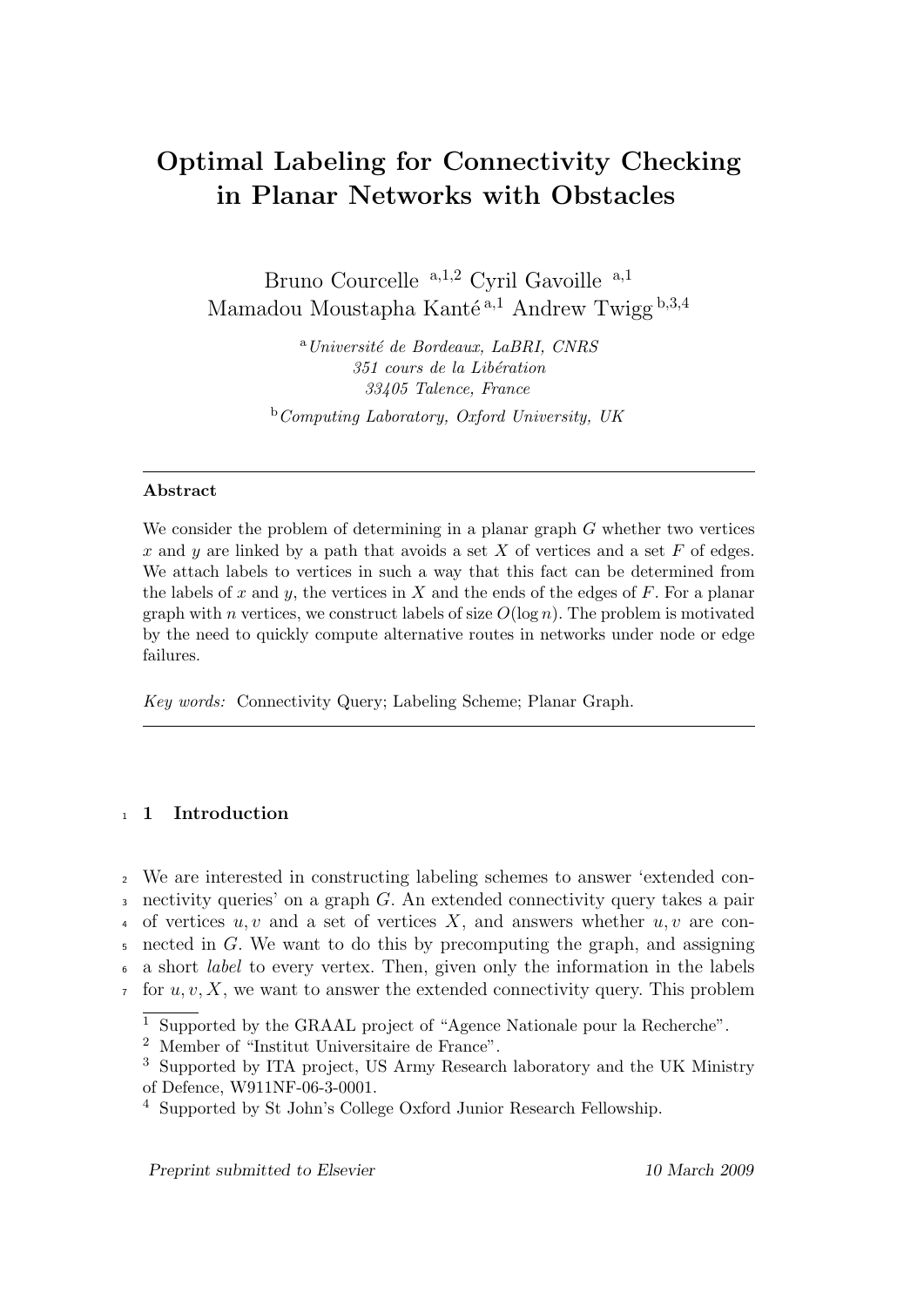# Optimal Labeling for Connectivity Checking in Planar Networks with Obstacles

Bruno Courcelle [a,1,2] Cyril Gavoille [a,1] Mamadou Moustapha Kanté [a,1] Andrew Twigg [b,3,4]

[a] *Université de Bordeaux, LaBRI, CNRS*
*351 cours de la Libération*
*33405 Talence, France*

[b] *Computing Laboratory, Oxford University, UK*

---

**Abstract**

We consider the problem of determining in a planar graph $G$ whether two vertices $x$ and $y$ are linked by a path that avoids a set $X$ of vertices and a set $F$ of edges. We attach labels to vertices in such a way that this fact can be determined from the labels of $x$ and $y$, the vertices in $X$ and the ends of the edges of $F$. For a planar graph with $n$ vertices, we construct labels of size $O(\log n)$. The problem is motivated by the need to quickly compute alternative routes in networks under node or edge failures.

*Key words:* Connectivity Query; Labeling Scheme; Planar Graph.

---

## 1 Introduction

We are interested in constructing labeling schemes to answer 'extended connectivity queries' on a graph $G$. An extended connectivity query takes a pair of vertices $u, v$ and a set of vertices $X$, and answers whether $u, v$ are connected in $G$. We want to do this by precomputing the graph, and assigning a short *label* to every vertex. Then, given only the information in the labels for $u, v, X$, we want to answer the extended connectivity query. This problem

[1] Supported by the GRAAL project of "Agence Nationale pour la Recherche".
[2] Member of "Institut Universitaire de France".
[3] Supported by ITA project, US Army Research laboratory and the UK Ministry of Defence, W911NF-06-3-0001.
[4] Supported by St John's College Oxford Junior Research Fellowship.

*Preprint submitted to Elsevier* 10 March 2009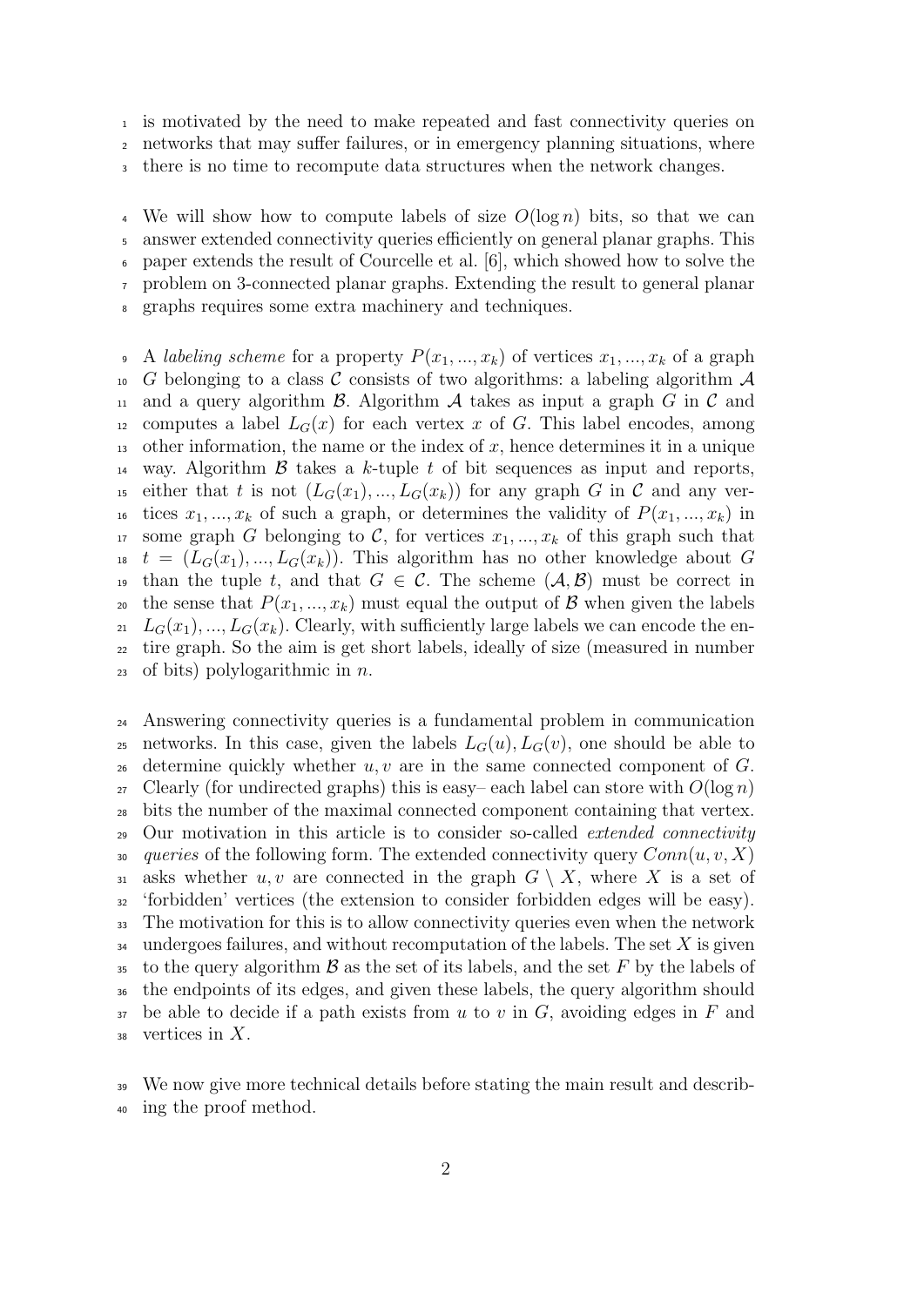is motivated by the need to make repeated and fast connectivity queries on networks that may suffer failures, or in emergency planning situations, where there is no time to recompute data structures when the network changes.

We will show how to compute labels of size $O(\log n)$ bits, so that we can answer extended connectivity queries efficiently on general planar graphs. This paper extends the result of Courcelle et al. [6], which showed how to solve the problem on 3-connected planar graphs. Extending the result to general planar graphs requires some extra machinery and techniques.

A *labeling scheme* for a property $P(x_1, ..., x_k)$ of vertices $x_1, ..., x_k$ of a graph $G$ belonging to a class $\mathcal{C}$ consists of two algorithms: a labeling algorithm $\mathcal{A}$ and a query algorithm $\mathcal{B}$. Algorithm $\mathcal{A}$ takes as input a graph $G$ in $\mathcal{C}$ and computes a label $L_G(x)$ for each vertex $x$ of $G$. This label encodes, among other information, the name or the index of $x$, hence determines it in a unique way. Algorithm $\mathcal{B}$ takes a $k$-tuple $t$ of bit sequences as input and reports, either that $t$ is not $(L_G(x_1), ..., L_G(x_k))$ for any graph $G$ in $\mathcal{C}$ and any vertices $x_1, ..., x_k$ of such a graph, or determines the validity of $P(x_1, ..., x_k)$ in some graph $G$ belonging to $\mathcal{C}$, for vertices $x_1, ..., x_k$ of this graph such that $t = (L_G(x_1), ..., L_G(x_k))$. This algorithm has no other knowledge about $G$ than the tuple $t$, and that $G \in \mathcal{C}$. The scheme $(\mathcal{A}, \mathcal{B})$ must be correct in the sense that $P(x_1, ..., x_k)$ must equal the output of $\mathcal{B}$ when given the labels $L_G(x_1), ..., L_G(x_k)$. Clearly, with sufficiently large labels we can encode the entire graph. So the aim is get short labels, ideally of size (measured in number of bits) polylogarithmic in $n$.

Answering connectivity queries is a fundamental problem in communication networks. In this case, given the labels $L_G(u), L_G(v)$, one should be able to determine quickly whether $u, v$ are in the same connected component of $G$. Clearly (for undirected graphs) this is easy– each label can store with $O(\log n)$ bits the number of the maximal connected component containing that vertex. Our motivation in this article is to consider so-called *extended connectivity queries* of the following form. The extended connectivity query $Conn(u, v, X)$ asks whether $u, v$ are connected in the graph $G \setminus X$, where $X$ is a set of 'forbidden' vertices (the extension to consider forbidden edges will be easy). The motivation for this is to allow connectivity queries even when the network undergoes failures, and without recomputation of the labels. The set $X$ is given to the query algorithm $\mathcal{B}$ as the set of its labels, and the set $F$ by the labels of the endpoints of its edges, and given these labels, the query algorithm should be able to decide if a path exists from $u$ to $v$ in $G$, avoiding edges in $F$ and vertices in $X$.

We now give more technical details before stating the main result and describing the proof method.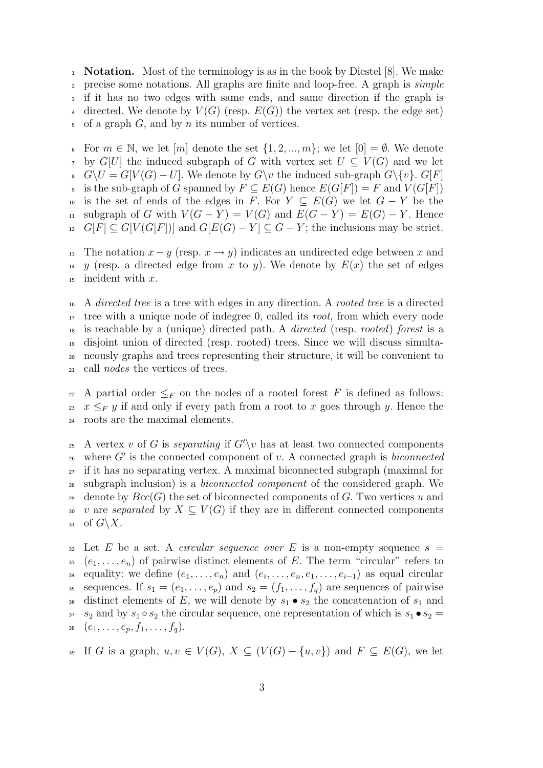**Notation.** Most of the terminology is as in the book by Diestel [8]. We make precise some notations. All graphs are finite and loop-free. A graph is *simple* if it has no two edges with same ends, and same direction if the graph is directed. We denote by $V(G)$ (resp. $E(G)$) the vertex set (resp. the edge set) of a graph $G$, and by $n$ its number of vertices.

For $m \in \mathbb{N}$, we let $[m]$ denote the set $\{1, 2, ..., m\}$; we let $[0] = \emptyset$. We denote by $G[U]$ the induced subgraph of $G$ with vertex set $U \subseteq V(G)$ and we let $G\backslash U = G[V(G) - U]$. We denote by $G\backslash v$ the induced sub-graph $G\backslash\{v\}$. $G[F]$ is the sub-graph of $G$ spanned by $F \subseteq E(G)$ hence $E(G[F]) = F$ and $V(G[F])$ is the set of ends of the edges in $F$. For $Y \subseteq E(G)$ we let $G - Y$ be the subgraph of $G$ with $V(G - Y) = V(G)$ and $E(G - Y) = E(G) - Y$. Hence $G[F] \subseteq G[V(G[F])]$ and $G[E(G) - Y] \subseteq G - Y$; the inclusions may be strict.

The notation $x - y$ (resp. $x \to y$) indicates an undirected edge between $x$ and $y$ (resp. a directed edge from $x$ to $y$). We denote by $E(x)$ the set of edges incident with $x$.

A *directed tree* is a tree with edges in any direction. A *rooted tree* is a directed tree with a unique node of indegree 0, called its *root*, from which every node is reachable by a (unique) directed path. A *directed* (resp. *rooted*) *forest* is a disjoint union of directed (resp. rooted) trees. Since we will discuss simultaneously graphs and trees representing their structure, it will be convenient to call *nodes* the vertices of trees.

A partial order $\leq_F$ on the nodes of a rooted forest $F$ is defined as follows: $x \leq_F y$ if and only if every path from a root to $x$ goes through $y$. Hence the roots are the maximal elements.

A vertex $v$ of $G$ is *separating* if $G'\backslash v$ has at least two connected components where $G'$ is the connected component of $v$. A connected graph is *biconnected* if it has no separating vertex. A maximal biconnected subgraph (maximal for subgraph inclusion) is a *biconnected component* of the considered graph. We denote by $Bcc(G)$ the set of biconnected components of $G$. Two vertices $u$ and $v$ are *separated* by $X \subseteq V(G)$ if they are in different connected components of $G\backslash X$.

Let $E$ be a set. A *circular sequence over* $E$ is a non-empty sequence $s = (e_1, \ldots, e_n)$ of pairwise distinct elements of $E$. The term "circular" refers to equality: we define $(e_1, \ldots, e_n)$ and $(e_i, \ldots, e_n, e_1, \ldots, e_{i-1})$ as equal circular sequences. If $s_1 = (e_1, \ldots, e_p)$ and $s_2 = (f_1, \ldots, f_q)$ are sequences of pairwise distinct elements of $E$, we will denote by $s_1 \bullet s_2$ the concatenation of $s_1$ and $s_2$ and by $s_1 \circ s_2$ the circular sequence, one representation of which is $s_1 \bullet s_2 = (e_1, \ldots, e_p, f_1, \ldots, f_q)$.

If $G$ is a graph, $u, v \in V(G)$, $X \subseteq (V(G) - \{u, v\})$ and $F \subseteq E(G)$, we let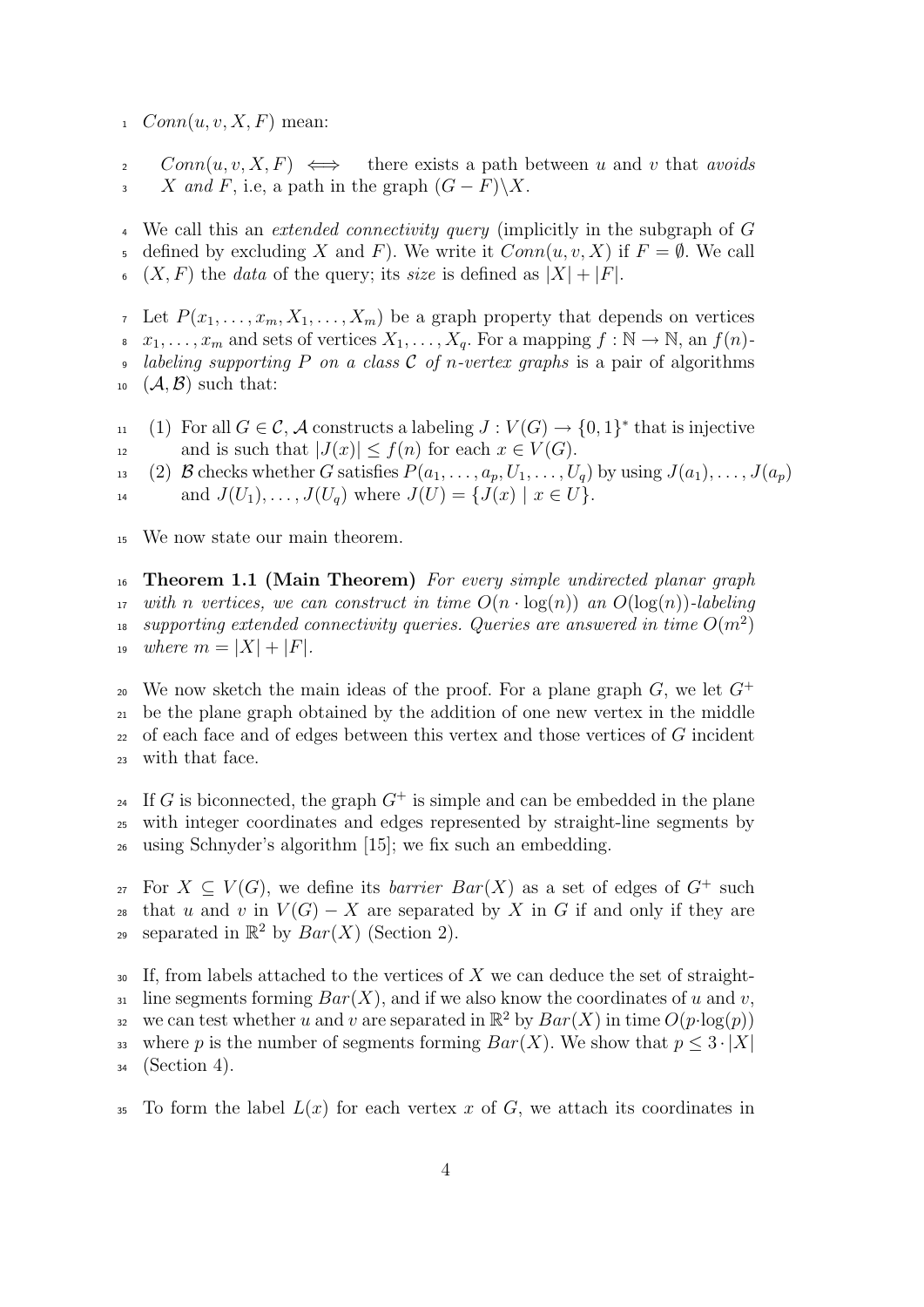$Conn(u, v, X, F)$ mean:

$Conn(u, v, X, F) \iff$ there exists a path between $u$ and $v$ that *avoids* $X$ *and* $F$, i.e, a path in the graph $(G - F)\backslash X$.

We call this an *extended connectivity query* (implicitly in the subgraph of $G$ defined by excluding $X$ and $F$). We write it $Conn(u, v, X)$ if $F = \emptyset$. We call $(X, F)$ the *data* of the query; its *size* is defined as $|X| + |F|$.

Let $P(x_1, \ldots, x_m, X_1, \ldots, X_m)$ be a graph property that depends on vertices $x_1, \ldots, x_m$ and sets of vertices $X_1, \ldots, X_q$. For a mapping $f : \mathbb{N} \to \mathbb{N}$, an $f(n)$-*labeling supporting* $P$ *on a class* $\mathcal{C}$ *of* $n$*-vertex graphs* is a pair of algorithms $(\mathcal{A}, \mathcal{B})$ such that:

(1) For all $G \in \mathcal{C}$, $\mathcal{A}$ constructs a labeling $J : V(G) \to \{0, 1\}^*$ that is injective and is such that $|J(x)| \leq f(n)$ for each $x \in V(G)$.
(2) $\mathcal{B}$ checks whether $G$ satisfies $P(a_1, \ldots, a_p, U_1, \ldots, U_q)$ by using $J(a_1), \ldots, J(a_p)$ and $J(U_1), \ldots, J(U_q)$ where $J(U) = \{J(x) \mid x \in U\}$.

We now state our main theorem.

**Theorem 1.1 (Main Theorem)** *For every simple undirected planar graph with* $n$ *vertices, we can construct in time* $O(n \cdot \log(n))$ *an* $O(\log(n))$*-labeling supporting extended connectivity queries. Queries are answered in time* $O(m^2)$ *where* $m = |X| + |F|$.

We now sketch the main ideas of the proof. For a plane graph $G$, we let $G^+$ be the plane graph obtained by the addition of one new vertex in the middle of each face and of edges between this vertex and those vertices of $G$ incident with that face.

If $G$ is biconnected, the graph $G^+$ is simple and can be embedded in the plane with integer coordinates and edges represented by straight-line segments by using Schnyder's algorithm [15]; we fix such an embedding.

For $X \subseteq V(G)$, we define its *barrier* $Bar(X)$ as a set of edges of $G^+$ such that $u$ and $v$ in $V(G) - X$ are separated by $X$ in $G$ if and only if they are separated in $\mathbb{R}^2$ by $Bar(X)$ (Section 2).

If, from labels attached to the vertices of $X$ we can deduce the set of straight-line segments forming $Bar(X)$, and if we also know the coordinates of $u$ and $v$, we can test whether $u$ and $v$ are separated in $\mathbb{R}^2$ by $Bar(X)$ in time $O(p \cdot \log(p))$ where $p$ is the number of segments forming $Bar(X)$. We show that $p \leq 3 \cdot |X|$ (Section 4).

To form the label $L(x)$ for each vertex $x$ of $G$, we attach its coordinates in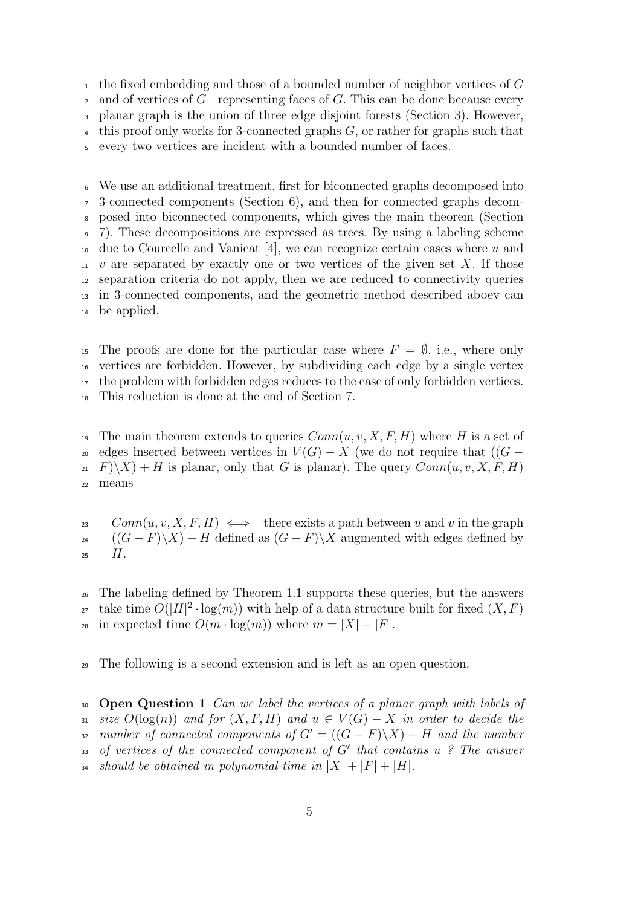the fixed embedding and those of a bounded number of neighbor vertices of $G$ and of vertices of $G^+$ representing faces of $G$. This can be done because every planar graph is the union of three edge disjoint forests (Section 3). However, this proof only works for 3-connected graphs $G$, or rather for graphs such that every two vertices are incident with a bounded number of faces.

We use an additional treatment, first for biconnected graphs decomposed into 3-connected components (Section 6), and then for connected graphs decomposed into biconnected components, which gives the main theorem (Section 7). These decompositions are expressed as trees. By using a labeling scheme due to Courcelle and Vanicat [4], we can recognize certain cases where $u$ and $v$ are separated by exactly one or two vertices of the given set $X$. If those separation criteria do not apply, then we are reduced to connectivity queries in 3-connected components, and the geometric method described aboev can be applied.

The proofs are done for the particular case where $F = \emptyset$, i.e., where only vertices are forbidden. However, by subdividing each edge by a single vertex the problem with forbidden edges reduces to the case of only forbidden vertices. This reduction is done at the end of Section 7.

The main theorem extends to queries $Conn(u, v, X, F, H)$ where $H$ is a set of edges inserted between vertices in $V(G) - X$ (we do not require that $((G - F)\backslash X) + H$ is planar, only that $G$ is planar). The query $Conn(u, v, X, F, H)$ means

> $Conn(u, v, X, F, H) \iff$ there exists a path between $u$ and $v$ in the graph $((G - F)\backslash X) + H$ defined as $(G - F)\backslash X$ augmented with edges defined by $H$.

The labeling defined by Theorem 1.1 supports these queries, but the answers take time $O(|H|^2 \cdot \log(m))$ with help of a data structure built for fixed $(X, F)$ in expected time $O(m \cdot \log(m))$ where $m = |X| + |F|$.

The following is a second extension and is left as an open question.

**Open Question 1** *Can we label the vertices of a planar graph with labels of size $O(\log(n))$ and for $(X, F, H)$ and $u \in V(G) - X$ in order to decide the number of connected components of $G' = ((G - F)\backslash X) + H$ and the number of vertices of the connected component of $G'$ that contains $u$ ? The answer should be obtained in polynomial-time in $|X| + |F| + |H|$.*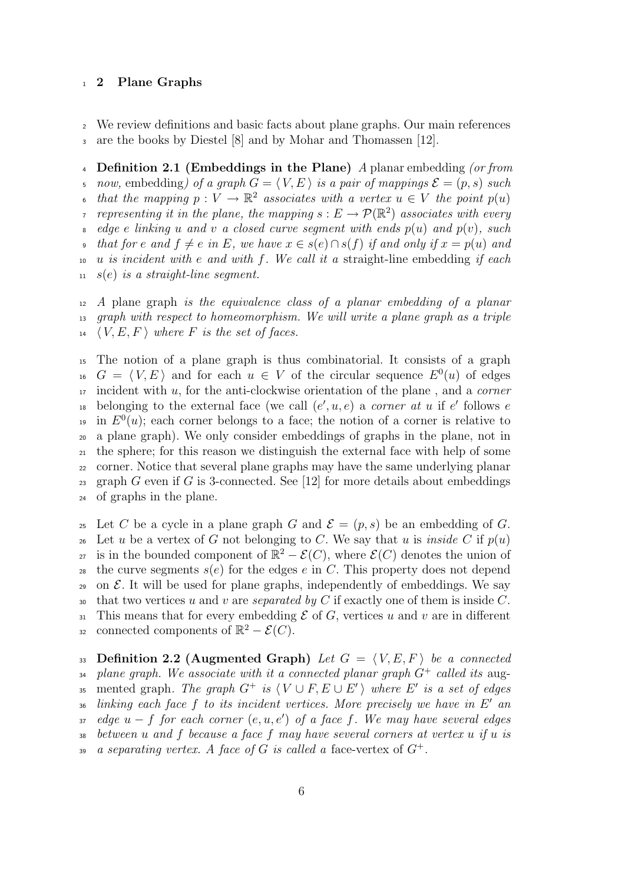## 2 Plane Graphs

We review definitions and basic facts about plane graphs. Our main references are the books by Diestel [8] and by Mohar and Thomassen [12].

**Definition 2.1 (Embeddings in the Plane)** *A* planar embedding *(or from now,* embedding*) of a graph $G = \langle V, E \rangle$ is a pair of mappings $\mathcal{E} = (p, s)$ such that the mapping $p : V \to \mathbb{R}^2$ associates with a vertex $u \in V$ the point $p(u)$ representing it in the plane, the mapping $s : E \to \mathcal{P}(\mathbb{R}^2)$ associates with every edge $e$ linking $u$ and $v$ a closed curve segment with ends $p(u)$ and $p(v)$, such that for $e$ and $f \neq e$ in $E$, we have $x \in s(e) \cap s(f)$ if and only if $x = p(u)$ and $u$ is incident with $e$ and with $f$. We call it a* straight-line embedding *if each $s(e)$ is a straight-line segment.*

*A* plane graph *is the equivalence class of a planar embedding of a planar graph with respect to homeomorphism. We will write a plane graph as a triple $\langle V, E, F \rangle$ where $F$ is the set of faces.*

The notion of a plane graph is thus combinatorial. It consists of a graph $G = \langle V, E \rangle$ and for each $u \in V$ of the circular sequence $E^0(u)$ of edges incident with $u$, for the anti-clockwise orientation of the plane , and a *corner* belonging to the external face (we call $(e', u, e)$ a *corner at $u$* if $e'$ follows $e$ in $E^0(u)$; each corner belongs to a face; the notion of a corner is relative to a plane graph). We only consider embeddings of graphs in the plane, not in the sphere; for this reason we distinguish the external face with help of some corner. Notice that several plane graphs may have the same underlying planar graph $G$ even if $G$ is 3-connected. See [12] for more details about embeddings of graphs in the plane.

Let $C$ be a cycle in a plane graph $G$ and $\mathcal{E} = (p, s)$ be an embedding of $G$. Let $u$ be a vertex of $G$ not belonging to $C$. We say that $u$ is *inside* $C$ if $p(u)$ is in the bounded component of $\mathbb{R}^2 - \mathcal{E}(C)$, where $\mathcal{E}(C)$ denotes the union of the curve segments $s(e)$ for the edges $e$ in $C$. This property does not depend on $\mathcal{E}$. It will be used for plane graphs, independently of embeddings. We say that two vertices $u$ and $v$ are *separated by* $C$ if exactly one of them is inside $C$. This means that for every embedding $\mathcal{E}$ of $G$, vertices $u$ and $v$ are in different connected components of $\mathbb{R}^2 - \mathcal{E}(C)$.

**Definition 2.2 (Augmented Graph)** *Let $G = \langle V, E, F \rangle$ be a connected plane graph. We associate with it a connected planar graph $G^+$ called its* augmented graph*. The graph $G^+$ is $\langle V \cup F, E \cup E' \rangle$ where $E'$ is a set of edges linking each face $f$ to its incident vertices. More precisely we have in $E'$ an edge $u - f$ for each corner $(e, u, e')$ of a face $f$. We may have several edges between $u$ and $f$ because a face $f$ may have several corners at vertex $u$ if $u$ is a separating vertex. A face of $G$ is called a* face-vertex *of $G^+$.*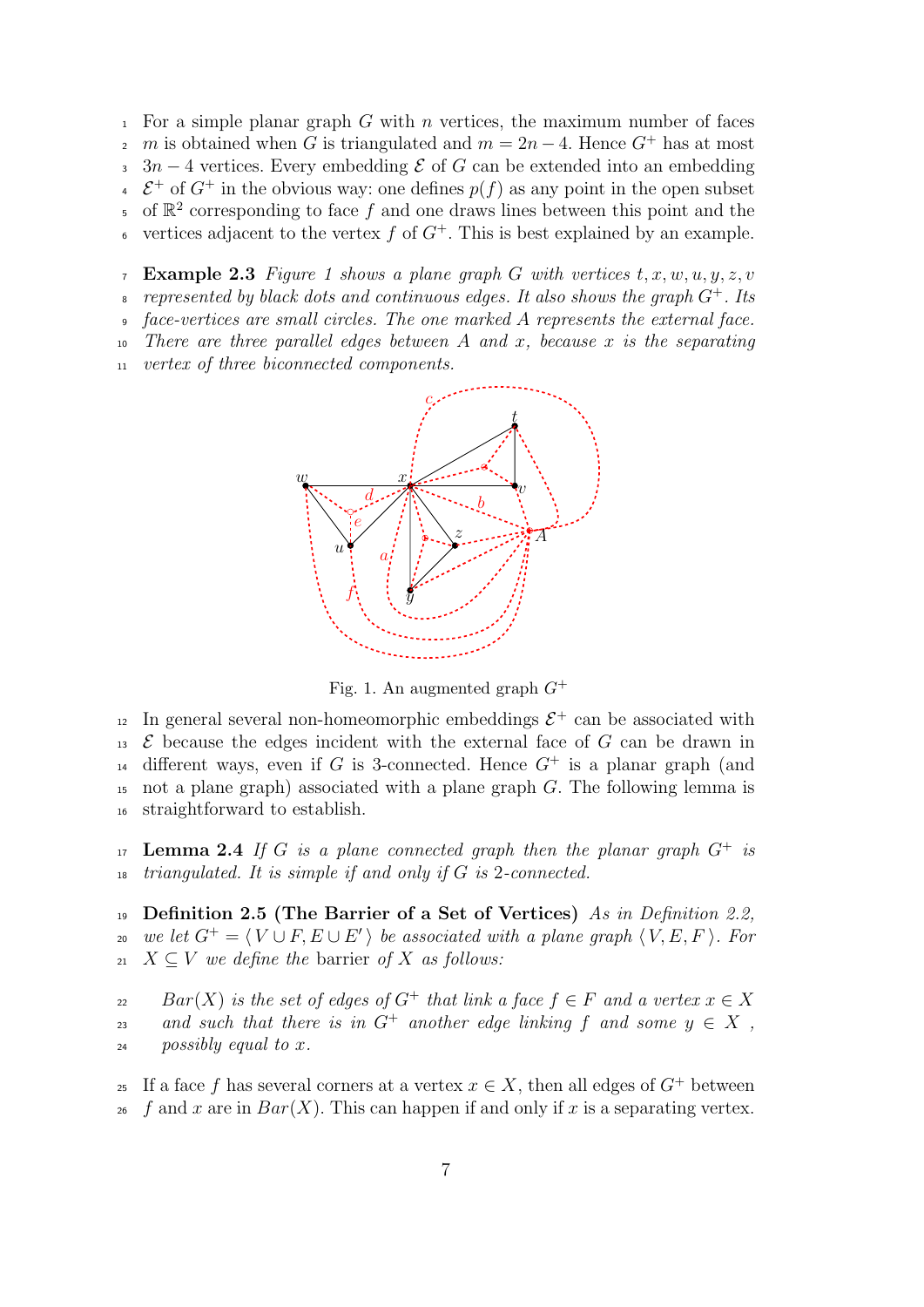For a simple planar graph $G$ with $n$ vertices, the maximum number of faces $m$ is obtained when $G$ is triangulated and $m = 2n - 4$. Hence $G^+$ has at most $3n - 4$ vertices. Every embedding $\mathcal{E}$ of $G$ can be extended into an embedding $\mathcal{E}^+$ of $G^+$ in the obvious way: one defines $p(f)$ as any point in the open subset of $\mathbb{R}^2$ corresponding to face $f$ and one draws lines between this point and the vertices adjacent to the vertex $f$ of $G^+$. This is best explained by an example.

**Example 2.3** *Figure 1 shows a plane graph $G$ with vertices $t, x, w, u, y, z, v$ represented by black dots and continuous edges. It also shows the graph $G^+$. Its face-vertices are small circles. The one marked $A$ represents the external face. There are three parallel edges between $A$ and $x$, because $x$ is the separating vertex of three biconnected components.*

Fig. 1. An augmented graph $G^+$

In general several non-homeomorphic embeddings $\mathcal{E}^+$ can be associated with $\mathcal{E}$ because the edges incident with the external face of $G$ can be drawn in different ways, even if $G$ is 3-connected. Hence $G^+$ is a planar graph (and not a plane graph) associated with a plane graph $G$. The following lemma is straightforward to establish.

**Lemma 2.4** *If $G$ is a plane connected graph then the planar graph $G^+$ is triangulated. It is simple if and only if $G$ is 2-connected.*

**Definition 2.5 (The Barrier of a Set of Vertices)** *As in Definition 2.2, we let $G^+ = \langle V \cup F, E \cup E' \rangle$ be associated with a plane graph $\langle V, E, F \rangle$. For $X \subseteq V$ we define the* barrier *of $X$ as follows:*

> *$Bar(X)$ is the set of edges of $G^+$ that link a face $f \in F$ and a vertex $x \in X$ and such that there is in $G^+$ another edge linking $f$ and some $y \in X$, possibly equal to $x$.*

If a face $f$ has several corners at a vertex $x \in X$, then all edges of $G^+$ between $f$ and $x$ are in $Bar(X)$. This can happen if and only if $x$ is a separating vertex.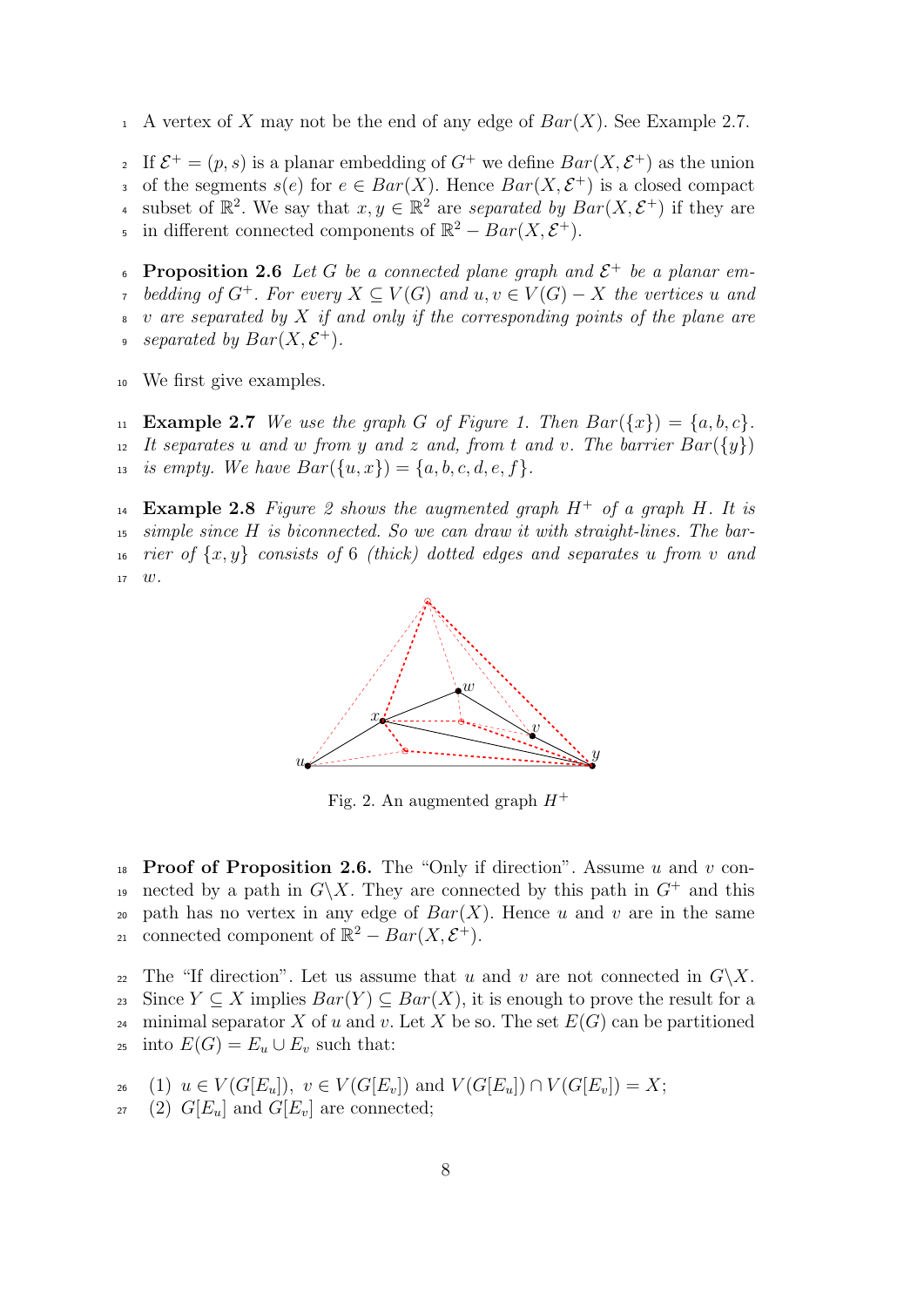A vertex of $X$ may not be the end of any edge of $Bar(X)$. See Example 2.7.

If $\mathcal{E}^+ = (p, s)$ is a planar embedding of $G^+$ we define $Bar(X, \mathcal{E}^+)$ as the union of the segments $s(e)$ for $e \in Bar(X)$. Hence $Bar(X, \mathcal{E}^+)$ is a closed compact subset of $\mathbb{R}^2$. We say that $x, y \in \mathbb{R}^2$ are *separated by* $Bar(X, \mathcal{E}^+)$ if they are in different connected components of $\mathbb{R}^2 - Bar(X, \mathcal{E}^+)$.

**Proposition 2.6** *Let $G$ be a connected plane graph and $\mathcal{E}^+$ be a planar embedding of $G^+$. For every $X \subseteq V(G)$ and $u, v \in V(G) - X$ the vertices $u$ and $v$ are separated by $X$ if and only if the corresponding points of the plane are separated by $Bar(X, \mathcal{E}^+)$.*

We first give examples.

**Example 2.7** *We use the graph $G$ of Figure 1. Then $Bar(\{x\}) = \{a, b, c\}$. It separates $u$ and $w$ from $y$ and $z$ and, from $t$ and $v$. The barrier $Bar(\{y\})$ is empty. We have $Bar(\{u, x\}) = \{a, b, c, d, e, f\}$.*

**Example 2.8** *Figure 2 shows the augmented graph $H^+$ of a graph $H$. It is simple since $H$ is biconnected. So we can draw it with straight-lines. The barrier of $\{x, y\}$ consists of 6 (thick) dotted edges and separates $u$ from $v$ and $w$.*

Fig. 2. An augmented graph $H^+$

**Proof of Proposition 2.6.** The "Only if direction". Assume $u$ and $v$ connected by a path in $G\backslash X$. They are connected by this path in $G^+$ and this path has no vertex in any edge of $Bar(X)$. Hence $u$ and $v$ are in the same connected component of $\mathbb{R}^2 - Bar(X, \mathcal{E}^+)$.

The "If direction". Let us assume that $u$ and $v$ are not connected in $G\backslash X$. Since $Y \subseteq X$ implies $Bar(Y) \subseteq Bar(X)$, it is enough to prove the result for a minimal separator $X$ of $u$ and $v$. Let $X$ be so. The set $E(G)$ can be partitioned into $E(G) = E_u \cup E_v$ such that:

(1) $u \in V(G[E_u])$, $v \in V(G[E_v])$ and $V(G[E_u]) \cap V(G[E_v]) = X$;
(2) $G[E_u]$ and $G[E_v]$ are connected;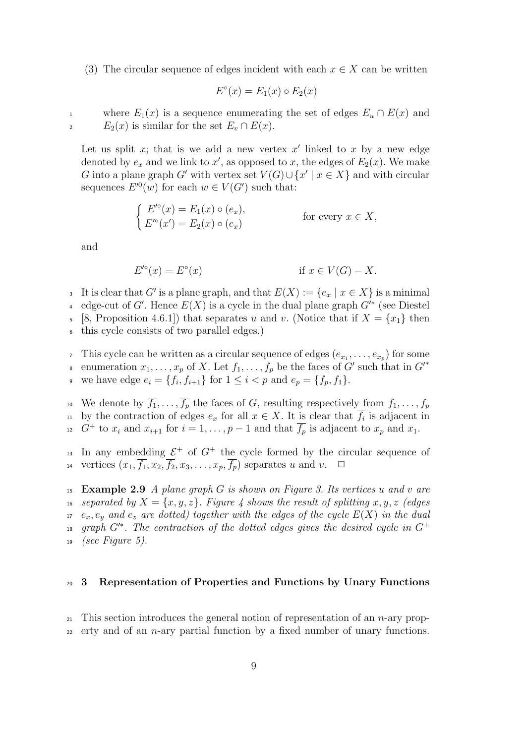(3) The circular sequence of edges incident with each $x \in X$ can be written

$$E^{\circ}(x) = E_1(x) \circ E_2(x)$$

where $E_1(x)$ is a sequence enumerating the set of edges $E_u \cap E(x)$ and $E_2(x)$ is similar for the set $E_v \cap E(x)$.

Let us split $x$; that is we add a new vertex $x'$ linked to $x$ by a new edge denoted by $e_x$ and we link to $x'$, as opposed to $x$, the edges of $E_2(x)$. We make $G$ into a plane graph $G'$ with vertex set $V(G) \cup \{x' \mid x \in X\}$ and with circular sequences $E'^{0}(w)$ for each $w \in V(G')$ such that:

$$\begin{cases} E'^{\circ}(x) = E_1(x) \circ (e_x), \\ E'^{\circ}(x') = E_2(x) \circ (e_x) \end{cases} \qquad \text{for every } x \in X,$$

and

$$E'^{\circ}(x) = E^{\circ}(x) \qquad \text{if } x \in V(G) - X.$$

It is clear that $G'$ is a plane graph, and that $E(X) := \{e_x \mid x \in X\}$ is a minimal edge-cut of $G'$. Hence $E(X)$ is a cycle in the dual plane graph $G'^*$ (see Diestel [8, Proposition 4.6.1]) that separates $u$ and $v$. (Notice that if $X = \{x_1\}$ then this cycle consists of two parallel edges.)

This cycle can be written as a circular sequence of edges $(e_{x_1}, \ldots, e_{x_p})$ for some enumeration $x_1, \ldots, x_p$ of $X$. Let $f_1, \ldots, f_p$ be the faces of $G'$ such that in $G'^*$ we have edge $e_i = \{f_i, f_{i+1}\}$ for $1 \le i < p$ and $e_p = \{f_p, f_1\}$.

We denote by $\overline{f_1}, \ldots, \overline{f_p}$ the faces of $G$, resulting respectively from $f_1, \ldots, f_p$ by the contraction of edges $e_x$ for all $x \in X$. It is clear that $\overline{f_i}$ is adjacent in $G^+$ to $x_i$ and $x_{i+1}$ for $i = 1, \ldots, p-1$ and that $\overline{f_p}$ is adjacent to $x_p$ and $x_1$.

In any embedding $\mathcal{E}^+$ of $G^+$ the cycle formed by the circular sequence of vertices $(x_1, \overline{f_1}, x_2, \overline{f_2}, x_3, \ldots, x_p, \overline{f_p})$ separates $u$ and $v$. $\square$

**Example 2.9** *A plane graph $G$ is shown on Figure 3. Its vertices $u$ and $v$ are separated by $X = \{x, y, z\}$. Figure 4 shows the result of splitting $x, y, z$ (edges $e_x, e_y$ and $e_z$ are dotted) together with the edges of the cycle $E(X)$ in the dual graph $G'^*$. The contraction of the dotted edges gives the desired cycle in $G^+$ (see Figure 5).*

## 3 Representation of Properties and Functions by Unary Functions

This section introduces the general notion of representation of an $n$-ary property and of an $n$-ary partial function by a fixed number of unary functions.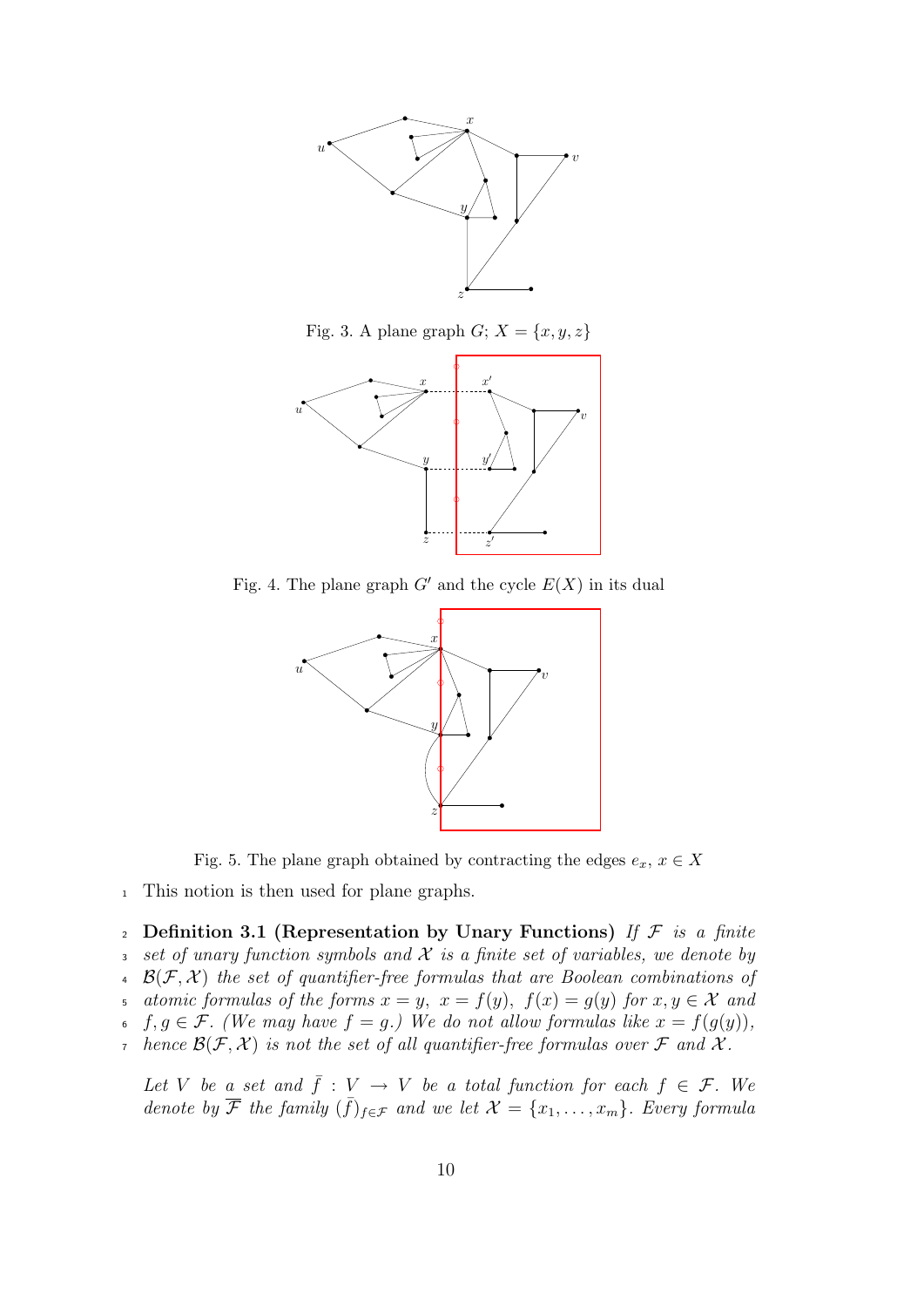Fig. 3. A plane graph $G$; $X = \{x, y, z\}$

Fig. 4. The plane graph $G'$ and the cycle $E(X)$ in its dual

Fig. 5. The plane graph obtained by contracting the edges $e_x$, $x \in X$

This notion is then used for plane graphs.

**Definition 3.1 (Representation by Unary Functions)** *If $\mathcal{F}$ is a finite set of unary function symbols and $\mathcal{X}$ is a finite set of variables, we denote by $\mathcal{B}(\mathcal{F}, \mathcal{X})$ the set of quantifier-free formulas that are Boolean combinations of atomic formulas of the forms $x = y$, $x = f(y)$, $f(x) = g(y)$ for $x, y \in \mathcal{X}$ and $f, g \in \mathcal{F}$. (We may have $f = g$.) We do not allow formulas like $x = f(g(y))$, hence $\mathcal{B}(\mathcal{F}, \mathcal{X})$ is not the set of all quantifier-free formulas over $\mathcal{F}$ and $\mathcal{X}$.*

*Let $V$ be a set and $\bar{f} : V \to V$ be a total function for each $f \in \mathcal{F}$. We denote by $\overline{\mathcal{F}}$ the family $(\bar{f})_{f \in \mathcal{F}}$ and we let $\mathcal{X} = \{x_1, \ldots, x_m\}$. Every formula*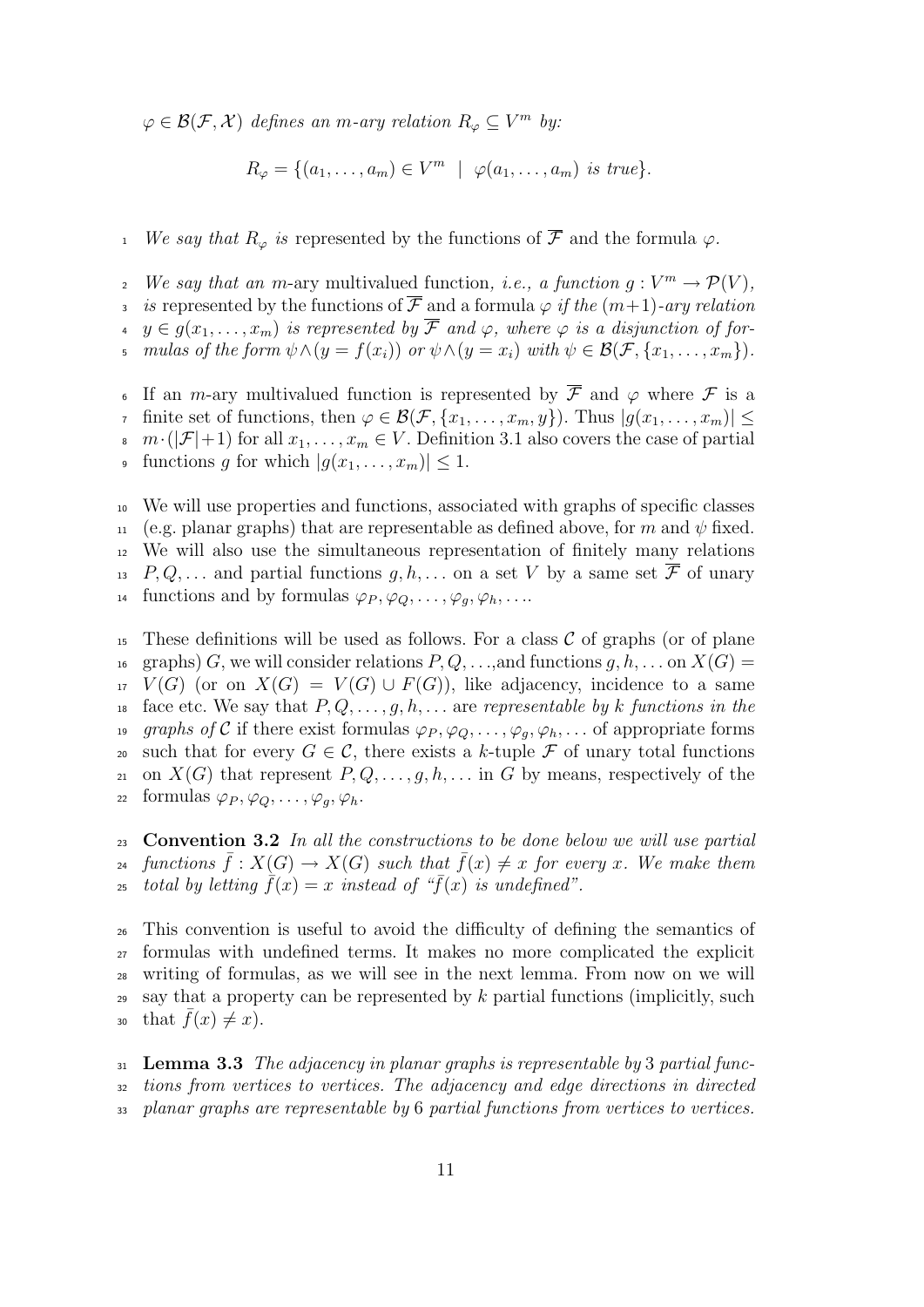$\varphi \in \mathcal{B}(\mathcal{F}, \mathcal{X})$ *defines an* $m$*-ary relation* $R_\varphi \subseteq V^m$ *by:*

$$R_\varphi = \{(a_1, \ldots, a_m) \in V^m \mid \varphi(a_1, \ldots, a_m) \text{ is true}\}.$$

*We say that* $R_\varphi$ *is* represented by the functions of $\overline{\mathcal{F}}$ and the formula $\varphi$.

*We say that an* $m$-ary multivalued function, *i.e., a function* $g : V^m \to \mathcal{P}(V)$, *is* represented by the functions of $\overline{\mathcal{F}}$ and a formula $\varphi$ *if the* $(m+1)$*-ary relation* $y \in g(x_1, \ldots, x_m)$ *is represented by* $\overline{\mathcal{F}}$ *and* $\varphi$*, where* $\varphi$ *is a disjunction of formulas of the form* $\psi \wedge (y = f(x_i))$ *or* $\psi \wedge (y = x_i)$ *with* $\psi \in \mathcal{B}(\mathcal{F}, \{x_1, \ldots, x_m\})$.

If an $m$-ary multivalued function is represented by $\overline{\mathcal{F}}$ and $\varphi$ where $\mathcal{F}$ is a finite set of functions, then $\varphi \in \mathcal{B}(\mathcal{F}, \{x_1, \ldots, x_m, y\})$. Thus $|g(x_1, \ldots, x_m)| \leq m \cdot (|\mathcal{F}|+1)$ for all $x_1, \ldots, x_m \in V$. Definition 3.1 also covers the case of partial functions $g$ for which $|g(x_1, \ldots, x_m)| \leq 1$.

We will use properties and functions, associated with graphs of specific classes (e.g. planar graphs) that are representable as defined above, for $m$ and $\psi$ fixed. We will also use the simultaneous representation of finitely many relations $P, Q, \ldots$ and partial functions $g, h, \ldots$ on a set $V$ by a same set $\overline{\mathcal{F}}$ of unary functions and by formulas $\varphi_P, \varphi_Q, \ldots, \varphi_g, \varphi_h, \ldots$.

These definitions will be used as follows. For a class $\mathcal{C}$ of graphs (or of plane graphs) $G$, we will consider relations $P, Q, \ldots$,and functions $g, h, \ldots$ on $X(G) = V(G)$ (or on $X(G) = V(G) \cup F(G)$), like adjacency, incidence to a same face etc. We say that $P, Q, \ldots, g, h, \ldots$ are *representable by* $k$ *functions in the graphs of* $\mathcal{C}$ if there exist formulas $\varphi_P, \varphi_Q, \ldots, \varphi_g, \varphi_h, \ldots$ of appropriate forms such that for every $G \in \mathcal{C}$, there exists a $k$-tuple $\mathcal{F}$ of unary total functions on $X(G)$ that represent $P, Q, \ldots, g, h, \ldots$ in $G$ by means, respectively of the formulas $\varphi_P, \varphi_Q, \ldots, \varphi_g, \varphi_h$.

**Convention 3.2** *In all the constructions to be done below we will use partial functions* $\bar{f} : X(G) \to X(G)$ *such that* $\bar{f}(x) \neq x$ *for every* $x$*. We make them total by letting* $\bar{f}(x) = x$ *instead of "*$\bar{f}(x)$ *is undefined".*

This convention is useful to avoid the difficulty of defining the semantics of formulas with undefined terms. It makes no more complicated the explicit writing of formulas, as we will see in the next lemma. From now on we will say that a property can be represented by $k$ partial functions (implicitly, such that $\bar{f}(x) \neq x$).

**Lemma 3.3** *The adjacency in planar graphs is representable by* 3 *partial functions from vertices to vertices. The adjacency and edge directions in directed planar graphs are representable by* 6 *partial functions from vertices to vertices.*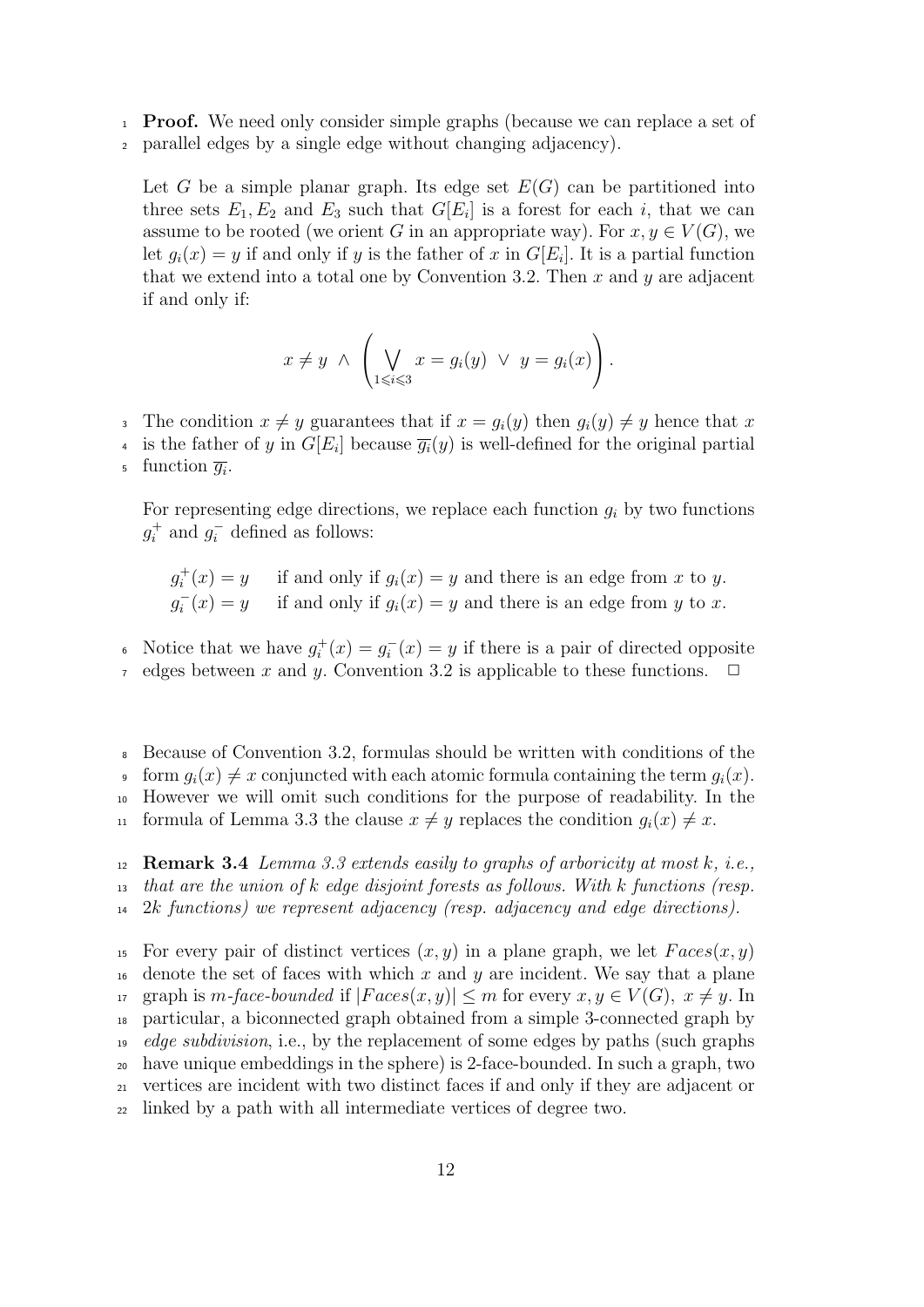**Proof.** We need only consider simple graphs (because we can replace a set of parallel edges by a single edge without changing adjacency).

Let $G$ be a simple planar graph. Its edge set $E(G)$ can be partitioned into three sets $E_1, E_2$ and $E_3$ such that $G[E_i]$ is a forest for each $i$, that we can assume to be rooted (we orient $G$ in an appropriate way). For $x, y \in V(G)$, we let $g_i(x) = y$ if and only if $y$ is the father of $x$ in $G[E_i]$. It is a partial function that we extend into a total one by Convention 3.2. Then $x$ and $y$ are adjacent if and only if:

$$x \neq y \ \wedge \ \left( \bigvee_{1 \leqslant i \leqslant 3} x = g_i(y) \ \vee \ y = g_i(x) \right).$$

The condition $x \neq y$ guarantees that if $x = g_i(y)$ then $g_i(y) \neq y$ hence that $x$ is the father of $y$ in $G[E_i]$ because $\overline{g_i}(y)$ is well-defined for the original partial function $\overline{g_i}$.

For representing edge directions, we replace each function $g_i$ by two functions $g_i^+$ and $g_i^-$ defined as follows:

$g_i^+(x) = y$ if and only if $g_i(x) = y$ and there is an edge from $x$ to $y$.
$g_i^-(x) = y$ if and only if $g_i(x) = y$ and there is an edge from $y$ to $x$.

Notice that we have $g_i^+(x) = g_i^-(x) = y$ if there is a pair of directed opposite edges between $x$ and $y$. Convention 3.2 is applicable to these functions. $\square$

Because of Convention 3.2, formulas should be written with conditions of the form $g_i(x) \neq x$ conjuncted with each atomic formula containing the term $g_i(x)$. However we will omit such conditions for the purpose of readability. In the formula of Lemma 3.3 the clause $x \neq y$ replaces the condition $g_i(x) \neq x$.

**Remark 3.4** *Lemma 3.3 extends easily to graphs of arboricity at most $k$, i.e., that are the union of $k$ edge disjoint forests as follows. With $k$ functions (resp. $2k$ functions) we represent adjacency (resp. adjacency and edge directions).*

For every pair of distinct vertices $(x, y)$ in a plane graph, we let $Faces(x, y)$ denote the set of faces with which $x$ and $y$ are incident. We say that a plane graph is *$m$-face-bounded* if $|Faces(x, y)| \leq m$ for every $x, y \in V(G),\ x \neq y$. In particular, a biconnected graph obtained from a simple 3-connected graph by *edge subdivision*, i.e., by the replacement of some edges by paths (such graphs have unique embeddings in the sphere) is 2-face-bounded. In such a graph, two vertices are incident with two distinct faces if and only if they are adjacent or linked by a path with all intermediate vertices of degree two.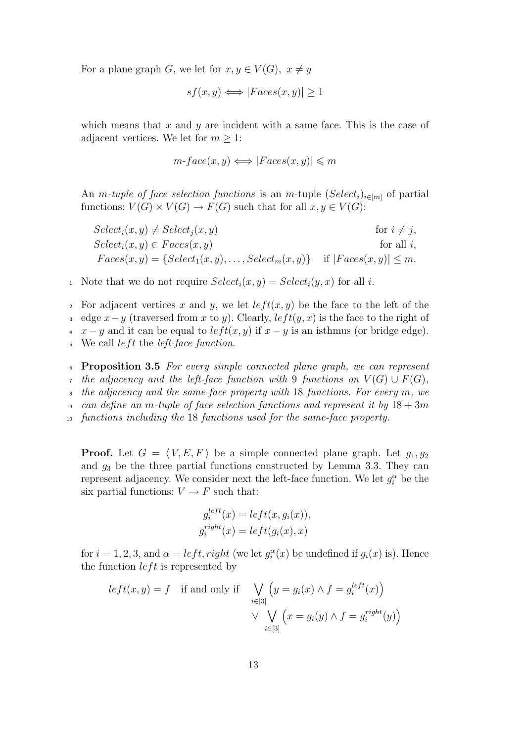For a plane graph $G$, we let for $x, y \in V(G),\ x \neq y$

$$sf(x,y) \Longleftrightarrow |Faces(x,y)| \geq 1$$

which means that $x$ and $y$ are incident with a same face. This is the case of adjacent vertices. We let for $m \geq 1$:

$$m\text{-}face(x,y) \Longleftrightarrow |Faces(x,y)| \leqslant m$$

An *m-tuple of face selection functions* is an $m$-tuple $(Select_i)_{i\in[m]}$ of partial functions: $V(G) \times V(G) \to F(G)$ such that for all $x, y \in V(G)$:

$$\begin{aligned}
&Select_i(x,y) \neq Select_j(x,y) && \text{for } i \neq j,\\
&Select_i(x,y) \in Faces(x,y) && \text{for all } i,\\
&Faces(x,y) = \{Select_1(x,y), \ldots, Select_m(x,y)\} && \text{if } |Faces(x,y)| \leq m.
\end{aligned}$$

Note that we do not require $Select_i(x,y) = Select_i(y,x)$ for all $i$.

For adjacent vertices $x$ and $y$, we let $left(x,y)$ be the face to the left of the edge $x-y$ (traversed from $x$ to $y$). Clearly, $left(y,x)$ is the face to the right of $x-y$ and it can be equal to $left(x,y)$ if $x-y$ is an isthmus (or bridge edge). We call $left$ the *left-face function*.

**Proposition 3.5** *For every simple connected plane graph, we can represent the adjacency and the left-face function with* 9 *functions on* $V(G) \cup F(G)$, *the adjacency and the same-face property with* 18 *functions. For every* $m$, *we can define an* $m$*-tuple of face selection functions and represent it by* $18 + 3m$ *functions including the* 18 *functions used for the same-face property.*

**Proof.** Let $G = \langle V, E, F \rangle$ be a simple connected plane graph. Let $g_1, g_2$ and $g_3$ be the three partial functions constructed by Lemma 3.3. They can represent adjacency. We consider next the left-face function. We let $g_i^{\alpha}$ be the six partial functions: $V \to F$ such that:

$$g_i^{left}(x) = left(x, g_i(x)),$$
$$g_i^{right}(x) = left(g_i(x), x)$$

for $i = 1, 2, 3$, and $\alpha = left, right$ (we let $g_i^{\alpha}(x)$ be undefined if $g_i(x)$ is). Hence the function $left$ is represented by

$$left(x,y) = f \quad \text{if and only if} \quad \bigvee_{i\in[3]} \left(y = g_i(x) \wedge f = g_i^{left}(x)\right) \vee \bigvee_{i\in[3]} \left(x = g_i(y) \wedge f = g_i^{right}(y)\right)$$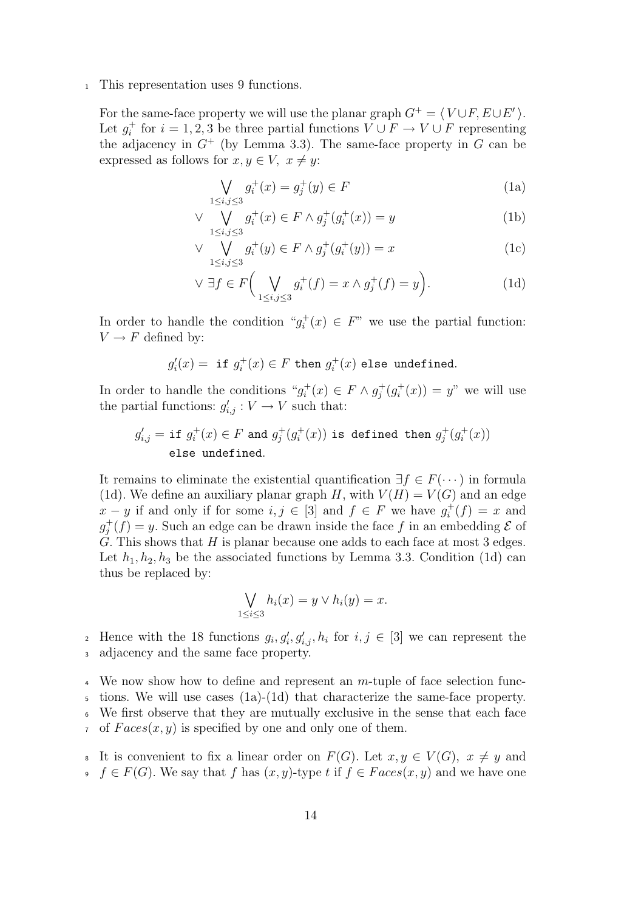This representation uses 9 functions.

For the same-face property we will use the planar graph $G^+ = \langle V \cup F, E \cup E' \rangle$. Let $g_i^+$ for $i = 1, 2, 3$ be three partial functions $V \cup F \to V \cup F$ representing the adjacency in $G^+$ (by Lemma 3.3). The same-face property in $G$ can be expressed as follows for $x, y \in V,\ x \neq y$:

$$\bigvee_{1 \leq i,j \leq 3} g_i^+(x) = g_j^+(y) \in F \tag{1a}$$

$$\vee \bigvee_{1 \leq i,j \leq 3} g_i^+(x) \in F \wedge g_j^+(g_i^+(x)) = y \tag{1b}$$

$$\vee \bigvee_{1 \leq i,j \leq 3} g_i^+(y) \in F \wedge g_j^+(g_i^+(y)) = x \tag{1c}$$

$$\vee\ \exists f \in F\Big(\bigvee_{1 \leq i,j \leq 3} g_i^+(f) = x \wedge g_j^+(f) = y\Big). \tag{1d}$$

In order to handle the condition "$g_i^+(x) \in F$" we use the partial function: $V \to F$ defined by:

$$g_i'(x) = \texttt{ if } g_i^+(x) \in F \texttt{ then } g_i^+(x) \texttt{ else undefined}.$$

In order to handle the conditions "$g_i^+(x) \in F \wedge g_j^+(g_i^+(x)) = y$" we will use the partial functions: $g'_{i,j} : V \to V$ such that:

$$g'_{i,j} = \texttt{if } g_i^+(x) \in F \texttt{ and } g_j^+(g_i^+(x)) \texttt{ is defined then } g_j^+(g_i^+(x)) \texttt{ else undefined}.$$

It remains to eliminate the existential quantification $\exists f \in F(\cdots)$ in formula (1d). We define an auxiliary planar graph $H$, with $V(H) = V(G)$ and an edge $x - y$ if and only if for some $i, j \in [3]$ and $f \in F$ we have $g_i^+(f) = x$ and $g_j^+(f) = y$. Such an edge can be drawn inside the face $f$ in an embedding $\mathcal{E}$ of $G$. This shows that $H$ is planar because one adds to each face at most 3 edges. Let $h_1, h_2, h_3$ be the associated functions by Lemma 3.3. Condition (1d) can thus be replaced by:

$$\bigvee_{1 \leq i \leq 3} h_i(x) = y \vee h_i(y) = x.$$

Hence with the 18 functions $g_i, g_i', g'_{i,j}, h_i$ for $i, j \in [3]$ we can represent the adjacency and the same face property.

We now show how to define and represent an $m$-tuple of face selection functions. We will use cases (1a)-(1d) that characterize the same-face property. We first observe that they are mutually exclusive in the sense that each face of $Faces(x, y)$ is specified by one and only one of them.

It is convenient to fix a linear order on $F(G)$. Let $x, y \in V(G),\ x \neq y$ and $f \in F(G)$. We say that $f$ has $(x, y)$-type $t$ if $f \in Faces(x, y)$ and we have one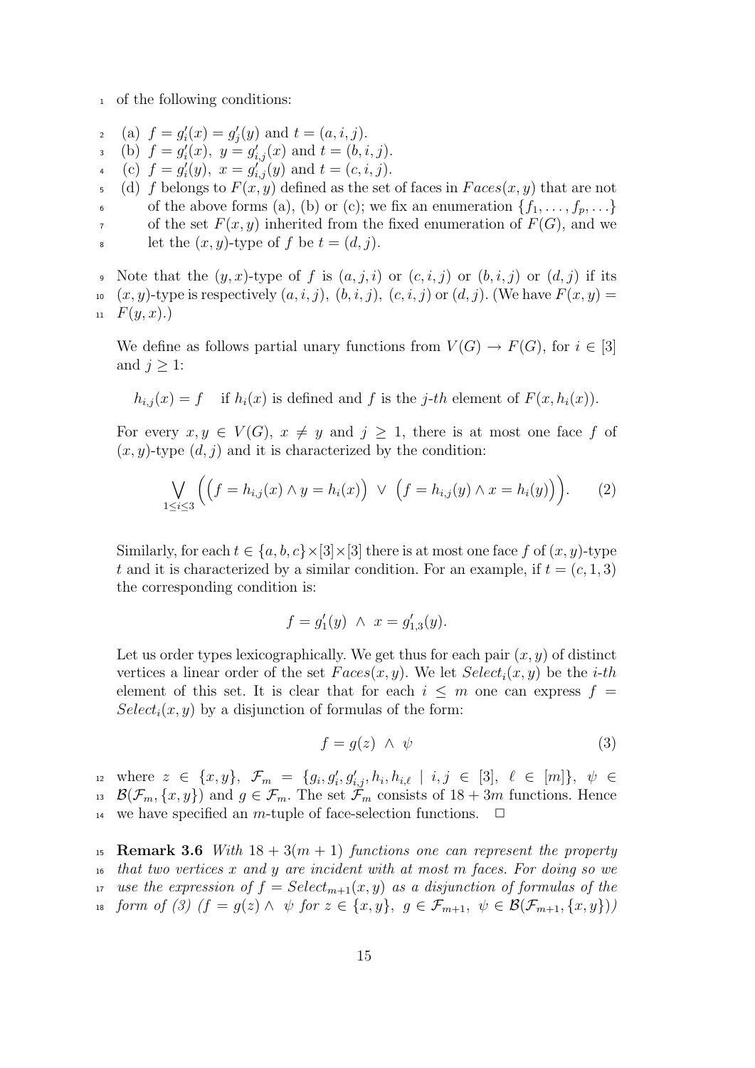of the following conditions:

(a) $f = g'_i(x) = g'_j(y)$ and $t = (a, i, j)$.
(b) $f = g'_i(x)$, $y = g'_{i,j}(x)$ and $t = (b, i, j)$.
(c) $f = g'_i(y)$, $x = g'_{i,j}(y)$ and $t = (c, i, j)$.
(d) $f$ belongs to $F(x, y)$ defined as the set of faces in $Faces(x, y)$ that are not of the above forms (a), (b) or (c); we fix an enumeration $\{f_1, \ldots, f_p, \ldots\}$ of the set $F(x, y)$ inherited from the fixed enumeration of $F(G)$, and we let the $(x, y)$-type of $f$ be $t = (d, j)$.

Note that the $(y, x)$-type of $f$ is $(a, j, i)$ or $(c, i, j)$ or $(b, i, j)$ or $(d, j)$ if its $(x, y)$-type is respectively $(a, i, j)$, $(b, i, j)$, $(c, i, j)$ or $(d, j)$. (We have $F(x, y) = F(y, x)$.)

We define as follows partial unary functions from $V(G) \to F(G)$, for $i \in [3]$ and $j \geq 1$:

$$h_{i,j}(x) = f \quad \text{if } h_i(x) \text{ is defined and } f \text{ is the } j\text{-}th \text{ element of } F(x, h_i(x)).$$

For every $x, y \in V(G)$, $x \neq y$ and $j \geq 1$, there is at most one face $f$ of $(x, y)$-type $(d, j)$ and it is characterized by the condition:

$$\bigvee_{1 \leq i \leq 3} \Big( \big(f = h_{i,j}(x) \wedge y = h_i(x)\big) \ \vee \ \big(f = h_{i,j}(y) \wedge x = h_i(y)\big) \Big). \tag{2}$$

Similarly, for each $t \in \{a, b, c\} \times [3] \times [3]$ there is at most one face $f$ of $(x, y)$-type $t$ and it is characterized by a similar condition. For an example, if $t = (c, 1, 3)$ the corresponding condition is:

$$f = g'_1(y) \ \wedge \ x = g'_{1,3}(y).$$

Let us order types lexicographically. We get thus for each pair $(x, y)$ of distinct vertices a linear order of the set $Faces(x, y)$. We let $Select_i(x, y)$ be the $i$-$th$ element of this set. It is clear that for each $i \leq m$ one can express $f = Select_i(x, y)$ by a disjunction of formulas of the form:

$$f = g(z) \ \wedge \ \psi \tag{3}$$

where $z \in \{x, y\}$, $\mathcal{F}_m = \{g_i, g'_i, g'_{i,j}, h_i, h_{i,\ell} \mid i, j \in [3], \ \ell \in [m]\}$, $\psi \in \mathcal{B}(\mathcal{F}_m, \{x, y\})$ and $g \in \mathcal{F}_m$. The set $\mathcal{F}_m$ consists of $18 + 3m$ functions. Hence we have specified an $m$-tuple of face-selection functions. $\square$

**Remark 3.6** *With $18 + 3(m + 1)$ functions one can represent the property that two vertices $x$ and $y$ are incident with at most $m$ faces. For doing so we use the expression of $f = Select_{m+1}(x, y)$ as a disjunction of formulas of the form of (3) ($f = g(z) \wedge \ \psi$ for $z \in \{x, y\}$, $g \in \mathcal{F}_{m+1}$, $\psi \in \mathcal{B}(\mathcal{F}_{m+1}, \{x, y\})$)*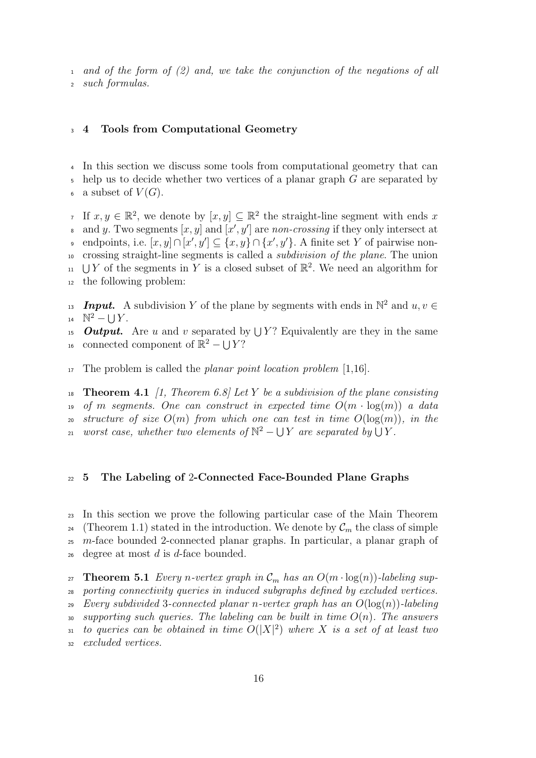*and of the form of (2) and, we take the conjunction of the negations of all such formulas.*

## 4 Tools from Computational Geometry

In this section we discuss some tools from computational geometry that can help us to decide whether two vertices of a planar graph $G$ are separated by a subset of $V(G)$.

If $x, y \in \mathbb{R}^2$, we denote by $[x, y] \subseteq \mathbb{R}^2$ the straight-line segment with ends $x$ and $y$. Two segments $[x, y]$ and $[x', y']$ are *non-crossing* if they only intersect at endpoints, i.e. $[x, y] \cap [x', y'] \subseteq \{x, y\} \cap \{x', y'\}$. A finite set $Y$ of pairwise non-crossing straight-line segments is called a *subdivision of the plane*. The union $\bigcup Y$ of the segments in $Y$ is a closed subset of $\mathbb{R}^2$. We need an algorithm for the following problem:

***Input.*** A subdivision $Y$ of the plane by segments with ends in $\mathbb{N}^2$ and $u, v \in \mathbb{N}^2 - \bigcup Y$.

***Output.*** Are $u$ and $v$ separated by $\bigcup Y$? Equivalently are they in the same connected component of $\mathbb{R}^2 - \bigcup Y$?

The problem is called the *planar point location problem* [1,16].

**Theorem 4.1** *[1, Theorem 6.8] Let $Y$ be a subdivision of the plane consisting of $m$ segments. One can construct in expected time $O(m \cdot \log(m))$ a data structure of size $O(m)$ from which one can test in time $O(\log(m))$, in the worst case, whether two elements of $\mathbb{N}^2 - \bigcup Y$ are separated by $\bigcup Y$.*

## 5 The Labeling of 2-Connected Face-Bounded Plane Graphs

In this section we prove the following particular case of the Main Theorem (Theorem 1.1) stated in the introduction. We denote by $\mathcal{C}_m$ the class of simple $m$-face bounded 2-connected planar graphs. In particular, a planar graph of degree at most $d$ is $d$-face bounded.

**Theorem 5.1** *Every $n$-vertex graph in $\mathcal{C}_m$ has an $O(m \cdot \log(n))$-labeling supporting connectivity queries in induced subgraphs defined by excluded vertices. Every subdivided 3-connected planar $n$-vertex graph has an $O(\log(n))$-labeling supporting such queries. The labeling can be built in time $O(n)$. The answers to queries can be obtained in time $O(|X|^2)$ where $X$ is a set of at least two excluded vertices.*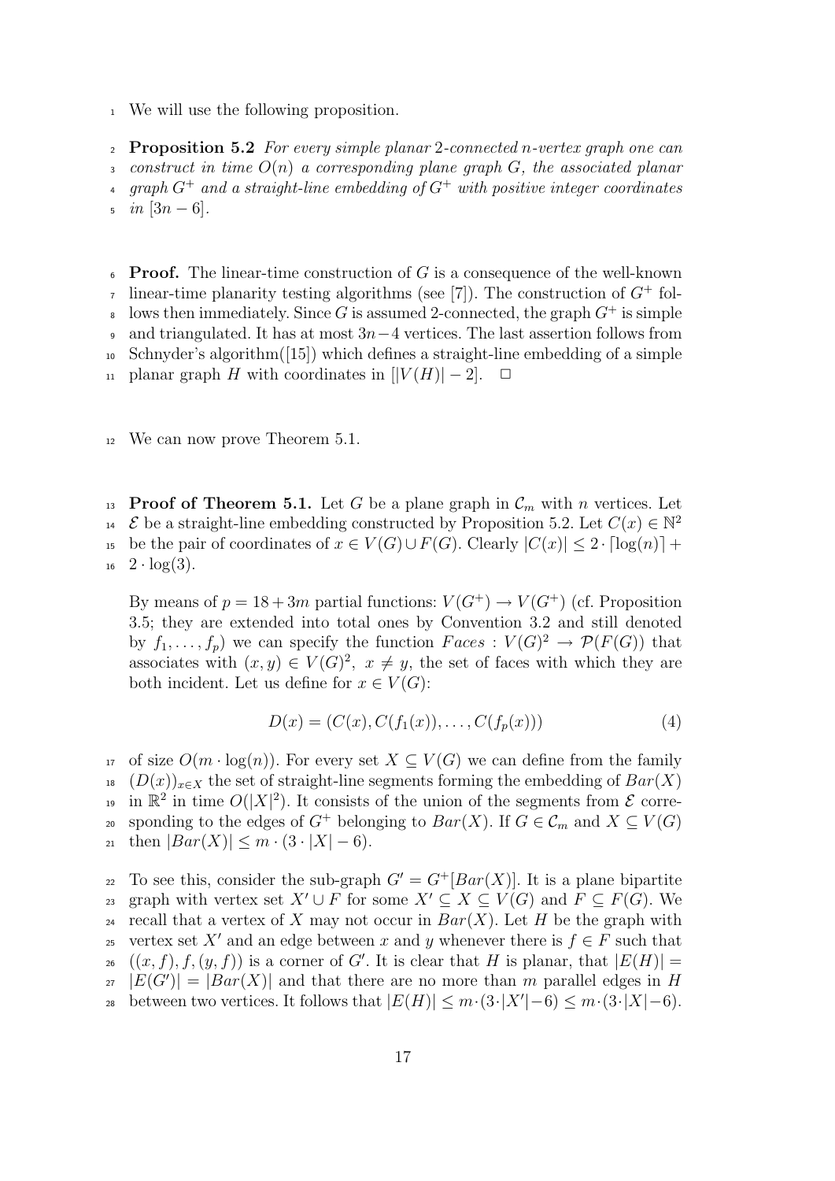We will use the following proposition.

**Proposition 5.2** *For every simple planar 2-connected $n$-vertex graph one can construct in time $O(n)$ a corresponding plane graph $G$, the associated planar graph $G^+$ and a straight-line embedding of $G^+$ with positive integer coordinates in $[3n-6]$.*

**Proof.** The linear-time construction of $G$ is a consequence of the well-known linear-time planarity testing algorithms (see [7]). The construction of $G^+$ follows then immediately. Since $G$ is assumed 2-connected, the graph $G^+$ is simple and triangulated. It has at most $3n-4$ vertices. The last assertion follows from Schnyder's algorithm([15]) which defines a straight-line embedding of a simple planar graph $H$ with coordinates in $[|V(H)|-2]$. $\square$

We can now prove Theorem 5.1.

**Proof of Theorem 5.1.** Let $G$ be a plane graph in $\mathcal{C}_m$ with $n$ vertices. Let $\mathcal{E}$ be a straight-line embedding constructed by Proposition 5.2. Let $C(x) \in \mathbb{N}^2$ be the pair of coordinates of $x \in V(G) \cup F(G)$. Clearly $|C(x)| \leq 2 \cdot \lceil \log(n) \rceil + 2 \cdot \log(3)$.

By means of $p = 18 + 3m$ partial functions: $V(G^+) \to V(G^+)$ (cf. Proposition 3.5; they are extended into total ones by Convention 3.2 and still denoted by $f_1, \ldots, f_p$) we can specify the function $Faces : V(G)^2 \to \mathcal{P}(F(G))$ that associates with $(x, y) \in V(G)^2,\ x \neq y$, the set of faces with which they are both incident. Let us define for $x \in V(G)$:

$$D(x) = (C(x), C(f_1(x)), \ldots, C(f_p(x))) \tag{4}$$

of size $O(m \cdot \log(n))$. For every set $X \subseteq V(G)$ we can define from the family $(D(x))_{x \in X}$ the set of straight-line segments forming the embedding of $Bar(X)$ in $\mathbb{R}^2$ in time $O(|X|^2)$. It consists of the union of the segments from $\mathcal{E}$ corresponding to the edges of $G^+$ belonging to $Bar(X)$. If $G \in \mathcal{C}_m$ and $X \subseteq V(G)$ then $|Bar(X)| \leq m \cdot (3 \cdot |X| - 6)$.

To see this, consider the sub-graph $G' = G^+[Bar(X)]$. It is a plane bipartite graph with vertex set $X' \cup F$ for some $X' \subseteq X \subseteq V(G)$ and $F \subseteq F(G)$. We recall that a vertex of $X$ may not occur in $Bar(X)$. Let $H$ be the graph with vertex set $X'$ and an edge between $x$ and $y$ whenever there is $f \in F$ such that $((x, f), f, (y, f))$ is a corner of $G'$. It is clear that $H$ is planar, that $|E(H)| = |E(G')| = |Bar(X)|$ and that there are no more than $m$ parallel edges in $H$ between two vertices. It follows that $|E(H)| \leq m \cdot (3 \cdot |X'| - 6) \leq m \cdot (3 \cdot |X| - 6)$.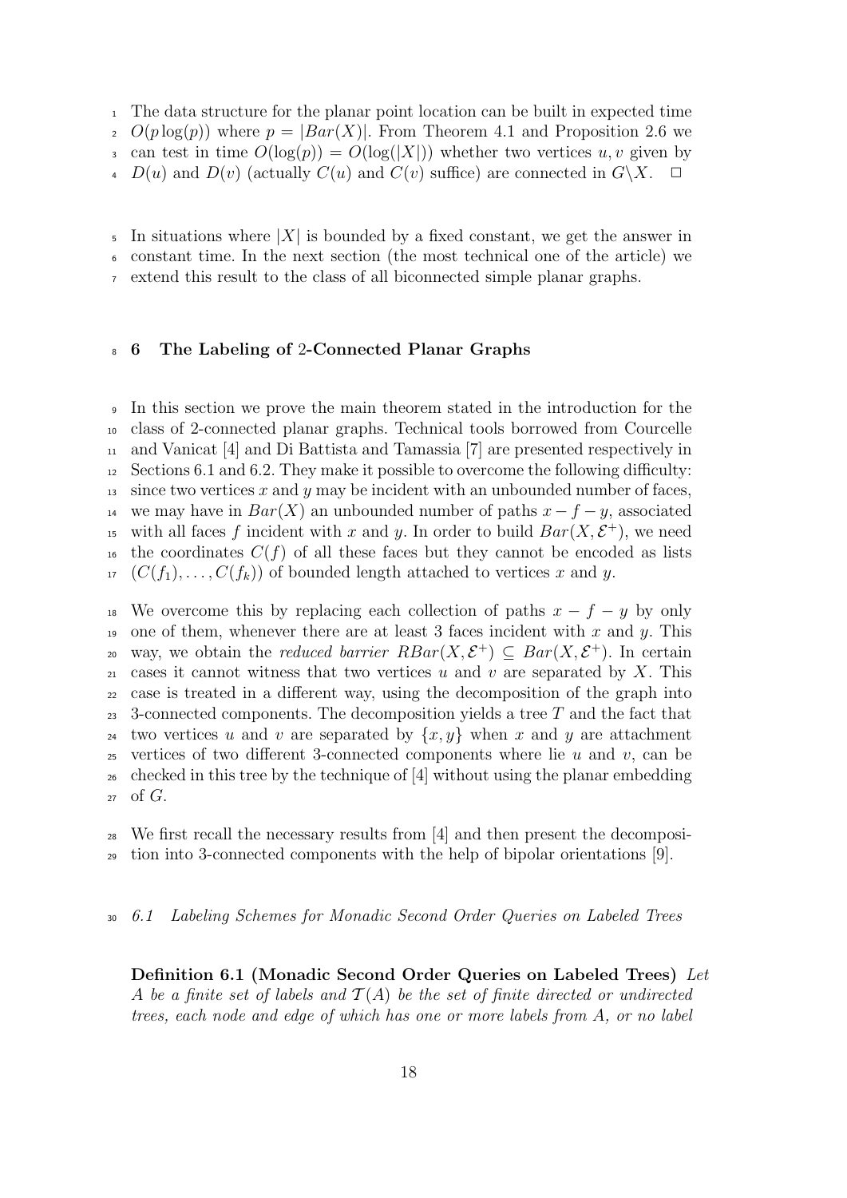The data structure for the planar point location can be built in expected time $O(p\log(p))$ where $p = |Bar(X)|$. From Theorem 4.1 and Proposition 2.6 we can test in time $O(\log(p)) = O(\log(|X|))$ whether two vertices $u, v$ given by $D(u)$ and $D(v)$ (actually $C(u)$ and $C(v)$ suffice) are connected in $G\backslash X$. $\square$

In situations where $|X|$ is bounded by a fixed constant, we get the answer in constant time. In the next section (the most technical one of the article) we extend this result to the class of all biconnected simple planar graphs.

## 6 The Labeling of 2-Connected Planar Graphs

In this section we prove the main theorem stated in the introduction for the class of 2-connected planar graphs. Technical tools borrowed from Courcelle and Vanicat [4] and Di Battista and Tamassia [7] are presented respectively in Sections 6.1 and 6.2. They make it possible to overcome the following difficulty: since two vertices $x$ and $y$ may be incident with an unbounded number of faces, we may have in $Bar(X)$ an unbounded number of paths $x - f - y$, associated with all faces $f$ incident with $x$ and $y$. In order to build $Bar(X, \mathcal{E}^+)$, we need the coordinates $C(f)$ of all these faces but they cannot be encoded as lists $(C(f_1), \ldots, C(f_k))$ of bounded length attached to vertices $x$ and $y$.

We overcome this by replacing each collection of paths $x - f - y$ by only one of them, whenever there are at least 3 faces incident with $x$ and $y$. This way, we obtain the *reduced barrier* $RBar(X, \mathcal{E}^+) \subseteq Bar(X, \mathcal{E}^+)$. In certain cases it cannot witness that two vertices $u$ and $v$ are separated by $X$. This case is treated in a different way, using the decomposition of the graph into 3-connected components. The decomposition yields a tree $T$ and the fact that two vertices $u$ and $v$ are separated by $\{x, y\}$ when $x$ and $y$ are attachment vertices of two different 3-connected components where lie $u$ and $v$, can be checked in this tree by the technique of [4] without using the planar embedding of $G$.

We first recall the necessary results from [4] and then present the decomposition into 3-connected components with the help of bipolar orientations [9].

### *6.1 Labeling Schemes for Monadic Second Order Queries on Labeled Trees*

**Definition 6.1 (Monadic Second Order Queries on Labeled Trees)** *Let $A$ be a finite set of labels and $\mathcal{T}(A)$ be the set of finite directed or undirected trees, each node and edge of which has one or more labels from $A$, or no label*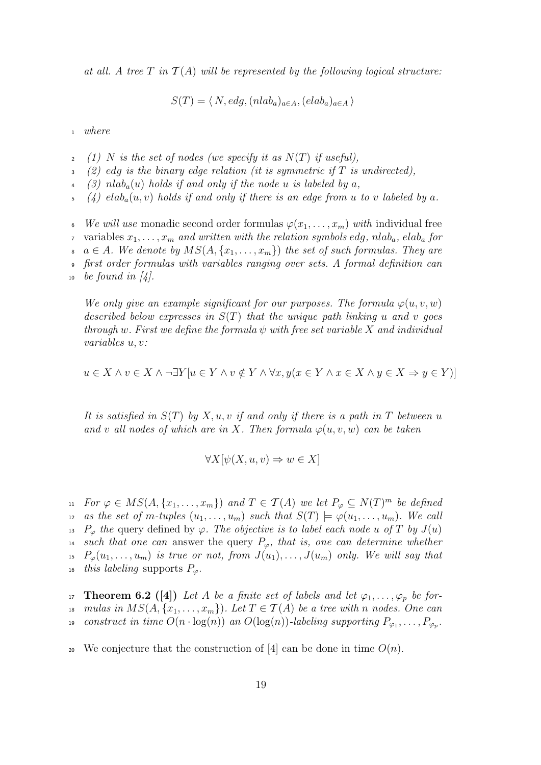*at all. A tree $T$ in $\mathcal{T}(A)$ will be represented by the following logical structure:*

$$S(T) = \langle\, N, edg, (nlab_a)_{a\in A}, (elab_a)_{a\in A}\,\rangle$$

*where*

*(1) $N$ is the set of nodes (we specify it as $N(T)$ if useful),*

*(2) $edg$ is the binary edge relation (it is symmetric if $T$ is undirected),*

*(3) $nlab_a(u)$ holds if and only if the node $u$ is labeled by $a$,*

*(4) $elab_a(u, v)$ holds if and only if there is an edge from $u$ to $v$ labeled by $a$.*

*We will use* monadic second order formulas $\varphi(x_1, \ldots, x_m)$ *with* individual free variables $x_1, \ldots, x_m$ *and written with the relation symbols edg, $nlab_a$, $elab_a$ for $a \in A$. We denote by $MS(A, \{x_1, \ldots, x_m\})$ the set of such formulas. They are first order formulas with variables ranging over sets. A formal definition can be found in [4].*

*We only give an example significant for our purposes. The formula $\varphi(u, v, w)$ described below expresses in $S(T)$ that the unique path linking $u$ and $v$ goes through $w$. First we define the formula $\psi$ with free set variable $X$ and individual variables $u, v$:*

$$u \in X \wedge v \in X \wedge \neg\exists Y[u \in Y \wedge v \notin Y \wedge \forall x, y(x \in Y \wedge x \in X \wedge y \in X \Rightarrow y \in Y)]$$

*It is satisfied in $S(T)$ by $X, u, v$ if and only if there is a path in $T$ between $u$ and $v$ all nodes of which are in $X$. Then formula $\varphi(u, v, w)$ can be taken*

$$\forall X[\psi(X, u, v) \Rightarrow w \in X]$$

*For $\varphi \in MS(A, \{x_1, \ldots, x_m\})$ and $T \in \mathcal{T}(A)$ we let $P_\varphi \subseteq N(T)^m$ be defined as the set of $m$-tuples $(u_1, \ldots, u_m)$ such that $S(T) \models \varphi(u_1, \ldots, u_m)$. We call $P_\varphi$ the* query defined by *$\varphi$. The objective is to label each node $u$ of $T$ by $J(u)$ such that one can* answer the query *$P_\varphi$, that is, one can determine whether $P_\varphi(u_1, \ldots, u_m)$ is true or not, from $J(u_1), \ldots, J(u_m)$ only. We will say that this labeling* supports *$P_\varphi$.*

**Theorem 6.2 ([4])** *Let $A$ be a finite set of labels and let $\varphi_1, \ldots, \varphi_p$ be formulas in $MS(A, \{x_1, \ldots, x_m\})$. Let $T \in \mathcal{T}(A)$ be a tree with $n$ nodes. One can construct in time $O(n \cdot \log(n))$ an $O(\log(n))$-labeling supporting $P_{\varphi_1}, \ldots, P_{\varphi_p}$.*

We conjecture that the construction of [4] can be done in time $O(n)$.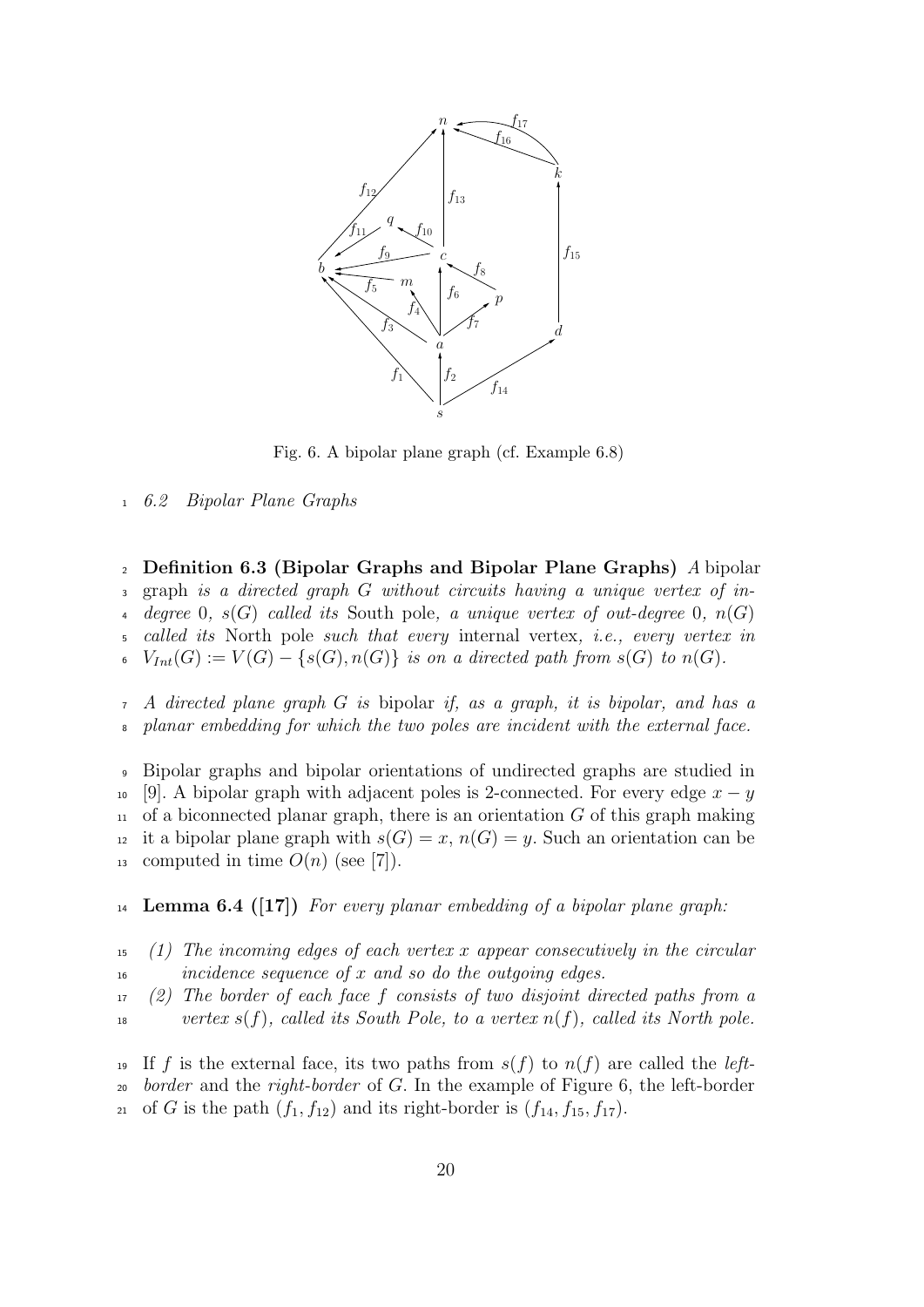Fig. 6. A bipolar plane graph (cf. Example 6.8)

### 6.2 Bipolar Plane Graphs

**Definition 6.3 (Bipolar Graphs and Bipolar Plane Graphs)** *A* bipolar graph *is a directed graph $G$ without circuits having a unique vertex of in-degree 0, $s(G)$ called its* South pole*, a unique vertex of out-degree 0, $n(G)$ called its* North pole *such that every* internal vertex*, i.e., every vertex in $V_{Int}(G) := V(G) - \{s(G), n(G)\}$ is on a directed path from $s(G)$ to $n(G)$.*

*A directed plane graph $G$ is* bipolar *if, as a graph, it is bipolar, and has a planar embedding for which the two poles are incident with the external face.*

Bipolar graphs and bipolar orientations of undirected graphs are studied in [9]. A bipolar graph with adjacent poles is 2-connected. For every edge $x - y$ of a biconnected planar graph, there is an orientation $G$ of this graph making it a bipolar plane graph with $s(G) = x$, $n(G) = y$. Such an orientation can be computed in time $O(n)$ (see [7]).

**Lemma 6.4 ([17])** *For every planar embedding of a bipolar plane graph:*

*(1) The incoming edges of each vertex $x$ appear consecutively in the circular incidence sequence of $x$ and so do the outgoing edges.*

*(2) The border of each face $f$ consists of two disjoint directed paths from a vertex $s(f)$, called its South Pole, to a vertex $n(f)$, called its North pole.*

If $f$ is the external face, its two paths from $s(f)$ to $n(f)$ are called the *left-border* and the *right-border* of $G$. In the example of Figure 6, the left-border of $G$ is the path $(f_1, f_{12})$ and its right-border is $(f_{14}, f_{15}, f_{17})$.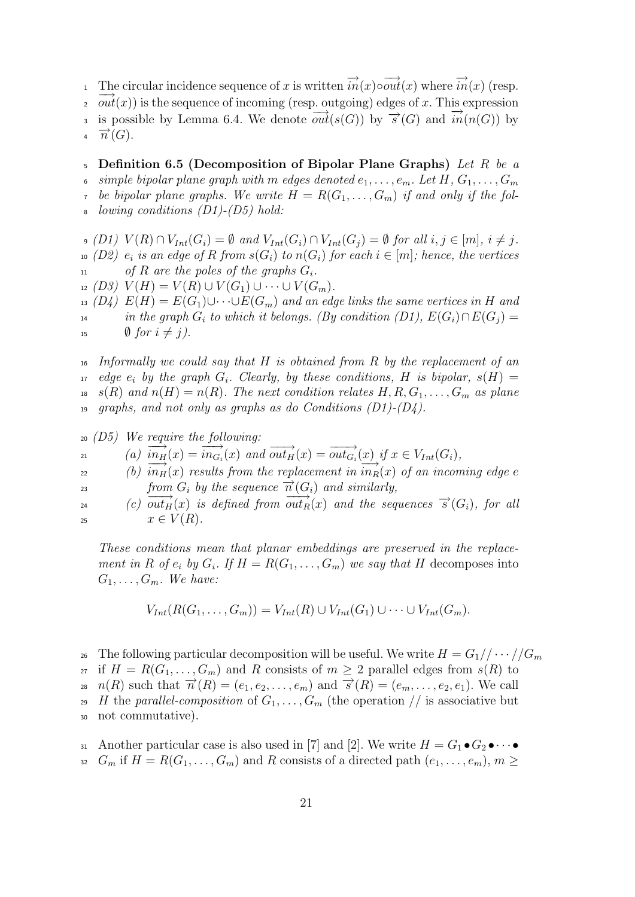The circular incidence sequence of $x$ is written $\overrightarrow{in}(x) \circ \overrightarrow{out}(x)$ where $\overrightarrow{in}(x)$ (resp. $\overrightarrow{out}(x)$) is the sequence of incoming (resp. outgoing) edges of $x$. This expression is possible by Lemma 6.4. We denote $\overrightarrow{out}(s(G))$ by $\overrightarrow{s}(G)$ and $\overrightarrow{in}(n(G))$ by $\overrightarrow{n}(G)$.

**Definition 6.5 (Decomposition of Bipolar Plane Graphs)** *Let $R$ be a simple bipolar plane graph with $m$ edges denoted $e_1, \dots, e_m$. Let $H, G_1, \dots, G_m$ be bipolar plane graphs. We write $H = R(G_1, \dots, G_m)$ if and only if the following conditions (D1)-(D5) hold:*

*(D1) $V(R) \cap V_{Int}(G_i) = \emptyset$ and $V_{Int}(G_i) \cap V_{Int}(G_j) = \emptyset$ for all $i, j \in [m]$, $i \neq j$.*

*(D2) $e_i$ is an edge of $R$ from $s(G_i)$ to $n(G_i)$ for each $i \in [m]$; hence, the vertices of $R$ are the poles of the graphs $G_i$.*

*(D3) $V(H) = V(R) \cup V(G_1) \cup \dots \cup V(G_m)$.*

*(D4) $E(H) = E(G_1) \cup \dots \cup E(G_m)$ and an edge links the same vertices in $H$ and in the graph $G_i$ to which it belongs. (By condition (D1), $E(G_i) \cap E(G_j) = \emptyset$ for $i \neq j$).*

*Informally we could say that $H$ is obtained from $R$ by the replacement of an edge $e_i$ by the graph $G_i$. Clearly, by these conditions, $H$ is bipolar, $s(H) = s(R)$ and $n(H) = n(R)$. The next condition relates $H, R, G_1, \dots, G_m$ as plane graphs, and not only as graphs as do Conditions (D1)-(D4).*

*(D5) We require the following:*

*(a) $\overrightarrow{in_H}(x) = \overrightarrow{in_{G_i}}(x)$ and $\overrightarrow{out_H}(x) = \overrightarrow{out_{G_i}}(x)$ if $x \in V_{Int}(G_i)$,*

*(b) $\overrightarrow{in_H}(x)$ results from the replacement in $\overrightarrow{in_R}(x)$ of an incoming edge $e$ from $G_i$ by the sequence $\overrightarrow{n}(G_i)$ and similarly,*

*(c) $\overrightarrow{out_H}(x)$ is defined from $\overrightarrow{out_R}(x)$ and the sequences $\overrightarrow{s}(G_i)$, for all $x \in V(R)$.*

*These conditions mean that planar embeddings are preserved in the replacement in $R$ of $e_i$ by $G_i$. If $H = R(G_1, \dots, G_m)$ we say that $H$* decomposes into *$G_1, \dots, G_m$. We have:*

$$V_{Int}(R(G_1, \dots, G_m)) = V_{Int}(R) \cup V_{Int}(G_1) \cup \dots \cup V_{Int}(G_m).$$

The following particular decomposition will be useful. We write $H = G_1 // \dots // G_m$ if $H = R(G_1, \dots, G_m)$ and $R$ consists of $m \geq 2$ parallel edges from $s(R)$ to $n(R)$ such that $\overrightarrow{n}(R) = (e_1, e_2, \dots, e_m)$ and $\overrightarrow{s}(R) = (e_m, \dots, e_2, e_1)$. We call $H$ the *parallel-composition* of $G_1, \dots, G_m$ (the operation $//$ is associative but not commutative).

Another particular case is also used in [7] and [2]. We write $H = G_1 \bullet G_2 \bullet \dots \bullet G_m$ if $H = R(G_1, \dots, G_m)$ and $R$ consists of a directed path $(e_1, \dots, e_m)$, $m \geq$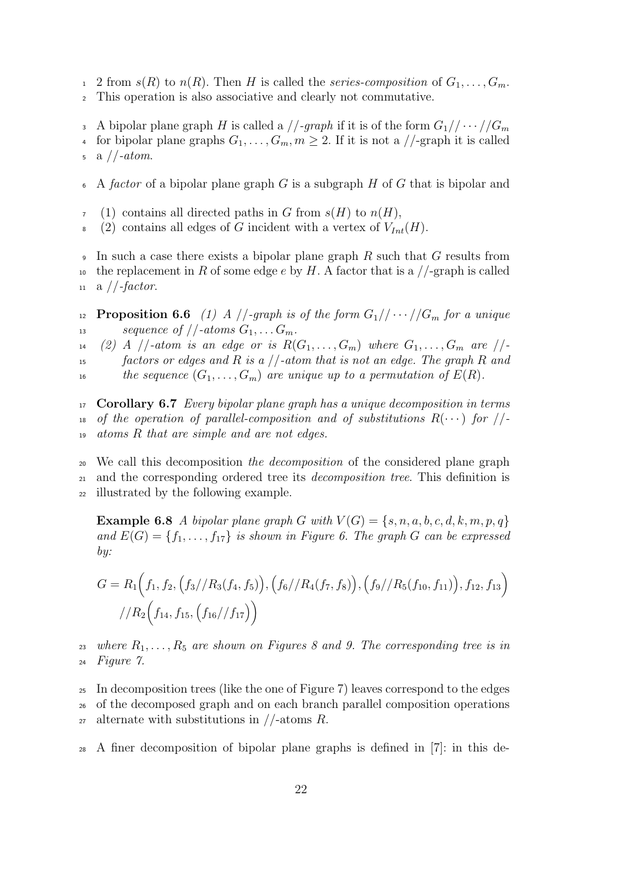2 from $s(R)$ to $n(R)$. Then $H$ is called the *series-composition* of $G_1, \ldots, G_m$. This operation is also associative and clearly not commutative.

A bipolar plane graph $H$ is called a *//-graph* if it is of the form $G_1 // \cdots // G_m$ for bipolar plane graphs $G_1, \ldots, G_m, m \geq 2$. If it is not a //-graph it is called a *//-atom*.

A *factor* of a bipolar plane graph $G$ is a subgraph $H$ of $G$ that is bipolar and

(1) contains all directed paths in $G$ from $s(H)$ to $n(H)$,
(2) contains all edges of $G$ incident with a vertex of $V_{Int}(H)$.

In such a case there exists a bipolar plane graph $R$ such that $G$ results from the replacement in $R$ of some edge $e$ by $H$. A factor that is a //-graph is called a *//-factor*.

**Proposition 6.6** *(1) A //-graph is of the form $G_1 // \cdots // G_m$ for a unique sequence of //-atoms $G_1, \ldots G_m$.*
*(2) A //-atom is an edge or is $R(G_1, \ldots, G_m)$ where $G_1, \ldots, G_m$ are //-factors or edges and $R$ is a //-atom that is not an edge. The graph $R$ and the sequence $(G_1, \ldots, G_m)$ are unique up to a permutation of $E(R)$.*

**Corollary 6.7** *Every bipolar plane graph has a unique decomposition in terms of the operation of parallel-composition and of substitutions $R(\cdots)$ for //-atoms $R$ that are simple and are not edges.*

We call this decomposition *the decomposition* of the considered plane graph and the corresponding ordered tree its *decomposition tree*. This definition is illustrated by the following example.

**Example 6.8** *A bipolar plane graph $G$ with $V(G) = \{s, n, a, b, c, d, k, m, p, q\}$ and $E(G) = \{f_1, \ldots, f_{17}\}$ is shown in Figure 6. The graph $G$ can be expressed by:*

$$G = R_1\Big(f_1, f_2, \big(f_3 // R_3(f_4, f_5)\big), \big(f_6 // R_4(f_7, f_8)\big), \big(f_9 // R_5(f_{10}, f_{11})\big), f_{12}, f_{13}\Big)$$
$$// R_2\Big(f_{14}, f_{15}, \big(f_{16} // f_{17}\big)\Big)$$

*where $R_1, \ldots, R_5$ are shown on Figures 8 and 9. The corresponding tree is in Figure 7.*

In decomposition trees (like the one of Figure 7) leaves correspond to the edges of the decomposed graph and on each branch parallel composition operations alternate with substitutions in //-atoms $R$.

A finer decomposition of bipolar plane graphs is defined in [7]: in this de-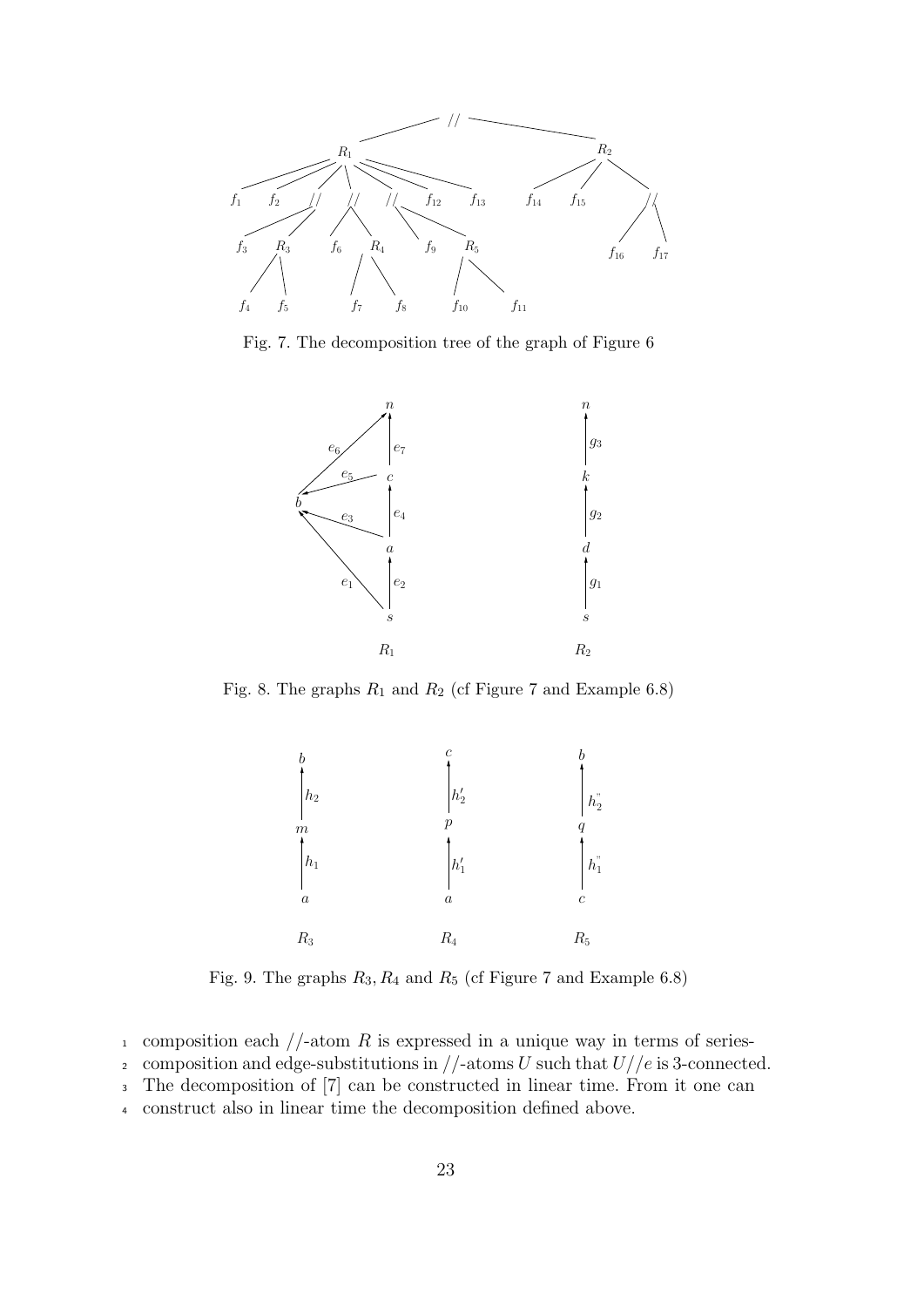Fig. 7. The decomposition tree of the graph of Figure 6

Fig. 8. The graphs $R_1$ and $R_2$ (cf Figure 7 and Example 6.8)

Fig. 9. The graphs $R_3, R_4$ and $R_5$ (cf Figure 7 and Example 6.8)

composition each $//$-atom $R$ is expressed in a unique way in terms of series-composition and edge-substitutions in $//$-atoms $U$ such that $U//e$ is 3-connected. The decomposition of [7] can be constructed in linear time. From it one can construct also in linear time the decomposition defined above.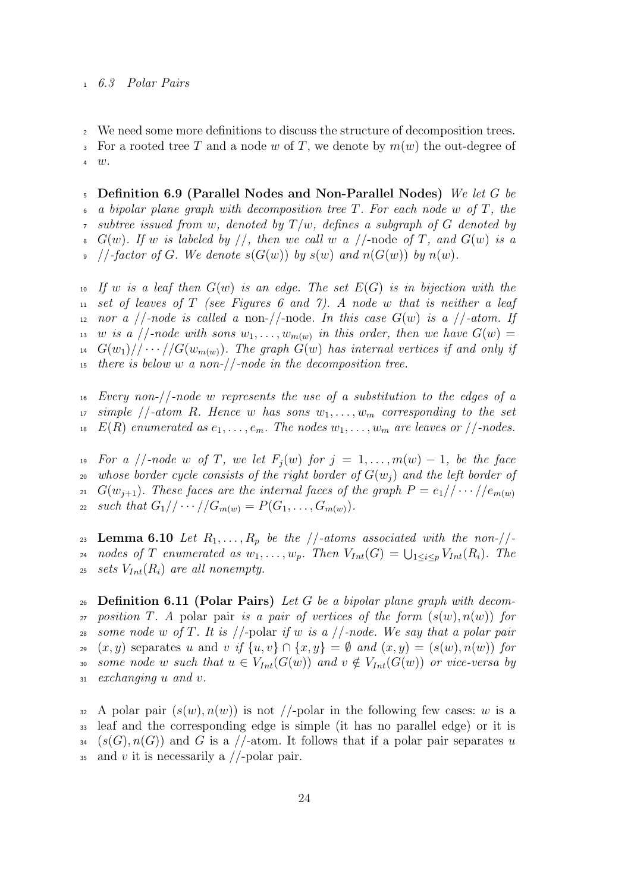### 6.3 Polar Pairs

We need some more definitions to discuss the structure of decomposition trees. For a rooted tree $T$ and a node $w$ of $T$, we denote by $m(w)$ the out-degree of $w$.

**Definition 6.9 (Parallel Nodes and Non-Parallel Nodes)** *We let $G$ be a bipolar plane graph with decomposition tree $T$. For each node $w$ of $T$, the subtree issued from $w$, denoted by $T/w$, defines a subgraph of $G$ denoted by $G(w)$. If $w$ is labeled by $//$, then we call $w$ a* $//$-node *of $T$, and $G(w)$ is a $//$-factor of $G$. We denote $s(G(w))$ by $s(w)$ and $n(G(w))$ by $n(w)$.*

*If $w$ is a leaf then $G(w)$ is an edge. The set $E(G)$ is in bijection with the set of leaves of $T$ (see Figures 6 and 7). A node $w$ that is neither a leaf nor a $//$-node is called a* non-$//$-node*. In this case $G(w)$ is a $//$-atom. If $w$ is a $//$-node with sons $w_1, \ldots, w_{m(w)}$ in this order, then we have $G(w) = G(w_1)// \cdots //G(w_{m(w)})$. The graph $G(w)$ has internal vertices if and only if there is below $w$ a non-$//$-node in the decomposition tree.*

*Every non-$//$-node $w$ represents the use of a substitution to the edges of a simple $//$-atom $R$. Hence $w$ has sons $w_1, \ldots, w_m$ corresponding to the set $E(R)$ enumerated as $e_1, \ldots, e_m$. The nodes $w_1, \ldots, w_m$ are leaves or $//$-nodes.*

*For a $//$-node $w$ of $T$, we let $F_j(w)$ for $j = 1, \ldots, m(w) - 1$, be the face whose border cycle consists of the right border of $G(w_j)$ and the left border of $G(w_{j+1})$. These faces are the internal faces of the graph $P = e_1// \cdots //e_{m(w)}$ such that $G_1// \cdots //G_{m(w)} = P(G_1, \ldots, G_{m(w)})$.*

**Lemma 6.10** *Let $R_1, \ldots, R_p$ be the $//$-atoms associated with the non-$//$-nodes of $T$ enumerated as $w_1, \ldots, w_p$. Then $V_{Int}(G) = \bigcup_{1 \leq i \leq p} V_{Int}(R_i)$. The sets $V_{Int}(R_i)$ are all nonempty.*

**Definition 6.11 (Polar Pairs)** *Let $G$ be a bipolar plane graph with decomposition $T$. A* polar pair *is a pair of vertices of the form $(s(w), n(w))$ for some node $w$ of $T$. It is* $//$-polar *if $w$ is a $//$-node. We say that a polar pair $(x, y)$* separates $u$ and $v$ *if $\{u, v\} \cap \{x, y\} = \emptyset$ and $(x, y) = (s(w), n(w))$ for some node $w$ such that $u \in V_{Int}(G(w))$ and $v \notin V_{Int}(G(w))$ or vice-versa by exchanging $u$ and $v$.*

A polar pair $(s(w), n(w))$ is not $//$-polar in the following few cases: $w$ is a leaf and the corresponding edge is simple (it has no parallel edge) or it is $(s(G), n(G))$ and $G$ is a $//$-atom. It follows that if a polar pair separates $u$ and $v$ it is necessarily a $//$-polar pair.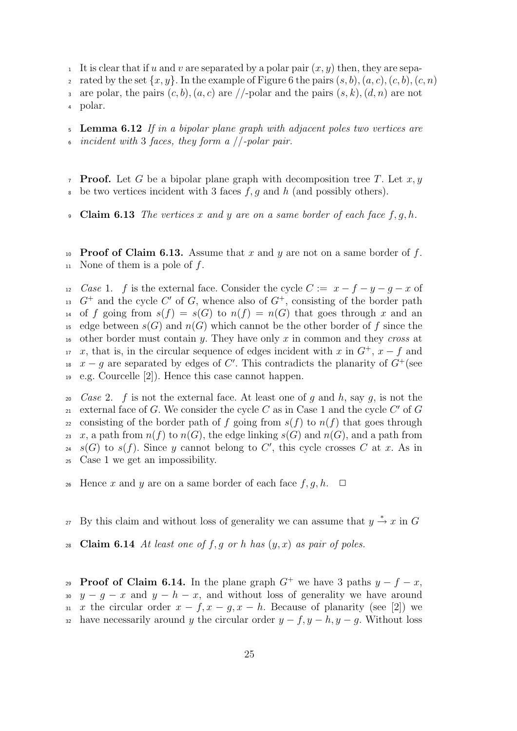It is clear that if $u$ and $v$ are separated by a polar pair $(x, y)$ then, they are separated by the set $\{x, y\}$. In the example of Figure 6 the pairs $(s, b), (a, c), (c, b), (c, n)$ are polar, the pairs $(c, b), (a, c)$ are //-polar and the pairs $(s, k), (d, n)$ are not polar.

**Lemma 6.12** *If in a bipolar plane graph with adjacent poles two vertices are incident with* 3 *faces, they form a //-polar pair.*

**Proof.** Let $G$ be a bipolar plane graph with decomposition tree $T$. Let $x, y$ be two vertices incident with 3 faces $f, g$ and $h$ (and possibly others).

**Claim 6.13** *The vertices $x$ and $y$ are on a same border of each face $f, g, h$.*

**Proof of Claim 6.13.** Assume that $x$ and $y$ are not on a same border of $f$. None of them is a pole of $f$.

*Case* 1. $f$ is the external face. Consider the cycle $C := x - f - y - g - x$ of $G^+$ and the cycle $C'$ of $G$, whence also of $G^+$, consisting of the border path of $f$ going from $s(f) = s(G)$ to $n(f) = n(G)$ that goes through $x$ and an edge between $s(G)$ and $n(G)$ which cannot be the other border of $f$ since the other border must contain $y$. They have only $x$ in common and they *cross* at $x$, that is, in the circular sequence of edges incident with $x$ in $G^+$, $x - f$ and $x - g$ are separated by edges of $C'$. This contradicts the planarity of $G^+$(see e.g. Courcelle [2]). Hence this case cannot happen.

*Case* 2. $f$ is not the external face. At least one of $g$ and $h$, say $g$, is not the external face of $G$. We consider the cycle $C$ as in Case 1 and the cycle $C'$ of $G$ consisting of the border path of $f$ going from $s(f)$ to $n(f)$ that goes through $x$, a path from $n(f)$ to $n(G)$, the edge linking $s(G)$ and $n(G)$, and a path from $s(G)$ to $s(f)$. Since $y$ cannot belong to $C'$, this cycle crosses $C$ at $x$. As in Case 1 we get an impossibility.

Hence $x$ and $y$ are on a same border of each face $f, g, h$. $\square$

By this claim and without loss of generality we can assume that $y \xrightarrow{*} x$ in $G$

**Claim 6.14** *At least one of $f, g$ or $h$ has $(y, x)$ as pair of poles.*

**Proof of Claim 6.14.** In the plane graph $G^+$ we have 3 paths $y - f - x$, $y - g - x$ and $y - h - x$, and without loss of generality we have around $x$ the circular order $x - f, x - g, x - h$. Because of planarity (see [2]) we have necessarily around $y$ the circular order $y - f, y - h, y - g$. Without loss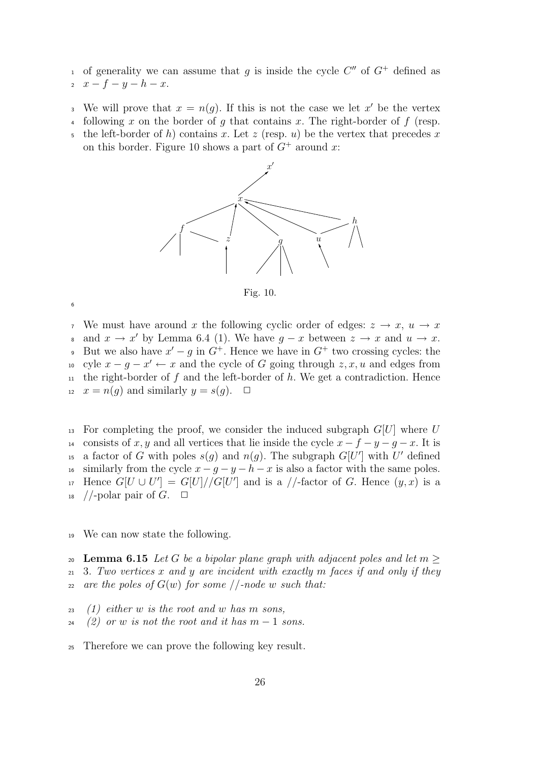of generality we can assume that $g$ is inside the cycle $C''$ of $G^+$ defined as $x - f - y - h - x$.

We will prove that $x = n(g)$. If this is not the case we let $x'$ be the vertex following $x$ on the border of $g$ that contains $x$. The right-border of $f$ (resp. the left-border of $h$) contains $x$. Let $z$ (resp. $u$) be the vertex that precedes $x$ on this border. Figure 10 shows a part of $G^+$ around $x$:

Fig. 10.

We must have around $x$ the following cyclic order of edges: $z \to x$, $u \to x$ and $x \to x'$ by Lemma 6.4 (1). We have $g - x$ between $z \to x$ and $u \to x$. But we also have $x' - g$ in $G^+$. Hence we have in $G^+$ two crossing cycles: the cyle $x - g - x' \leftarrow x$ and the cycle of $G$ going through $z, x, u$ and edges from the right-border of $f$ and the left-border of $h$. We get a contradiction. Hence $x = n(g)$ and similarly $y = s(g)$. □

For completing the proof, we consider the induced subgraph $G[U]$ where $U$ consists of $x, y$ and all vertices that lie inside the cycle $x - f - y - g - x$. It is a factor of $G$ with poles $s(g)$ and $n(g)$. The subgraph $G[U']$ with $U'$ defined similarly from the cycle $x - g - y - h - x$ is also a factor with the same poles. Hence $G[U \cup U'] = G[U]//G[U']$ and is a //-factor of $G$. Hence $(y, x)$ is a //-polar pair of $G$. □

We can now state the following.

**Lemma 6.15** *Let $G$ be a bipolar plane graph with adjacent poles and let $m \geq 3$. Two vertices $x$ and $y$ are incident with exactly $m$ faces if and only if they are the poles of $G(w)$ for some //-node $w$ such that:*

*(1) either $w$ is the root and $w$ has $m$ sons,*

*(2) or $w$ is not the root and it has $m - 1$ sons.*

Therefore we can prove the following key result.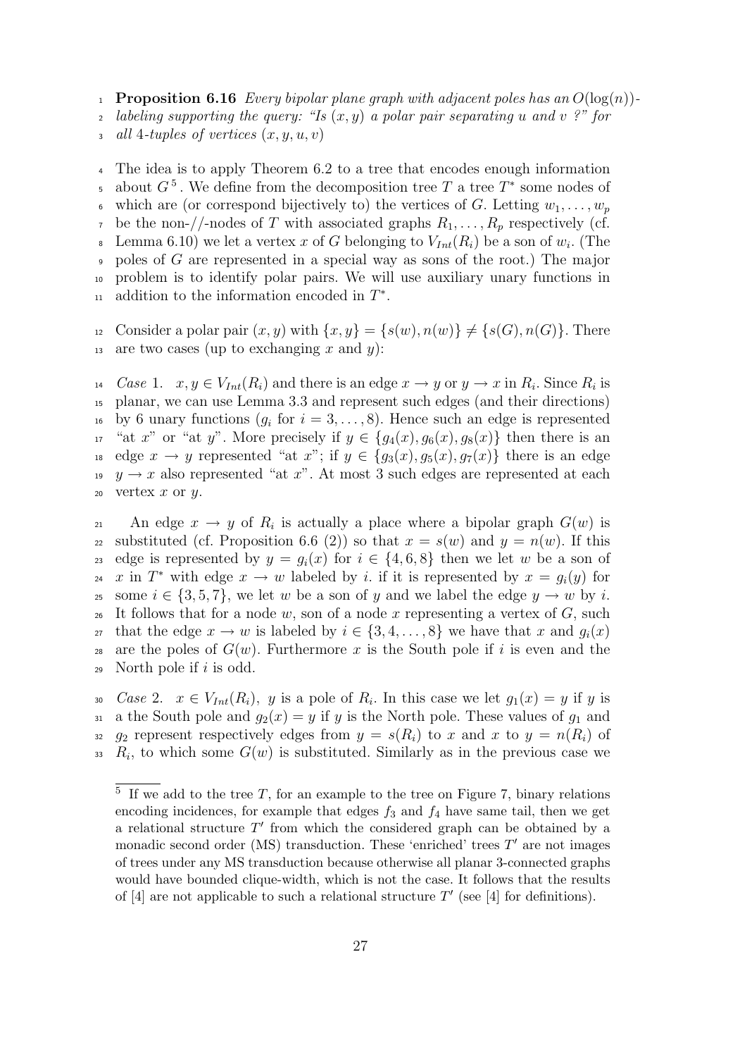**Proposition 6.16** *Every bipolar plane graph with adjacent poles has an $O(\log(n))$-labeling supporting the query: "Is $(x, y)$ a polar pair separating $u$ and $v$ ?" for all 4-tuples of vertices $(x, y, u, v)$*

The idea is to apply Theorem 6.2 to a tree that encodes enough information about $G$ [5]. We define from the decomposition tree $T$ a tree $T^*$ some nodes of which are (or correspond bijectively to) the vertices of $G$. Letting $w_1, \ldots, w_p$ be the non-//-nodes of $T$ with associated graphs $R_1, \ldots, R_p$ respectively (cf. Lemma 6.10) we let a vertex $x$ of $G$ belonging to $V_{Int}(R_i)$ be a son of $w_i$. (The poles of $G$ are represented in a special way as sons of the root.) The major problem is to identify polar pairs. We will use auxiliary unary functions in addition to the information encoded in $T^*$.

Consider a polar pair $(x, y)$ with $\{x, y\} = \{s(w), n(w)\} \neq \{s(G), n(G)\}$. There are two cases (up to exchanging $x$ and $y$):

*Case* 1. $x, y \in V_{Int}(R_i)$ and there is an edge $x \to y$ or $y \to x$ in $R_i$. Since $R_i$ is planar, we can use Lemma 3.3 and represent such edges (and their directions) by 6 unary functions ($g_i$ for $i = 3, \ldots, 8$). Hence such an edge is represented "at $x$" or "at $y$". More precisely if $y \in \{g_4(x), g_6(x), g_8(x)\}$ then there is an edge $x \to y$ represented "at $x$"; if $y \in \{g_3(x), g_5(x), g_7(x)\}$ there is an edge $y \to x$ also represented "at $x$". At most 3 such edges are represented at each vertex $x$ or $y$.

An edge $x \to y$ of $R_i$ is actually a place where a bipolar graph $G(w)$ is substituted (cf. Proposition 6.6 (2)) so that $x = s(w)$ and $y = n(w)$. If this edge is represented by $y = g_i(x)$ for $i \in \{4, 6, 8\}$ then we let $w$ be a son of $x$ in $T^*$ with edge $x \to w$ labeled by $i$. if it is represented by $x = g_i(y)$ for some $i \in \{3, 5, 7\}$, we let $w$ be a son of $y$ and we label the edge $y \to w$ by $i$. It follows that for a node $w$, son of a node $x$ representing a vertex of $G$, such that the edge $x \to w$ is labeled by $i \in \{3, 4, \ldots, 8\}$ we have that $x$ and $g_i(x)$ are the poles of $G(w)$. Furthermore $x$ is the South pole if $i$ is even and the North pole if $i$ is odd.

*Case* 2. $x \in V_{Int}(R_i)$, $y$ is a pole of $R_i$. In this case we let $g_1(x) = y$ if $y$ is a the South pole and $g_2(x) = y$ if $y$ is the North pole. These values of $g_1$ and $g_2$ represent respectively edges from $y = s(R_i)$ to $x$ and $x$ to $y = n(R_i)$ of $R_i$, to which some $G(w)$ is substituted. Similarly as in the previous case we

[5] If we add to the tree $T$, for an example to the tree on Figure 7, binary relations encoding incidences, for example that edges $f_3$ and $f_4$ have same tail, then we get a relational structure $T'$ from which the considered graph can be obtained by a monadic second order (MS) transduction. These 'enriched' trees $T'$ are not images of trees under any MS transduction because otherwise all planar 3-connected graphs would have bounded clique-width, which is not the case. It follows that the results of [4] are not applicable to such a relational structure $T'$ (see [4] for definitions).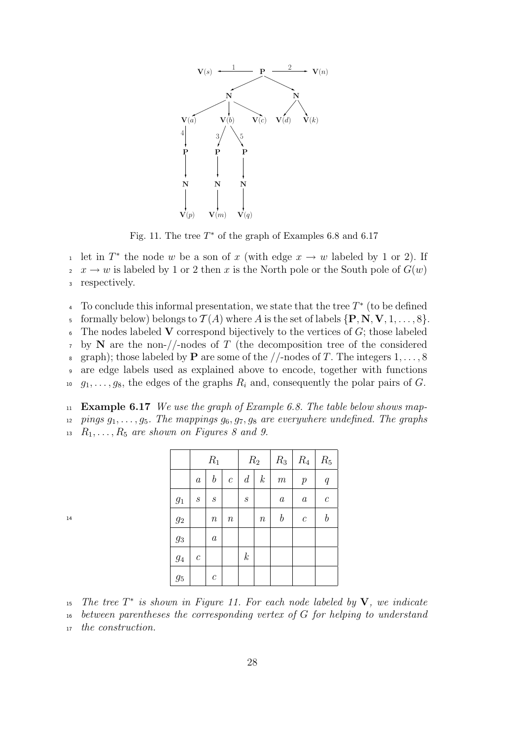Fig. 11. The tree $T^*$ of the graph of Examples 6.8 and 6.17

let in $T^*$ the node $w$ be a son of $x$ (with edge $x \to w$ labeled by 1 or 2). If $x \to w$ is labeled by 1 or 2 then $x$ is the North pole or the South pole of $G(w)$ respectively.

To conclude this informal presentation, we state that the tree $T^*$ (to be defined formally below) belongs to $\mathcal{T}(A)$ where $A$ is the set of labels $\{\mathbf{P}, \mathbf{N}, \mathbf{V}, 1, \ldots, 8\}$. The nodes labeled $\mathbf{V}$ correspond bijectively to the vertices of $G$; those labeled by $\mathbf{N}$ are the non-//-nodes of $T$ (the decomposition tree of the considered graph); those labeled by $\mathbf{P}$ are some of the //-nodes of $T$. The integers $1, \ldots, 8$ are edge labels used as explained above to encode, together with functions $g_1, \ldots, g_8$, the edges of the graphs $R_i$ and, consequently the polar pairs of $G$.

**Example 6.17** *We use the graph of Example 6.8. The table below shows mappings $g_1, \ldots, g_5$. The mappings $g_6, g_7, g_8$ are everywhere undefined. The graphs $R_1, \ldots, R_5$ are shown on Figures 8 and 9.*

| | $R_1$ | | | $R_2$ | | $R_3$ | $R_4$ | $R_5$ |
|---|---|---|---|---|---|---|---|---|
| | $a$ | $b$ | $c$ | $d$ | $k$ | $m$ | $p$ | $q$ |
| $g_1$ | $s$ | $s$ | | $s$ | | $a$ | $a$ | $c$ |
| $g_2$ | | $n$ | $n$ | | $n$ | $b$ | $c$ | $b$ |
| $g_3$ | | $a$ | | | | | | |
| $g_4$ | $c$ | | | $k$ | | | | |
| $g_5$ | | $c$ | | | | | | |

*The tree $T^*$ is shown in Figure 11. For each node labeled by $\mathbf{V}$, we indicate between parentheses the corresponding vertex of $G$ for helping to understand the construction.*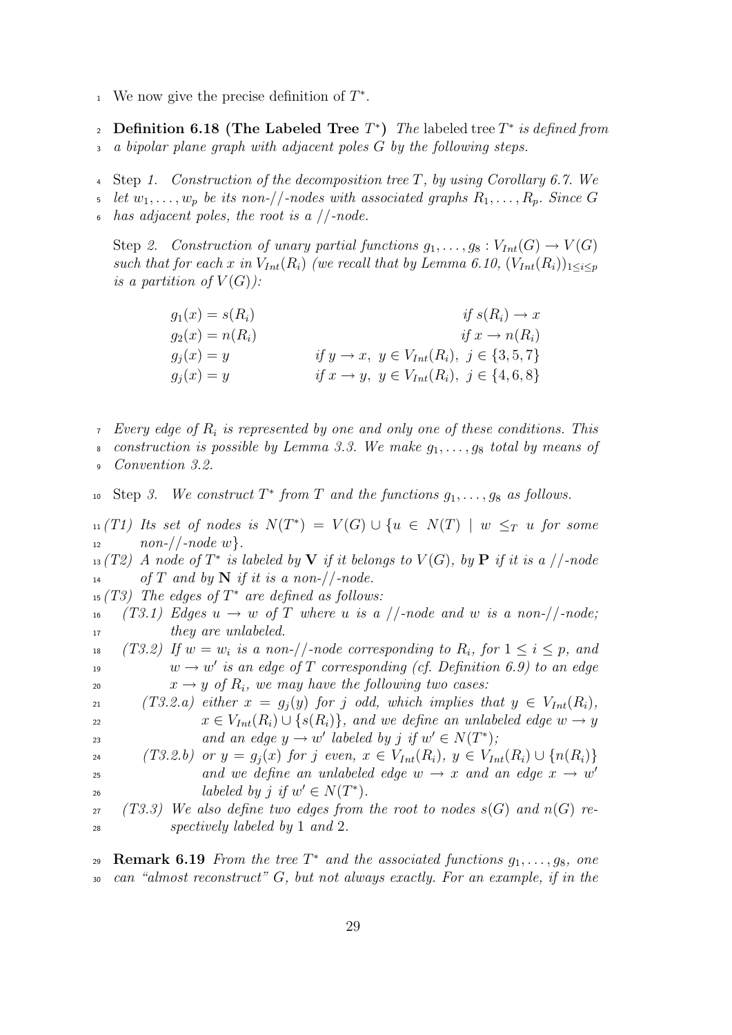We now give the precise definition of $T^*$.

**Definition 6.18 (The Labeled Tree $T^*$)** *The* labeled tree $T^*$ *is defined from a bipolar plane graph with adjacent poles $G$ by the following steps.*

Step *1. Construction of the decomposition tree $T$, by using Corollary 6.7. We let $w_1, \ldots, w_p$ be its non-//-nodes with associated graphs $R_1, \ldots, R_p$. Since $G$ has adjacent poles, the root is a //-node.*

Step *2. Construction of unary partial functions $g_1, \ldots, g_8 : V_{Int}(G) \to V(G)$ such that for each $x$ in $V_{Int}(R_i)$ (we recall that by Lemma 6.10, $(V_{Int}(R_i))_{1 \leq i \leq p}$ is a partition of $V(G)$):*

$$
\begin{array}{ll}
g_1(x) = s(R_i) & \text{if } s(R_i) \to x \\
g_2(x) = n(R_i) & \text{if } x \to n(R_i) \\
g_j(x) = y & \text{if } y \to x,\ y \in V_{Int}(R_i),\ j \in \{3,5,7\} \\
g_j(x) = y & \text{if } x \to y,\ y \in V_{Int}(R_i),\ j \in \{4,6,8\}
\end{array}
$$

*Every edge of $R_i$ is represented by one and only one of these conditions. This construction is possible by Lemma 3.3. We make $g_1, \ldots, g_8$ total by means of Convention 3.2.*

Step *3. We construct $T^*$ from $T$ and the functions $g_1, \ldots, g_8$ as follows.*

*(T1) Its set of nodes is $N(T^*) = V(G) \cup \{u \in N(T) \mid w \leq_T u$ for some non-//-node $w\}$.*

*(T2) A node of $T^*$ is labeled by $\mathbf{V}$ if it belongs to $V(G)$, by $\mathbf{P}$ if it is a //-node of $T$ and by $\mathbf{N}$ if it is a non-//-node.*

*(T3) The edges of $T^*$ are defined as follows:*

*(T3.1) Edges $u \to w$ of $T$ where $u$ is a //-node and $w$ is a non-//-node; they are unlabeled.*

*(T3.2) If $w = w_i$ is a non-//-node corresponding to $R_i$, for $1 \leq i \leq p$, and $w \to w'$ is an edge of $T$ corresponding (cf. Definition 6.9) to an edge $x \to y$ of $R_i$, we may have the following two cases:*

*(T3.2.a) either $x = g_j(y)$ for $j$ odd, which implies that $y \in V_{Int}(R_i)$, $x \in V_{Int}(R_i) \cup \{s(R_i)\}$, and we define an unlabeled edge $w \to y$ and an edge $y \to w'$ labeled by $j$ if $w' \in N(T^*)$;*

*(T3.2.b) or $y = g_j(x)$ for $j$ even, $x \in V_{Int}(R_i)$, $y \in V_{Int}(R_i) \cup \{n(R_i)\}$ and we define an unlabeled edge $w \to x$ and an edge $x \to w'$ labeled by $j$ if $w' \in N(T^*)$.*

*(T3.3) We also define two edges from the root to nodes $s(G)$ and $n(G)$ respectively labeled by 1 and 2.*

**Remark 6.19** *From the tree $T^*$ and the associated functions $g_1, \ldots, g_8$, one can "almost reconstruct" $G$, but not always exactly. For an example, if in the*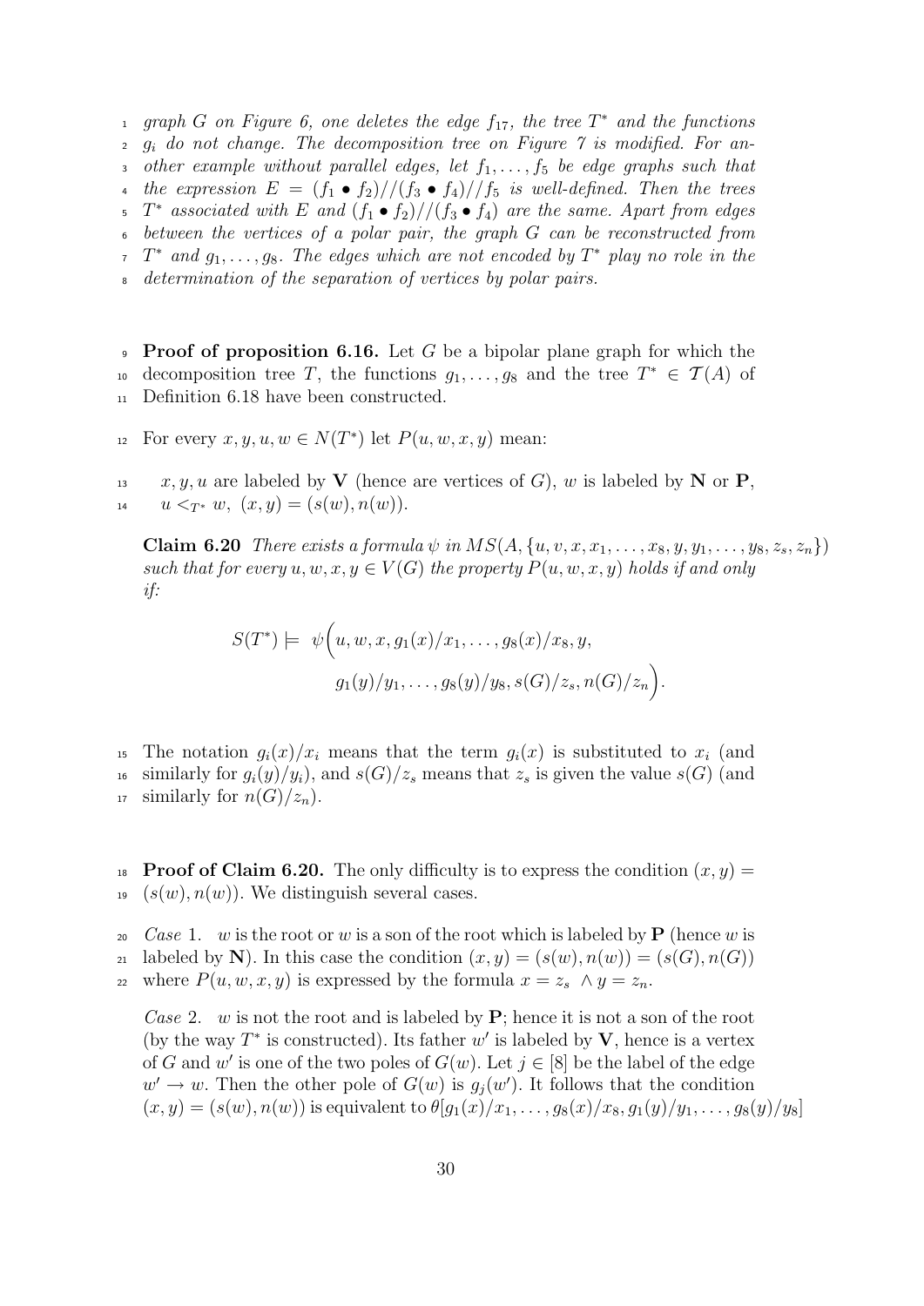*graph G on Figure 6, one deletes the edge $f_{17}$, the tree $T^*$ and the functions $g_i$ do not change. The decomposition tree on Figure 7 is modified. For another example without parallel edges, let $f_1, \ldots, f_5$ be edge graphs such that the expression $E = (f_1 \bullet f_2)//(f_3 \bullet f_4)//f_5$ is well-defined. Then the trees $T^*$ associated with $E$ and $(f_1 \bullet f_2)//(f_3 \bullet f_4)$ are the same. Apart from edges between the vertices of a polar pair, the graph G can be reconstructed from $T^*$ and $g_1, \ldots, g_8$. The edges which are not encoded by $T^*$ play no role in the determination of the separation of vertices by polar pairs.*

**Proof of proposition 6.16.** Let $G$ be a bipolar plane graph for which the decomposition tree $T$, the functions $g_1, \ldots, g_8$ and the tree $T^* \in \mathcal{T}(A)$ of Definition 6.18 have been constructed.

For every $x, y, u, w \in N(T^*)$ let $P(u, w, x, y)$ mean:

$x, y, u$ are labeled by $\mathbf{V}$ (hence are vertices of $G$), $w$ is labeled by $\mathbf{N}$ or $\mathbf{P}$, $u <_{T^*} w$, $(x, y) = (s(w), n(w))$.

**Claim 6.20** *There exists a formula $\psi$ in $MS(A, \{u, v, x, x_1, \ldots, x_8, y, y_1, \ldots, y_8, z_s, z_n\})$ such that for every $u, w, x, y \in V(G)$ the property $P(u, w, x, y)$ holds if and only if:*

$$S(T^*) \models \psi\Big(u, w, x, g_1(x)/x_1, \ldots, g_8(x)/x_8, y, g_1(y)/y_1, \ldots, g_8(y)/y_8, s(G)/z_s, n(G)/z_n\Big).$$

The notation $g_i(x)/x_i$ means that the term $g_i(x)$ is substituted to $x_i$ (and similarly for $g_i(y)/y_i$), and $s(G)/z_s$ means that $z_s$ is given the value $s(G)$ (and similarly for $n(G)/z_n$).

**Proof of Claim 6.20.** The only difficulty is to express the condition $(x, y) = (s(w), n(w))$. We distinguish several cases.

*Case* 1. $w$ is the root or $w$ is a son of the root which is labeled by $\mathbf{P}$ (hence $w$ is labeled by $\mathbf{N}$). In this case the condition $(x, y) = (s(w), n(w)) = (s(G), n(G))$ where $P(u, w, x, y)$ is expressed by the formula $x = z_s \wedge y = z_n$.

*Case* 2. $w$ is not the root and is labeled by $\mathbf{P}$; hence it is not a son of the root (by the way $T^*$ is constructed). Its father $w'$ is labeled by $\mathbf{V}$, hence is a vertex of $G$ and $w'$ is one of the two poles of $G(w)$. Let $j \in [8]$ be the label of the edge $w' \to w$. Then the other pole of $G(w)$ is $g_j(w')$. It follows that the condition $(x, y) = (s(w), n(w))$ is equivalent to $\theta[g_1(x)/x_1, \ldots, g_8(x)/x_8, g_1(y)/y_1, \ldots, g_8(y)/y_8]$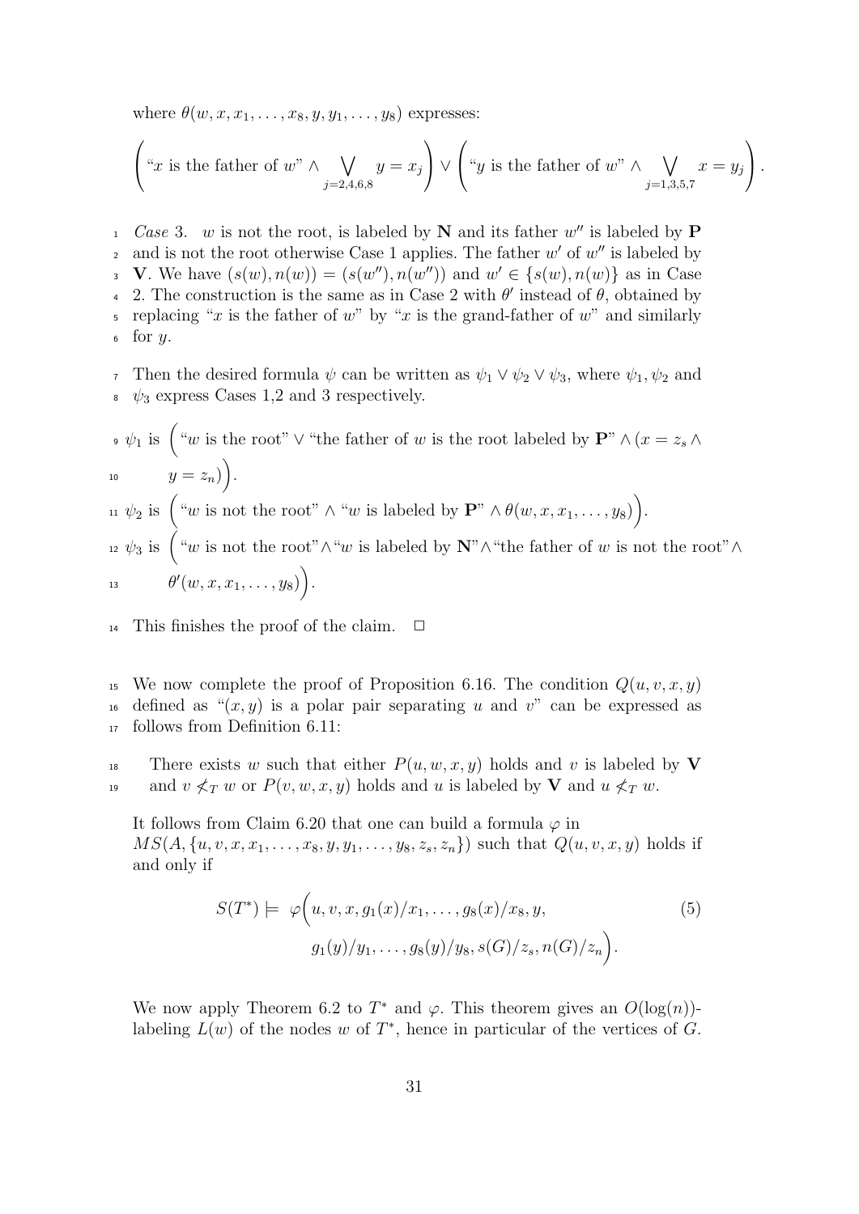where $\theta(w, x, x_1, \ldots, x_8, y, y_1, \ldots, y_8)$ expresses:

$$\left(\text{“}x \text{ is the father of } w\text{”} \wedge \bigvee_{j=2,4,6,8} y = x_j\right) \vee \left(\text{“}y \text{ is the father of } w\text{”} \wedge \bigvee_{j=1,3,5,7} x = y_j\right).$$

*Case* 3. $w$ is not the root, is labeled by $\mathbf{N}$ and its father $w''$ is labeled by $\mathbf{P}$ and is not the root otherwise Case 1 applies. The father $w'$ of $w''$ is labeled by $\mathbf{V}$. We have $(s(w), n(w)) = (s(w''), n(w''))$ and $w' \in \{s(w), n(w)\}$ as in Case 2. The construction is the same as in Case 2 with $\theta'$ instead of $\theta$, obtained by replacing “$x$ is the father of $w$” by “$x$ is the grand-father of $w$” and similarly for $y$.

Then the desired formula $\psi$ can be written as $\psi_1 \vee \psi_2 \vee \psi_3$, where $\psi_1, \psi_2$ and $\psi_3$ express Cases 1,2 and 3 respectively.

$\psi_1$ is $\Big(\text{“}w \text{ is the root”} \vee \text{“the father of } w \text{ is the root labeled by } \mathbf{P}\text{”} \wedge (x = z_s \wedge y = z_n)\Big)$.

$\psi_2$ is $\Big(\text{“}w \text{ is not the root”} \wedge \text{“}w \text{ is labeled by } \mathbf{P}\text{”} \wedge \theta(w, x, x_1, \ldots, y_8)\Big)$.

$\psi_3$ is $\Big(\text{“}w \text{ is not the root”} \wedge \text{“}w \text{ is labeled by } \mathbf{N}\text{”} \wedge \text{“the father of } w \text{ is not the root”} \wedge \theta'(w, x, x_1, \ldots, y_8)\Big)$.

This finishes the proof of the claim. $\square$

We now complete the proof of Proposition 6.16. The condition $Q(u, v, x, y)$ defined as “$(x, y)$ is a polar pair separating $u$ and $v$” can be expressed as follows from Definition 6.11:

There exists $w$ such that either $P(u, w, x, y)$ holds and $v$ is labeled by $\mathbf{V}$ and $v \not<_T w$ or $P(v, w, x, y)$ holds and $u$ is labeled by $\mathbf{V}$ and $u \not<_T w$.

It follows from Claim 6.20 that one can build a formula $\varphi$ in $MS(A, \{u, v, x, x_1, \ldots, x_8, y, y_1, \ldots, y_8, z_s, z_n\})$ such that $Q(u, v, x, y)$ holds if and only if

$$S(T^*) \models \varphi\Big(u, v, x, g_1(x)/x_1, \ldots, g_8(x)/x_8, y, g_1(y)/y_1, \ldots, g_8(y)/y_8, s(G)/z_s, n(G)/z_n\Big). \tag{5}$$

We now apply Theorem 6.2 to $T^*$ and $\varphi$. This theorem gives an $O(\log(n))$-labeling $L(w)$ of the nodes $w$ of $T^*$, hence in particular of the vertices of $G$.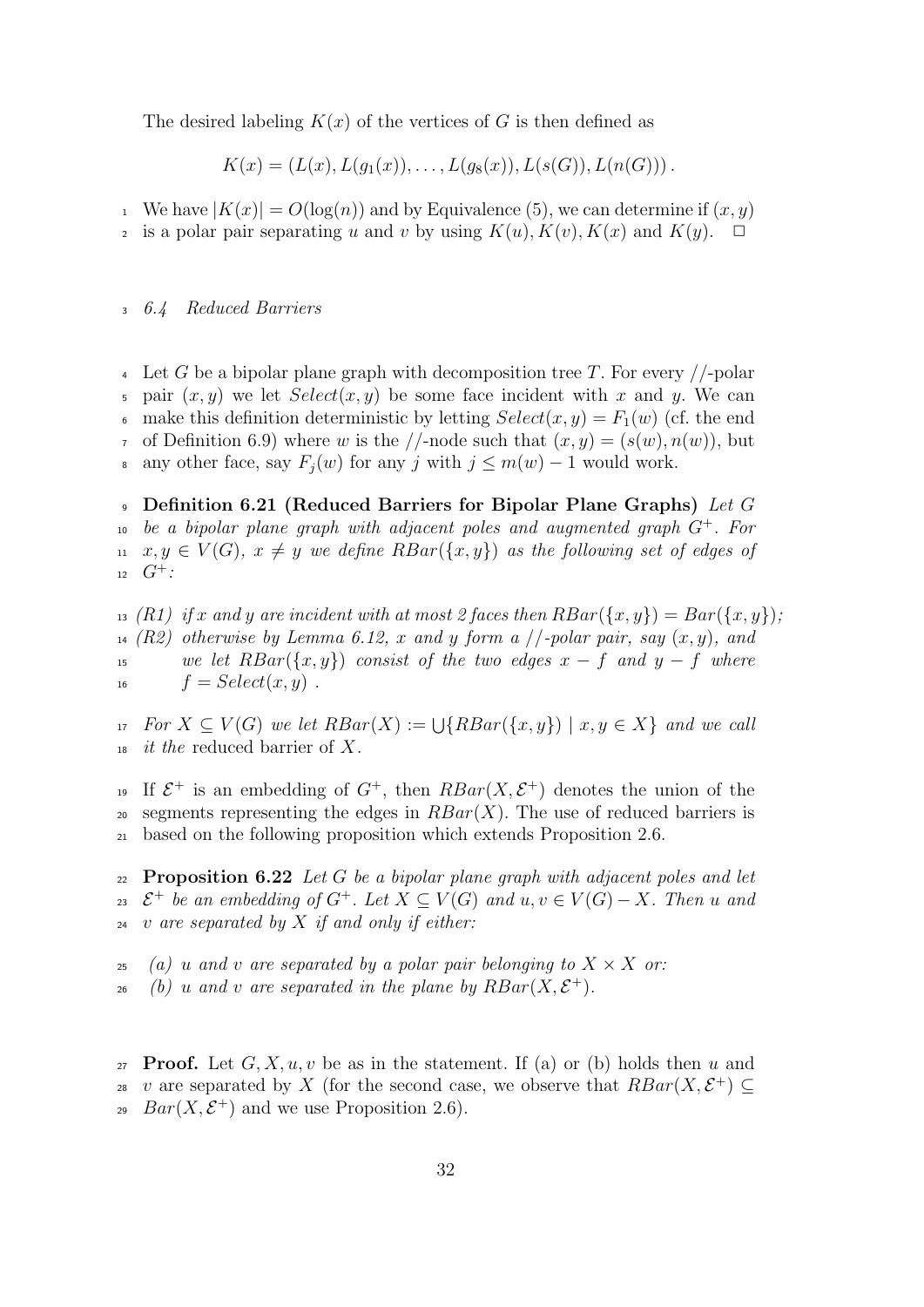The desired labeling $K(x)$ of the vertices of $G$ is then defined as

$$K(x) = (L(x), L(g_1(x)), \ldots, L(g_8(x)), L(s(G)), L(n(G)))\,.$$

We have $|K(x)| = O(\log(n))$ and by Equivalence (5), we can determine if $(x, y)$ is a polar pair separating $u$ and $v$ by using $K(u), K(v), K(x)$ and $K(y)$. $\square$

### 6.4 Reduced Barriers

Let $G$ be a bipolar plane graph with decomposition tree $T$. For every $//$-polar pair $(x, y)$ we let $Select(x, y)$ be some face incident with $x$ and $y$. We can make this definition deterministic by letting $Select(x, y) = F_1(w)$ (cf. the end of Definition 6.9) where $w$ is the $//$-node such that $(x, y) = (s(w), n(w))$, but any other face, say $F_j(w)$ for any $j$ with $j \leq m(w) - 1$ would work.

**Definition 6.21 (Reduced Barriers for Bipolar Plane Graphs)** *Let $G$ be a bipolar plane graph with adjacent poles and augmented graph $G^+$. For $x, y \in V(G)$, $x \neq y$ we define $RBar(\{x, y\})$ as the following set of edges of $G^+$:*

*(R1) if $x$ and $y$ are incident with at most 2 faces then $RBar(\{x, y\}) = Bar(\{x, y\})$;*
*(R2) otherwise by Lemma 6.12, $x$ and $y$ form a $//$-polar pair, say $(x, y)$, and we let $RBar(\{x, y\})$ consist of the two edges $x - f$ and $y - f$ where $f = Select(x, y)$ .*

*For $X \subseteq V(G)$ we let $RBar(X) := \bigcup\{RBar(\{x, y\}) \mid x, y \in X\}$ and we call it the* reduced barrier *of $X$.*

If $\mathcal{E}^+$ is an embedding of $G^+$, then $RBar(X, \mathcal{E}^+)$ denotes the union of the segments representing the edges in $RBar(X)$. The use of reduced barriers is based on the following proposition which extends Proposition 2.6.

**Proposition 6.22** *Let $G$ be a bipolar plane graph with adjacent poles and let $\mathcal{E}^+$ be an embedding of $G^+$. Let $X \subseteq V(G)$ and $u, v \in V(G) - X$. Then $u$ and $v$ are separated by $X$ if and only if either:*

*(a) $u$ and $v$ are separated by a polar pair belonging to $X \times X$ or:*
*(b) $u$ and $v$ are separated in the plane by $RBar(X, \mathcal{E}^+)$.*

**Proof.** Let $G, X, u, v$ be as in the statement. If (a) or (b) holds then $u$ and $v$ are separated by $X$ (for the second case, we observe that $RBar(X, \mathcal{E}^+) \subseteq Bar(X, \mathcal{E}^+)$ and we use Proposition 2.6).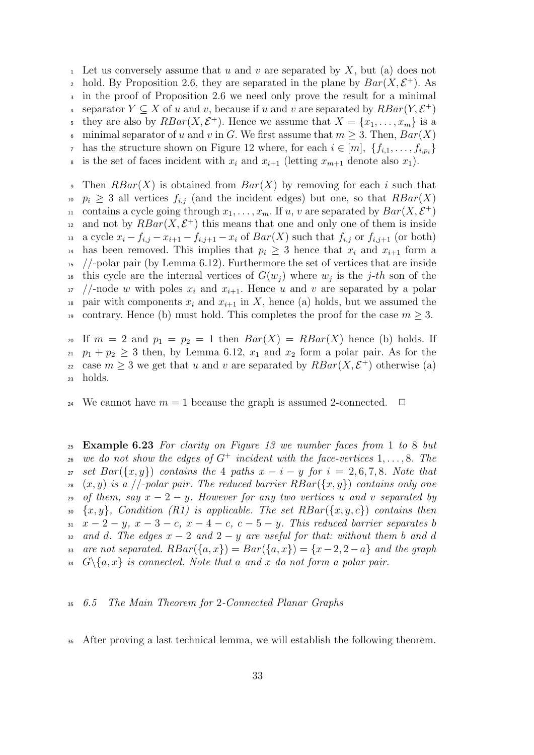Let us conversely assume that $u$ and $v$ are separated by $X$, but (a) does not hold. By Proposition 2.6, they are separated in the plane by $Bar(X, \mathcal{E}^+)$. As in the proof of Proposition 2.6 we need only prove the result for a minimal separator $Y \subseteq X$ of $u$ and $v$, because if $u$ and $v$ are separated by $RBar(Y, \mathcal{E}^+)$ they are also by $RBar(X, \mathcal{E}^+)$. Hence we assume that $X = \{x_1, \ldots, x_m\}$ is a minimal separator of $u$ and $v$ in $G$. We first assume that $m \geq 3$. Then, $Bar(X)$ has the structure shown on Figure 12 where, for each $i \in [m]$, $\{f_{i,1}, \ldots, f_{i,p_i}\}$ is the set of faces incident with $x_i$ and $x_{i+1}$ (letting $x_{m+1}$ denote also $x_1$).

Then $RBar(X)$ is obtained from $Bar(X)$ by removing for each $i$ such that $p_i \geq 3$ all vertices $f_{i,j}$ (and the incident edges) but one, so that $RBar(X)$ contains a cycle going through $x_1, \ldots, x_m$. If $u$, $v$ are separated by $Bar(X, \mathcal{E}^+)$ and not by $RBar(X, \mathcal{E}^+)$ this means that one and only one of them is inside a cycle $x_i - f_{i,j} - x_{i+1} - f_{i,j+1} - x_i$ of $Bar(X)$ such that $f_{i,j}$ or $f_{i,j+1}$ (or both) has been removed. This implies that $p_i \geq 3$ hence that $x_i$ and $x_{i+1}$ form a //-polar pair (by Lemma 6.12). Furthermore the set of vertices that are inside this cycle are the internal vertices of $G(w_j)$ where $w_j$ is the $j$-$th$ son of the //-node $w$ with poles $x_i$ and $x_{i+1}$. Hence $u$ and $v$ are separated by a polar pair with components $x_i$ and $x_{i+1}$ in $X$, hence (a) holds, but we assumed the contrary. Hence (b) must hold. This completes the proof for the case $m \geq 3$.

If $m = 2$ and $p_1 = p_2 = 1$ then $Bar(X) = RBar(X)$ hence (b) holds. If $p_1 + p_2 \geq 3$ then, by Lemma 6.12, $x_1$ and $x_2$ form a polar pair. As for the case $m \geq 3$ we get that $u$ and $v$ are separated by $RBar(X, \mathcal{E}^+)$ otherwise (a) holds.

We cannot have $m = 1$ because the graph is assumed 2-connected. $\square$

**Example 6.23** *For clarity on Figure 13 we number faces from 1 to 8 but we do not show the edges of $G^+$ incident with the face-vertices $1, \ldots, 8$. The set $Bar(\{x, y\})$ contains the 4 paths $x - i - y$ for $i = 2, 6, 7, 8$. Note that $(x, y)$ is a //-polar pair. The reduced barrier $RBar(\{x, y\})$ contains only one of them, say $x - 2 - y$. However for any two vertices $u$ and $v$ separated by $\{x, y\}$, Condition (R1) is applicable. The set $RBar(\{x, y, c\})$ contains then $x - 2 - y$, $x - 3 - c$, $x - 4 - c$, $c - 5 - y$. This reduced barrier separates $b$ and $d$. The edges $x - 2$ and $2 - y$ are useful for that: without them $b$ and $d$ are not separated. $RBar(\{a, x\}) = Bar(\{a, x\}) = \{x - 2, 2 - a\}$ and the graph $G \backslash \{a, x\}$ is connected. Note that $a$ and $x$ do not form a polar pair.*

### *6.5 The Main Theorem for 2-Connected Planar Graphs*

After proving a last technical lemma, we will establish the following theorem.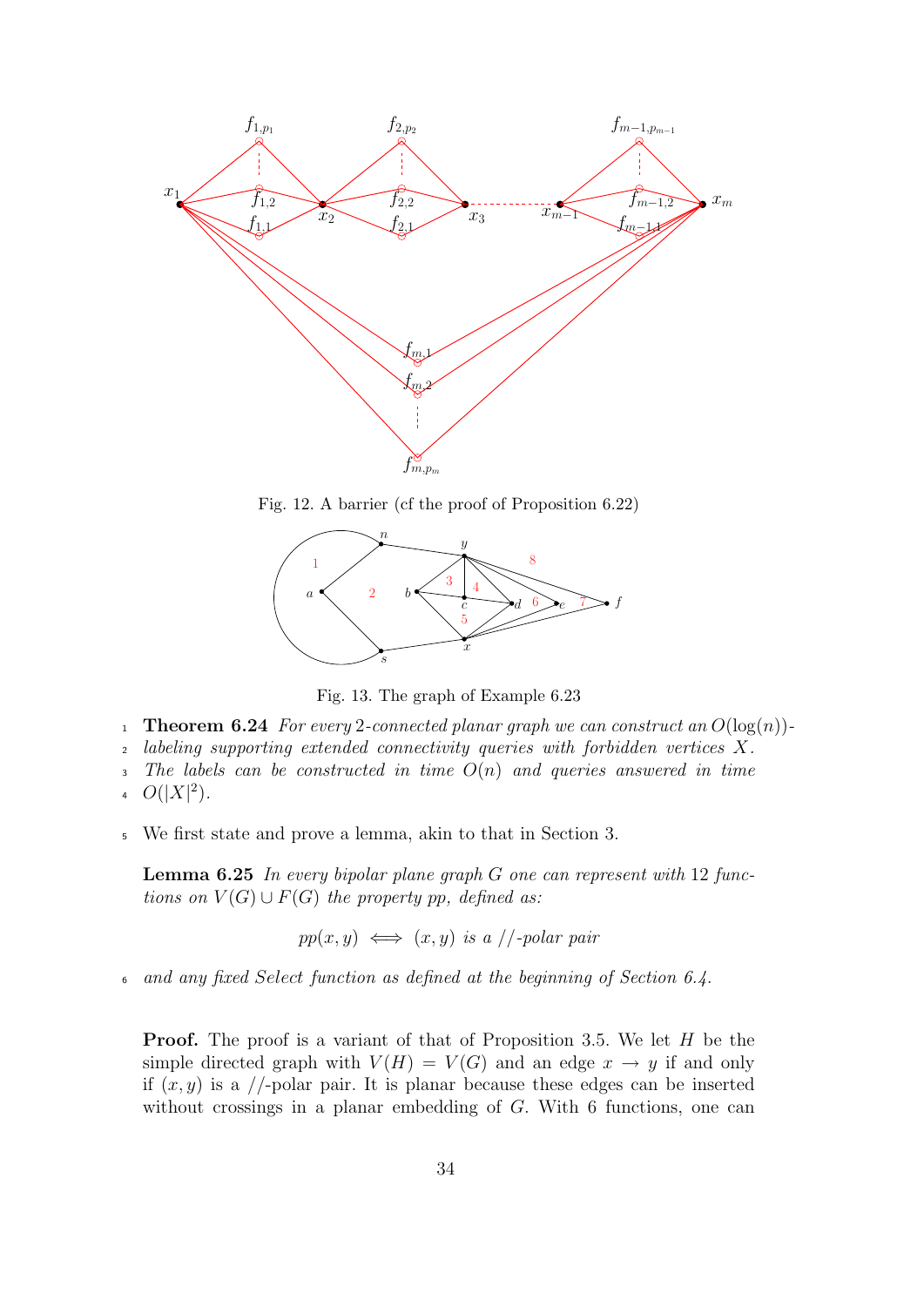Fig. 12. A barrier (cf the proof of Proposition 6.22)

Fig. 13. The graph of Example 6.23

**Theorem 6.24** *For every 2-connected planar graph we can construct an $O(\log(n))$-labeling supporting extended connectivity queries with forbidden vertices $X$. The labels can be constructed in time $O(n)$ and queries answered in time $O(|X|^2)$.*

We first state and prove a lemma, akin to that in Section 3.

**Lemma 6.25** *In every bipolar plane graph $G$ one can represent with 12 functions on $V(G) \cup F(G)$ the property pp, defined as:*

$$pp(x, y) \iff (x, y) \text{ is a //-polar pair}$$

*and any fixed Select function as defined at the beginning of Section 6.4.*

**Proof.** The proof is a variant of that of Proposition 3.5. We let $H$ be the simple directed graph with $V(H) = V(G)$ and an edge $x \to y$ if and only if $(x, y)$ is a //-polar pair. It is planar because these edges can be inserted without crossings in a planar embedding of $G$. With 6 functions, one can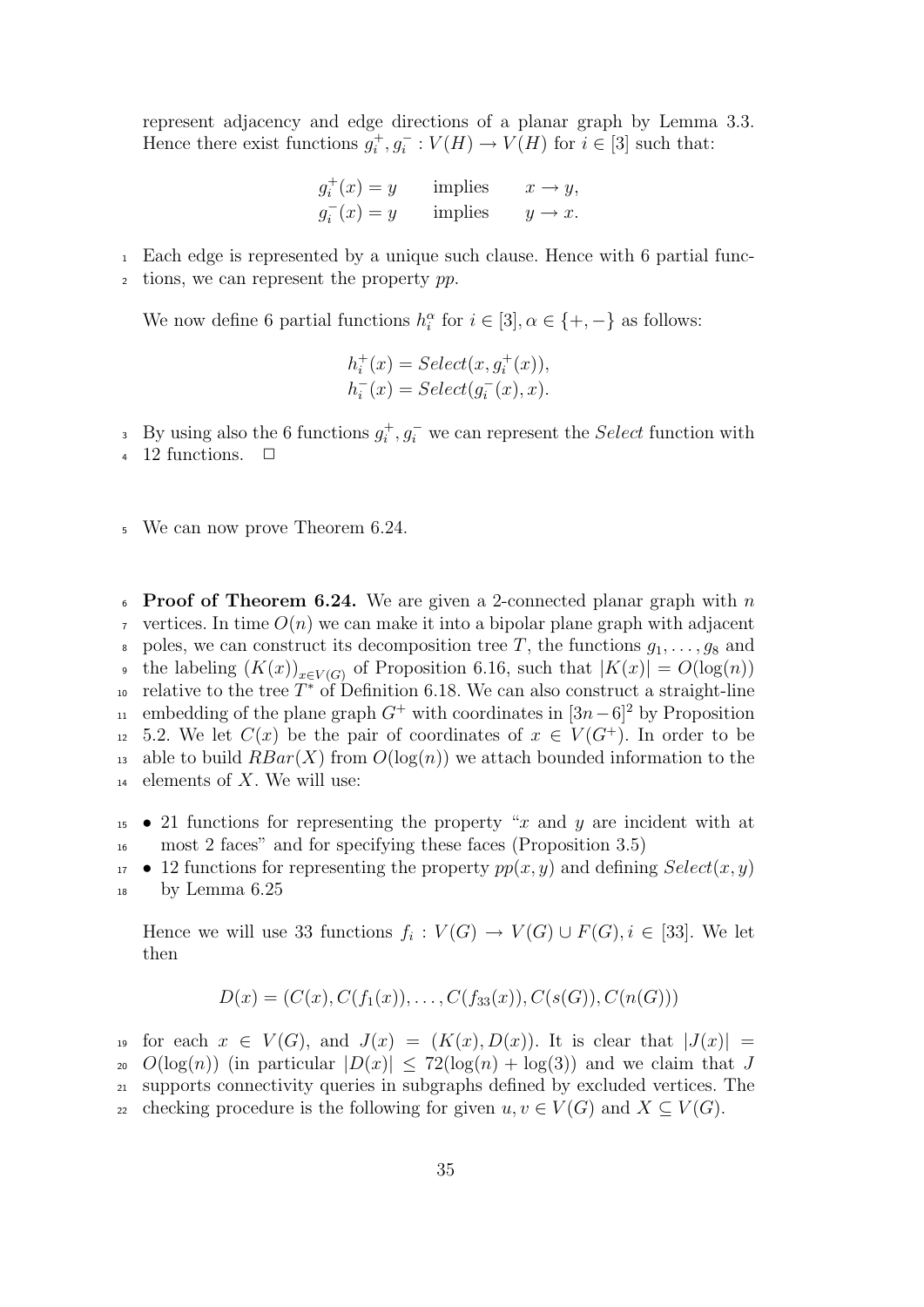represent adjacency and edge directions of a planar graph by Lemma 3.3. Hence there exist functions $g_i^+, g_i^- : V(H) \to V(H)$ for $i \in [3]$ such that:

$$
\begin{aligned}
g_i^+(x) = y &\quad \text{implies} \quad x \to y, \\
g_i^-(x) = y &\quad \text{implies} \quad y \to x.
\end{aligned}
$$

Each edge is represented by a unique such clause. Hence with 6 partial functions, we can represent the property *pp*.

We now define 6 partial functions $h_i^\alpha$ for $i \in [3], \alpha \in \{+, -\}$ as follows:

$$
\begin{aligned}
h_i^+(x) &= Select(x, g_i^+(x)), \\
h_i^-(x) &= Select(g_i^-(x), x).
\end{aligned}
$$

By using also the 6 functions $g_i^+, g_i^-$ we can represent the *Select* function with 12 functions. □

We can now prove Theorem 6.24.

**Proof of Theorem 6.24.** We are given a 2-connected planar graph with $n$ vertices. In time $O(n)$ we can make it into a bipolar plane graph with adjacent poles, we can construct its decomposition tree $T$, the functions $g_1, \ldots, g_8$ and the labeling $(K(x))_{x \in V(G)}$ of Proposition 6.16, such that $|K(x)| = O(\log(n))$ relative to the tree $T^*$ of Definition 6.18. We can also construct a straight-line embedding of the plane graph $G^+$ with coordinates in $[3n-6]^2$ by Proposition 5.2. We let $C(x)$ be the pair of coordinates of $x \in V(G^+)$. In order to be able to build $RBar(X)$ from $O(\log(n))$ we attach bounded information to the elements of $X$. We will use:

- 21 functions for representing the property "$x$ and $y$ are incident with at most 2 faces" and for specifying these faces (Proposition 3.5)
- 12 functions for representing the property $pp(x, y)$ and defining $Select(x, y)$ by Lemma 6.25

Hence we will use 33 functions $f_i : V(G) \to V(G) \cup F(G), i \in [33]$. We let then

$$D(x) = (C(x), C(f_1(x)), \ldots, C(f_{33}(x)), C(s(G)), C(n(G)))$$

for each $x \in V(G)$, and $J(x) = (K(x), D(x))$. It is clear that $|J(x)| = O(\log(n))$ (in particular $|D(x)| \leq 72(\log(n) + \log(3))$ and we claim that $J$ supports connectivity queries in subgraphs defined by excluded vertices. The checking procedure is the following for given $u, v \in V(G)$ and $X \subseteq V(G)$.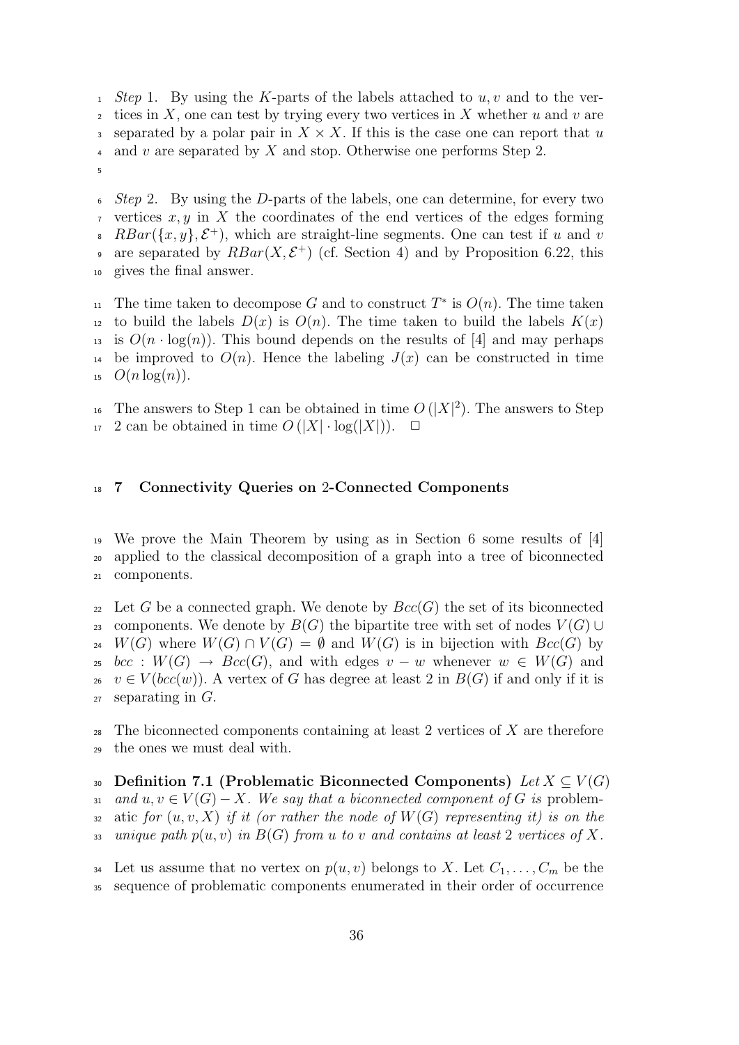*Step* 1. By using the $K$-parts of the labels attached to $u, v$ and to the vertices in $X$, one can test by trying every two vertices in $X$ whether $u$ and $v$ are separated by a polar pair in $X \times X$. If this is the case one can report that $u$ and $v$ are separated by $X$ and stop. Otherwise one performs Step 2.

*Step* 2. By using the $D$-parts of the labels, one can determine, for every two vertices $x, y$ in $X$ the coordinates of the end vertices of the edges forming $RBar(\{x, y\}, \mathcal{E}^+)$, which are straight-line segments. One can test if $u$ and $v$ are separated by $RBar(X, \mathcal{E}^+)$ (cf. Section 4) and by Proposition 6.22, this gives the final answer.

The time taken to decompose $G$ and to construct $T^*$ is $O(n)$. The time taken to build the labels $D(x)$ is $O(n)$. The time taken to build the labels $K(x)$ is $O(n \cdot \log(n))$. This bound depends on the results of [4] and may perhaps be improved to $O(n)$. Hence the labeling $J(x)$ can be constructed in time $O(n \log(n))$.

The answers to Step 1 can be obtained in time $O(|X|^2)$. The answers to Step 2 can be obtained in time $O(|X| \cdot \log(|X|))$. $\square$

## 7 Connectivity Queries on 2-Connected Components

We prove the Main Theorem by using as in Section 6 some results of [4] applied to the classical decomposition of a graph into a tree of biconnected components.

Let $G$ be a connected graph. We denote by $Bcc(G)$ the set of its biconnected components. We denote by $B(G)$ the bipartite tree with set of nodes $V(G) \cup W(G)$ where $W(G) \cap V(G) = \emptyset$ and $W(G)$ is in bijection with $Bcc(G)$ by $bcc : W(G) \to Bcc(G)$, and with edges $v - w$ whenever $w \in W(G)$ and $v \in V(bcc(w))$. A vertex of $G$ has degree at least 2 in $B(G)$ if and only if it is separating in $G$.

The biconnected components containing at least 2 vertices of $X$ are therefore the ones we must deal with.

**Definition 7.1 (Problematic Biconnected Components)** *Let $X \subseteq V(G)$ and $u, v \in V(G) - X$. We say that a biconnected component of $G$ is* problematic *for $(u, v, X)$ if it (or rather the node of $W(G)$ representing it) is on the unique path $p(u, v)$ in $B(G)$ from $u$ to $v$ and contains at least 2 vertices of $X$.*

Let us assume that no vertex on $p(u, v)$ belongs to $X$. Let $C_1, \ldots, C_m$ be the sequence of problematic components enumerated in their order of occurrence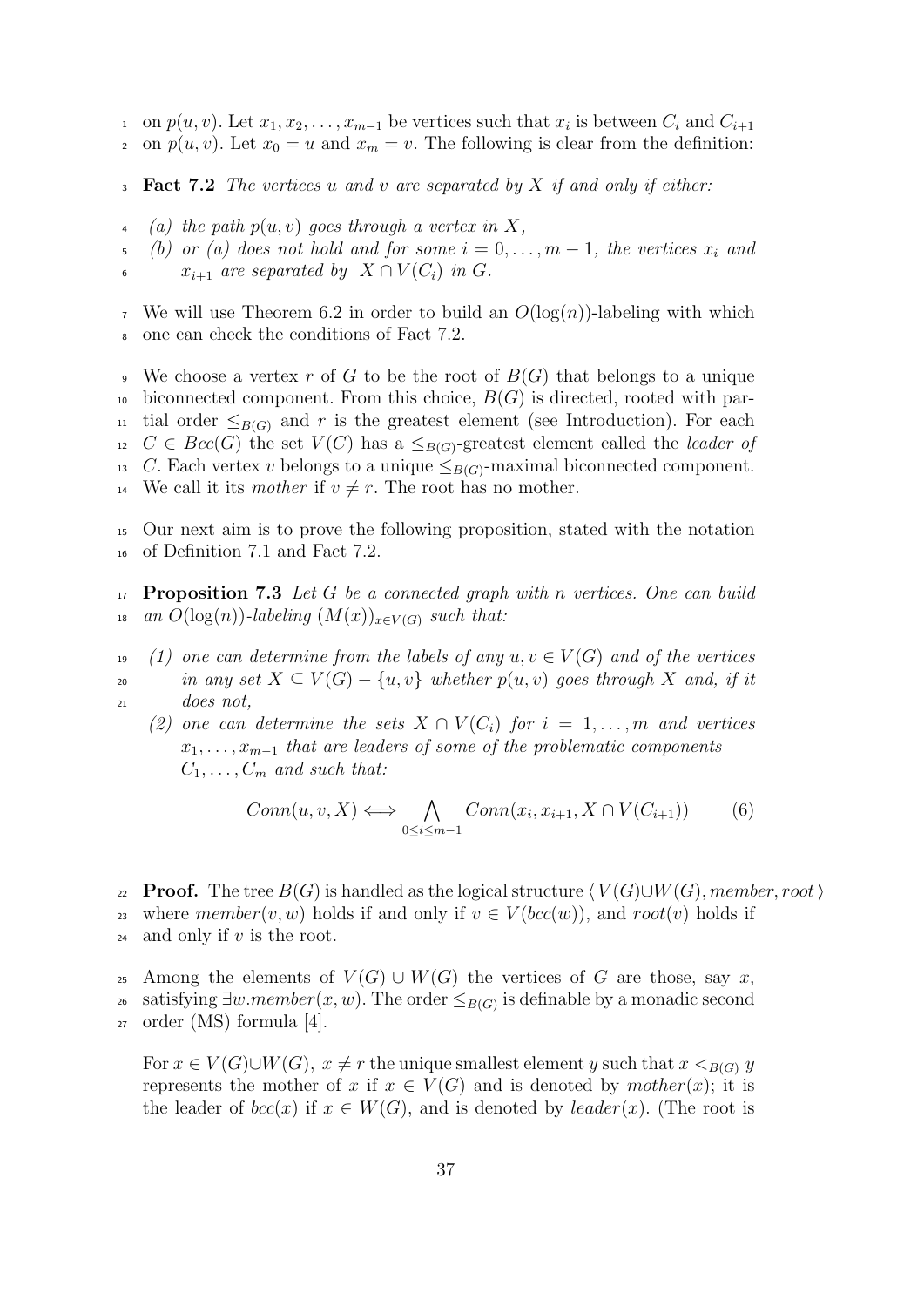on $p(u,v)$. Let $x_1, x_2, \ldots, x_{m-1}$ be vertices such that $x_i$ is between $C_i$ and $C_{i+1}$ on $p(u,v)$. Let $x_0 = u$ and $x_m = v$. The following is clear from the definition:

**Fact 7.2** *The vertices $u$ and $v$ are separated by $X$ if and only if either:*

*(a) the path $p(u,v)$ goes through a vertex in $X$,*

*(b) or (a) does not hold and for some $i = 0, \ldots, m-1$, the vertices $x_i$ and $x_{i+1}$ are separated by $X \cap V(C_i)$ in $G$.*

We will use Theorem 6.2 in order to build an $O(\log(n))$-labeling with which one can check the conditions of Fact 7.2.

We choose a vertex $r$ of $G$ to be the root of $B(G)$ that belongs to a unique biconnected component. From this choice, $B(G)$ is directed, rooted with partial order $\leq_{B(G)}$ and $r$ is the greatest element (see Introduction). For each $C \in Bcc(G)$ the set $V(C)$ has a $\leq_{B(G)}$-greatest element called the *leader of* $C$. Each vertex $v$ belongs to a unique $\leq_{B(G)}$-maximal biconnected component. We call it its *mother* if $v \neq r$. The root has no mother.

Our next aim is to prove the following proposition, stated with the notation of Definition 7.1 and Fact 7.2.

**Proposition 7.3** *Let $G$ be a connected graph with $n$ vertices. One can build an $O(\log(n))$-labeling $(M(x))_{x \in V(G)}$ such that:*

*(1) one can determine from the labels of any $u, v \in V(G)$ and of the vertices in any set $X \subseteq V(G) - \{u,v\}$ whether $p(u,v)$ goes through $X$ and, if it does not,*

*(2) one can determine the sets $X \cap V(C_i)$ for $i = 1, \ldots, m$ and vertices $x_1, \ldots, x_{m-1}$ that are leaders of some of the problematic components $C_1, \ldots, C_m$ and such that:*

$$Conn(u,v,X) \Longleftrightarrow \bigwedge_{0 \leq i \leq m-1} Conn(x_i, x_{i+1}, X \cap V(C_{i+1})) \qquad (6)$$

**Proof.** The tree $B(G)$ is handled as the logical structure $\langle V(G) \cup W(G), member, root \rangle$ where $member(v,w)$ holds if and only if $v \in V(bcc(w))$, and $root(v)$ holds if and only if $v$ is the root.

Among the elements of $V(G) \cup W(G)$ the vertices of $G$ are those, say $x$, satisfying $\exists w.member(x,w)$. The order $\leq_{B(G)}$ is definable by a monadic second order (MS) formula [4].

For $x \in V(G) \cup W(G)$, $x \neq r$ the unique smallest element $y$ such that $x <_{B(G)} y$ represents the mother of $x$ if $x \in V(G)$ and is denoted by $mother(x)$; it is the leader of $bcc(x)$ if $x \in W(G)$, and is denoted by $leader(x)$. (The root is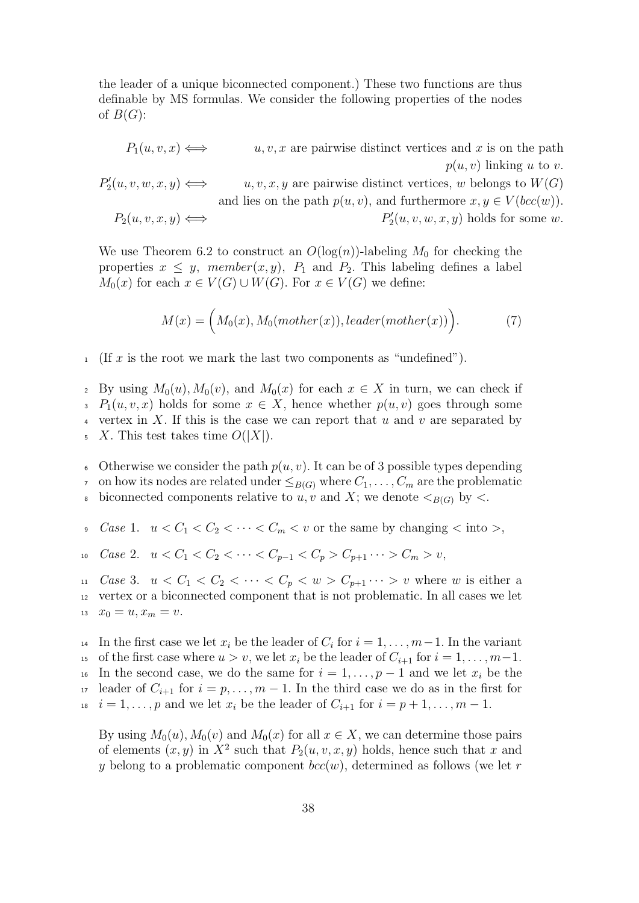the leader of a unique biconnected component.) These two functions are thus definable by MS formulas. We consider the following properties of the nodes of $B(G)$:

$$P_1(u,v,x) \iff u,v,x \text{ are pairwise distinct vertices and } x \text{ is on the path } p(u,v) \text{ linking } u \text{ to } v.$$

$$P_2'(u,v,w,x,y) \iff u,v,x,y \text{ are pairwise distinct vertices, } w \text{ belongs to } W(G) \text{ and lies on the path } p(u,v), \text{ and furthermore } x,y \in V(bcc(w)).$$

$$P_2(u,v,x,y) \iff P_2'(u,v,w,x,y) \text{ holds for some } w.$$

We use Theorem 6.2 to construct an $O(\log(n))$-labeling $M_0$ for checking the properties $x \leq y$, $member(x,y)$, $P_1$ and $P_2$. This labeling defines a label $M_0(x)$ for each $x \in V(G) \cup W(G)$. For $x \in V(G)$ we define:

$$M(x) = \Big(M_0(x), M_0(mother(x)), leader(mother(x))\Big). \tag{7}$$

(If $x$ is the root we mark the last two components as "undefined").

By using $M_0(u), M_0(v)$, and $M_0(x)$ for each $x \in X$ in turn, we can check if $P_1(u,v,x)$ holds for some $x \in X$, hence whether $p(u,v)$ goes through some vertex in $X$. If this is the case we can report that $u$ and $v$ are separated by $X$. This test takes time $O(|X|)$.

Otherwise we consider the path $p(u,v)$. It can be of 3 possible types depending on how its nodes are related under $\leq_{B(G)}$ where $C_1, \ldots, C_m$ are the problematic biconnected components relative to $u, v$ and $X$; we denote $<_{B(G)}$ by $<$.

*Case* 1. $u < C_1 < C_2 < \cdots < C_m < v$ or the same by changing $<$ into $>$,

*Case* 2. $u < C_1 < C_2 < \cdots < C_{p-1} < C_p > C_{p+1} \cdots > C_m > v$,

*Case* 3. $u < C_1 < C_2 < \cdots < C_p < w > C_{p+1} \cdots > v$ where $w$ is either a vertex or a biconnected component that is not problematic. In all cases we let $x_0 = u, x_m = v$.

In the first case we let $x_i$ be the leader of $C_i$ for $i = 1, \ldots, m-1$. In the variant of the first case where $u > v$, we let $x_i$ be the leader of $C_{i+1}$ for $i = 1, \ldots, m-1$. In the second case, we do the same for $i = 1, \ldots, p-1$ and we let $x_i$ be the leader of $C_{i+1}$ for $i = p, \ldots, m-1$. In the third case we do as in the first for $i = 1, \ldots, p$ and we let $x_i$ be the leader of $C_{i+1}$ for $i = p+1, \ldots, m-1$.

By using $M_0(u)$, $M_0(v)$ and $M_0(x)$ for all $x \in X$, we can determine those pairs of elements $(x,y)$ in $X^2$ such that $P_2(u,v,x,y)$ holds, hence such that $x$ and $y$ belong to a problematic component $bcc(w)$, determined as follows (we let $r$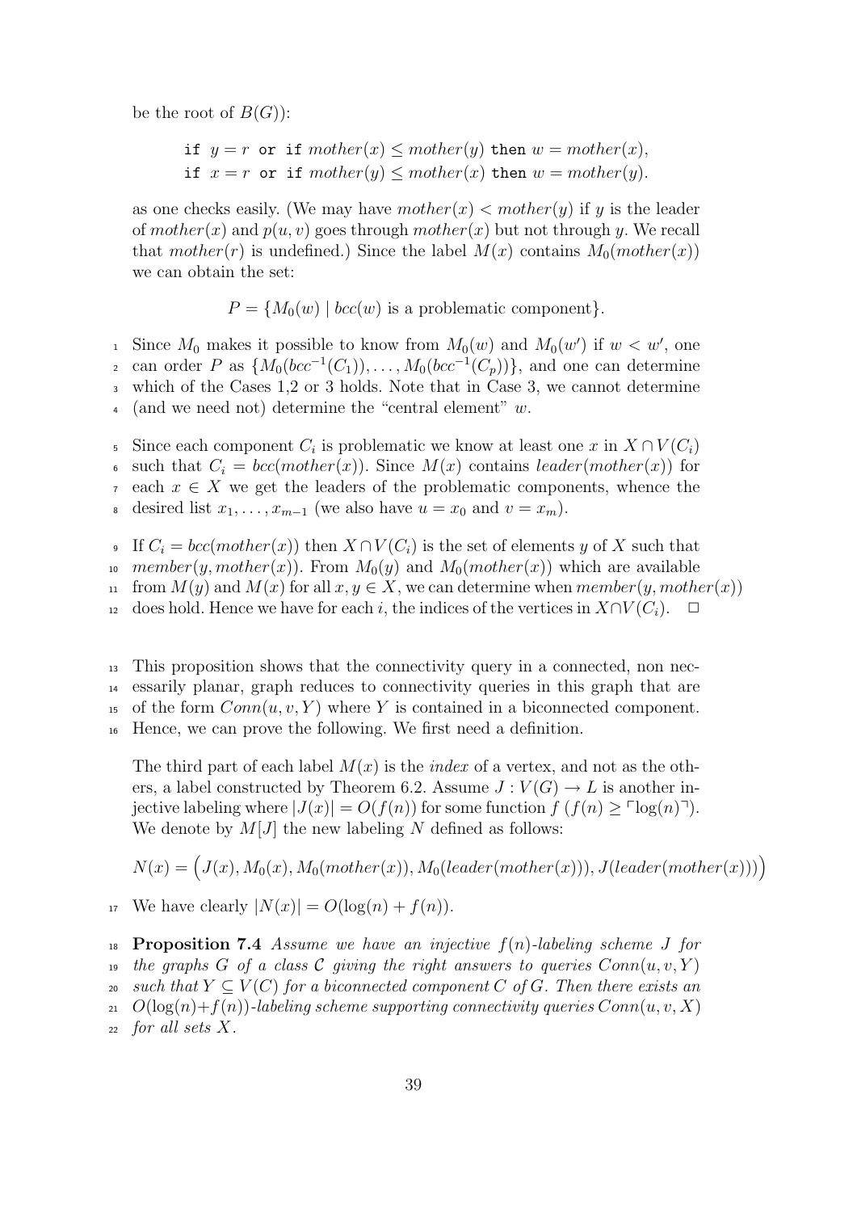be the root of $B(G)$):

$$\texttt{if } y = r \texttt{ or if } mother(x) \leq mother(y) \texttt{ then } w = mother(x),$$
$$\texttt{if } x = r \texttt{ or if } mother(y) \leq mother(x) \texttt{ then } w = mother(y).$$

as one checks easily. (We may have $mother(x) < mother(y)$ if $y$ is the leader of $mother(x)$ and $p(u,v)$ goes through $mother(x)$ but not through $y$. We recall that $mother(r)$ is undefined.) Since the label $M(x)$ contains $M_0(mother(x))$ we can obtain the set:

$$P = \{M_0(w) \mid bcc(w) \text{ is a problematic component}\}.$$

Since $M_0$ makes it possible to know from $M_0(w)$ and $M_0(w')$ if $w < w'$, one can order $P$ as $\{M_0(bcc^{-1}(C_1)), \ldots, M_0(bcc^{-1}(C_p))\}$, and one can determine which of the Cases 1,2 or 3 holds. Note that in Case 3, we cannot determine (and we need not) determine the "central element" $w$.

Since each component $C_i$ is problematic we know at least one $x$ in $X \cap V(C_i)$ such that $C_i = bcc(mother(x))$. Since $M(x)$ contains $leader(mother(x))$ for each $x \in X$ we get the leaders of the problematic components, whence the desired list $x_1, \ldots, x_{m-1}$ (we also have $u = x_0$ and $v = x_m$).

If $C_i = bcc(mother(x))$ then $X \cap V(C_i)$ is the set of elements $y$ of $X$ such that $member(y, mother(x))$. From $M_0(y)$ and $M_0(mother(x))$ which are available from $M(y)$ and $M(x)$ for all $x, y \in X$, we can determine when $member(y, mother(x))$ does hold. Hence we have for each $i$, the indices of the vertices in $X \cap V(C_i)$. $\square$

This proposition shows that the connectivity query in a connected, non necessarily planar, graph reduces to connectivity queries in this graph that are of the form $Conn(u, v, Y)$ where $Y$ is contained in a biconnected component. Hence, we can prove the following. We first need a definition.

The third part of each label $M(x)$ is the *index* of a vertex, and not as the others, a label constructed by Theorem 6.2. Assume $J : V(G) \to L$ is another injective labeling where $|J(x)| = O(f(n))$ for some function $f$ ($f(n) \geq \ulcorner \log(n) \urcorner$). We denote by $M[J]$ the new labeling $N$ defined as follows:

$$N(x) = \big(J(x), M_0(x), M_0(mother(x)), M_0(leader(mother(x))), J(leader(mother(x)))\big)$$

We have clearly $|N(x)| = O(\log(n) + f(n))$.

**Proposition 7.4** *Assume we have an injective $f(n)$-labeling scheme $J$ for the graphs $G$ of a class $\mathcal{C}$ giving the right answers to queries $Conn(u, v, Y)$ such that $Y \subseteq V(C)$ for a biconnected component $C$ of $G$. Then there exists an $O(\log(n)+f(n))$-labeling scheme supporting connectivity queries $Conn(u, v, X)$ for all sets $X$.*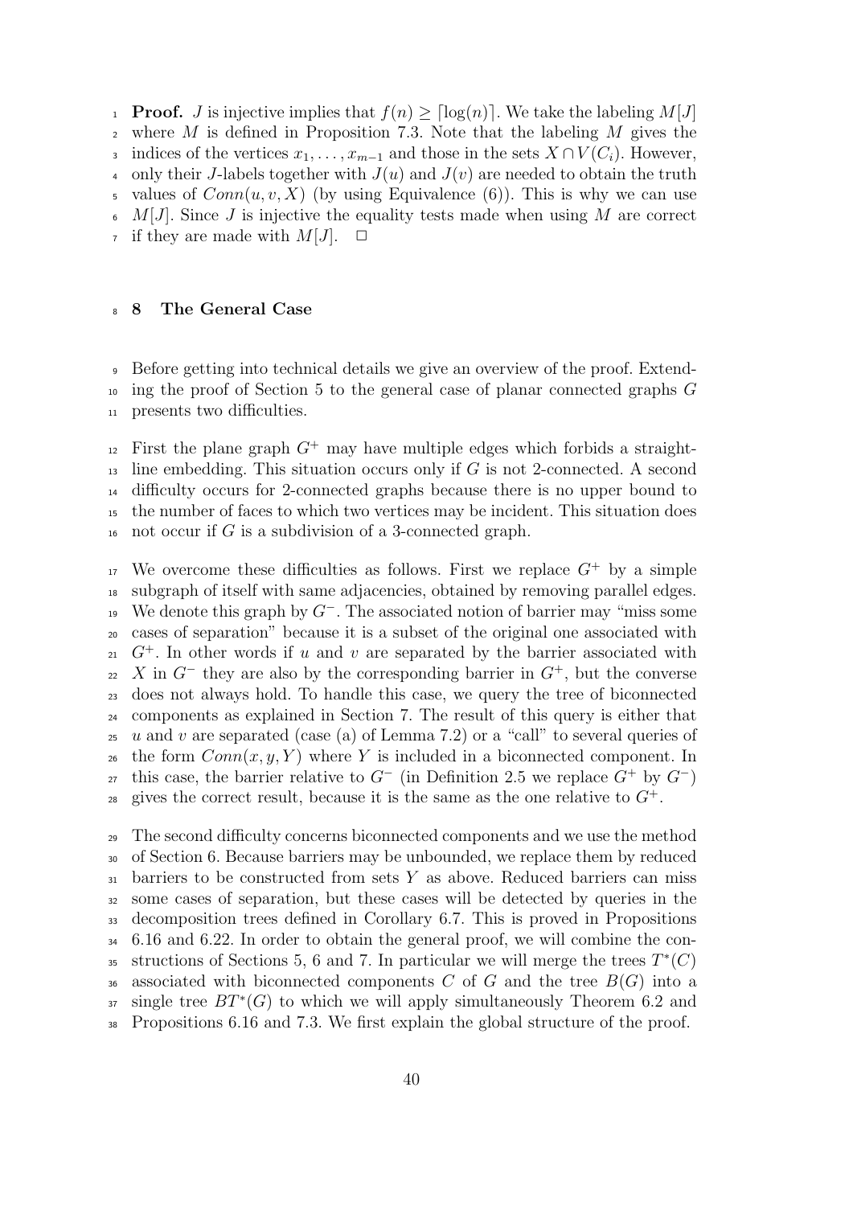**Proof.** $J$ is injective implies that $f(n) \geq \lceil \log(n) \rceil$. We take the labeling $M[J]$ where $M$ is defined in Proposition 7.3. Note that the labeling $M$ gives the indices of the vertices $x_1, \ldots, x_{m-1}$ and those in the sets $X \cap V(C_i)$. However, only their $J$-labels together with $J(u)$ and $J(v)$ are needed to obtain the truth values of $Conn(u, v, X)$ (by using Equivalence (6)). This is why we can use $M[J]$. Since $J$ is injective the equality tests made when using $M$ are correct if they are made with $M[J]$. $\square$

## 8 The General Case

Before getting into technical details we give an overview of the proof. Extending the proof of Section 5 to the general case of planar connected graphs $G$ presents two difficulties.

First the plane graph $G^+$ may have multiple edges which forbids a straight-line embedding. This situation occurs only if $G$ is not 2-connected. A second difficulty occurs for 2-connected graphs because there is no upper bound to the number of faces to which two vertices may be incident. This situation does not occur if $G$ is a subdivision of a 3-connected graph.

We overcome these difficulties as follows. First we replace $G^+$ by a simple subgraph of itself with same adjacencies, obtained by removing parallel edges. We denote this graph by $G^-$. The associated notion of barrier may "miss some cases of separation" because it is a subset of the original one associated with $G^+$. In other words if $u$ and $v$ are separated by the barrier associated with $X$ in $G^-$ they are also by the corresponding barrier in $G^+$, but the converse does not always hold. To handle this case, we query the tree of biconnected components as explained in Section 7. The result of this query is either that $u$ and $v$ are separated (case (a) of Lemma 7.2) or a "call" to several queries of the form $Conn(x, y, Y)$ where $Y$ is included in a biconnected component. In this case, the barrier relative to $G^-$ (in Definition 2.5 we replace $G^+$ by $G^-$) gives the correct result, because it is the same as the one relative to $G^+$.

The second difficulty concerns biconnected components and we use the method of Section 6. Because barriers may be unbounded, we replace them by reduced barriers to be constructed from sets $Y$ as above. Reduced barriers can miss some cases of separation, but these cases will be detected by queries in the decomposition trees defined in Corollary 6.7. This is proved in Propositions 6.16 and 6.22. In order to obtain the general proof, we will combine the constructions of Sections 5, 6 and 7. In particular we will merge the trees $T^*(C)$ associated with biconnected components $C$ of $G$ and the tree $B(G)$ into a single tree $BT^*(G)$ to which we will apply simultaneously Theorem 6.2 and Propositions 6.16 and 7.3. We first explain the global structure of the proof.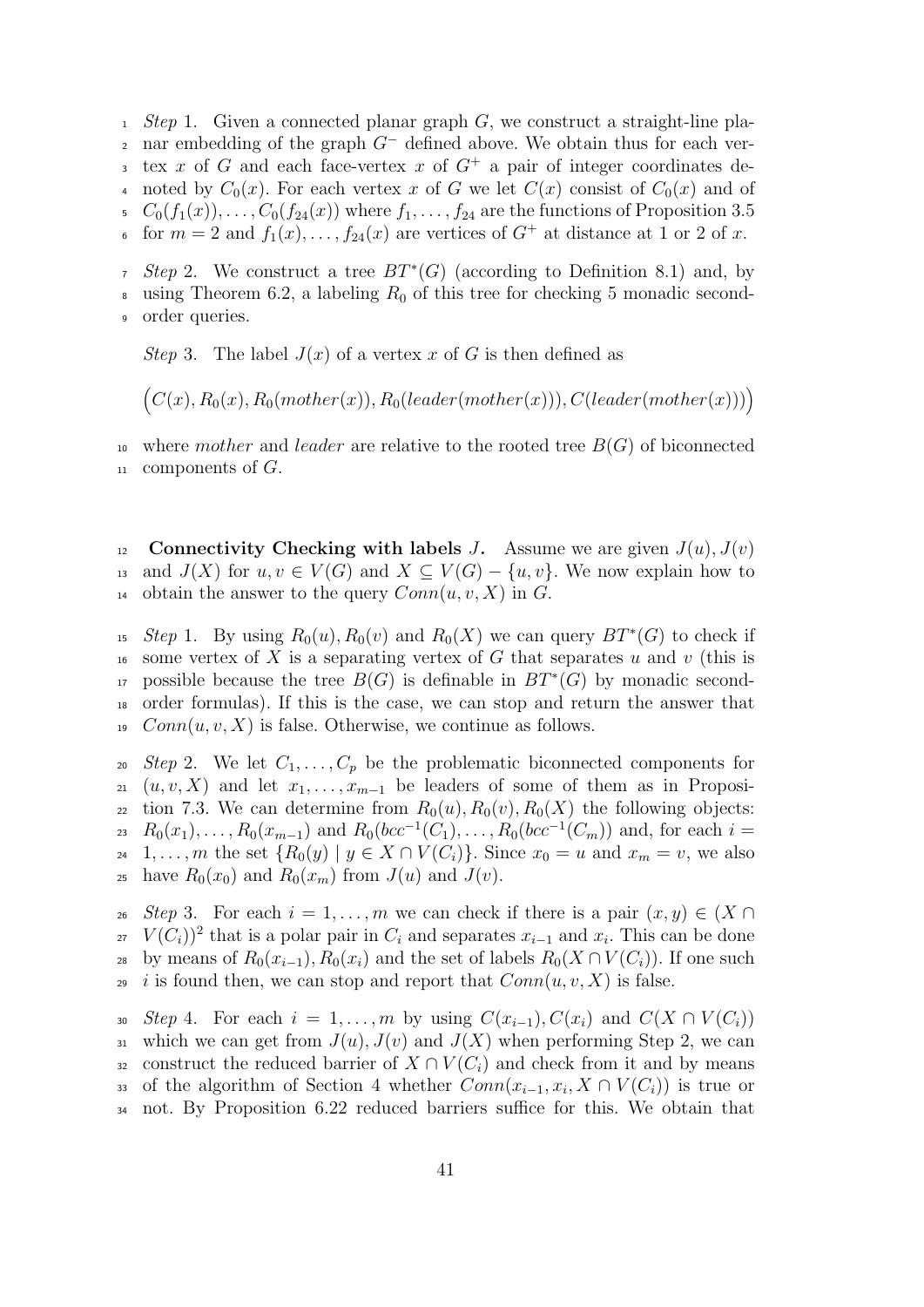*Step* 1. Given a connected planar graph $G$, we construct a straight-line planar embedding of the graph $G^-$ defined above. We obtain thus for each vertex $x$ of $G$ and each face-vertex $x$ of $G^+$ a pair of integer coordinates denoted by $C_0(x)$. For each vertex $x$ of $G$ we let $C(x)$ consist of $C_0(x)$ and of $C_0(f_1(x)), \ldots, C_0(f_{24}(x))$ where $f_1, \ldots, f_{24}$ are the functions of Proposition 3.5 for $m = 2$ and $f_1(x), \ldots, f_{24}(x)$ are vertices of $G^+$ at distance at 1 or 2 of $x$.

*Step* 2. We construct a tree $BT^*(G)$ (according to Definition 8.1) and, by using Theorem 6.2, a labeling $R_0$ of this tree for checking 5 monadic second-order queries.

*Step* 3. The label $J(x)$ of a vertex $x$ of $G$ is then defined as

$$\Big(C(x), R_0(x), R_0(mother(x)), R_0(leader(mother(x))), C(leader(mother(x)))\Big)$$

where *mother* and *leader* are relative to the rooted tree $B(G)$ of biconnected components of $G$.

**Connectivity Checking with labels $J$.** Assume we are given $J(u), J(v)$ and $J(X)$ for $u, v \in V(G)$ and $X \subseteq V(G) - \{u, v\}$. We now explain how to obtain the answer to the query $Conn(u, v, X)$ in $G$.

*Step* 1. By using $R_0(u), R_0(v)$ and $R_0(X)$ we can query $BT^*(G)$ to check if some vertex of $X$ is a separating vertex of $G$ that separates $u$ and $v$ (this is possible because the tree $B(G)$ is definable in $BT^*(G)$ by monadic second-order formulas). If this is the case, we can stop and return the answer that $Conn(u, v, X)$ is false. Otherwise, we continue as follows.

*Step* 2. We let $C_1, \ldots, C_p$ be the problematic biconnected components for $(u, v, X)$ and let $x_1, \ldots, x_{m-1}$ be leaders of some of them as in Proposition 7.3. We can determine from $R_0(u), R_0(v), R_0(X)$ the following objects: $R_0(x_1), \ldots, R_0(x_{m-1})$ and $R_0(bcc^{-1}(C_1), \ldots, R_0(bcc^{-1}(C_m))$ and, for each $i = 1, \ldots, m$ the set $\{R_0(y) \mid y \in X \cap V(C_i)\}$. Since $x_0 = u$ and $x_m = v$, we also have $R_0(x_0)$ and $R_0(x_m)$ from $J(u)$ and $J(v)$.

*Step* 3. For each $i = 1, \ldots, m$ we can check if there is a pair $(x, y) \in (X \cap V(C_i))^2$ that is a polar pair in $C_i$ and separates $x_{i-1}$ and $x_i$. This can be done by means of $R_0(x_{i-1}), R_0(x_i)$ and the set of labels $R_0(X \cap V(C_i))$. If one such $i$ is found then, we can stop and report that $Conn(u, v, X)$ is false.

*Step* 4. For each $i = 1, \ldots, m$ by using $C(x_{i-1}), C(x_i)$ and $C(X \cap V(C_i))$ which we can get from $J(u), J(v)$ and $J(X)$ when performing Step 2, we can construct the reduced barrier of $X \cap V(C_i)$ and check from it and by means of the algorithm of Section 4 whether $Conn(x_{i-1}, x_i, X \cap V(C_i))$ is true or not. By Proposition 6.22 reduced barriers suffice for this. We obtain that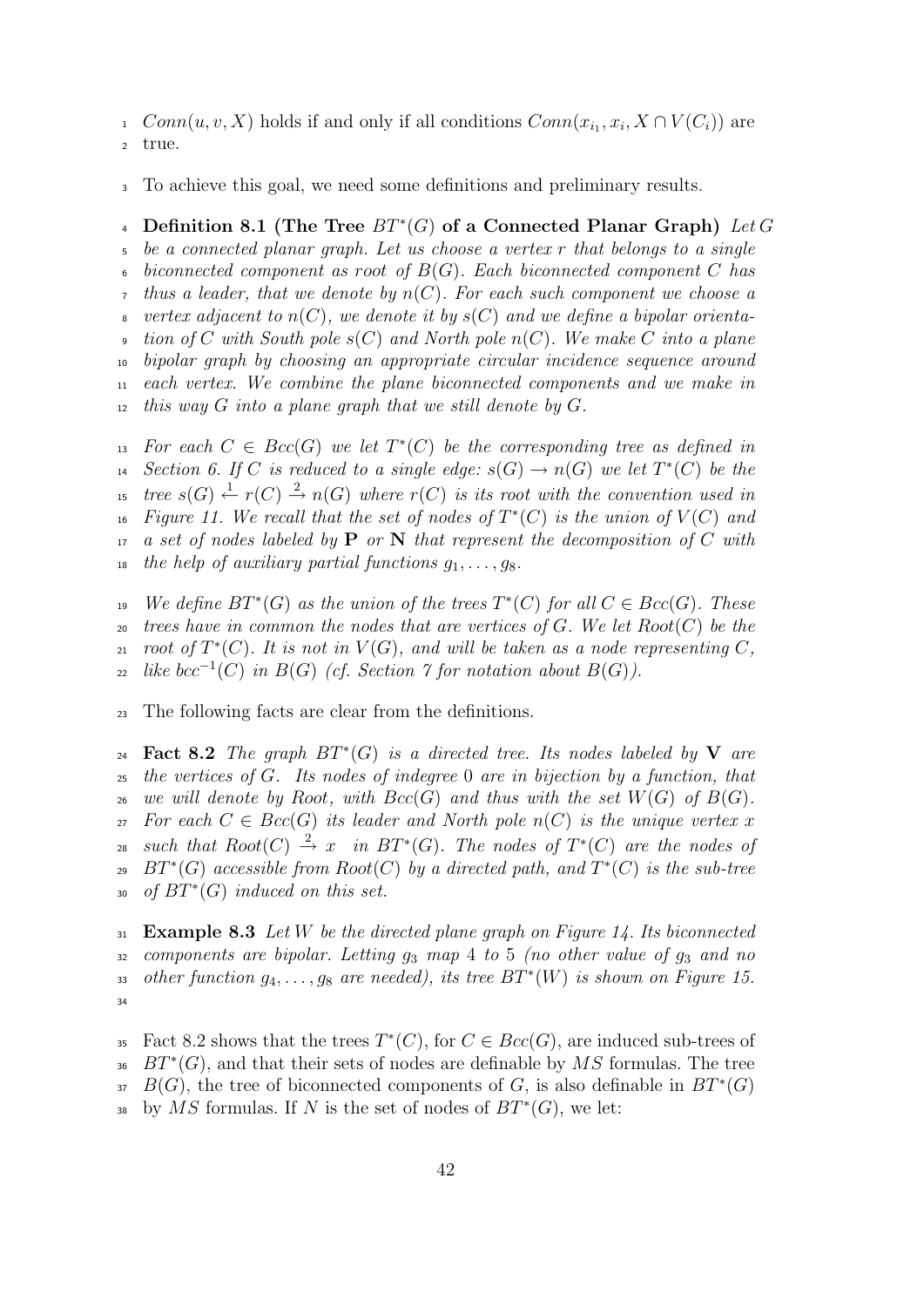$Conn(u, v, X)$ holds if and only if all conditions $Conn(x_{i_1}, x_i, X \cap V(C_i))$ are true.

To achieve this goal, we need some definitions and preliminary results.

**Definition 8.1 (The Tree $BT^*(G)$ of a Connected Planar Graph)** *Let $G$ be a connected planar graph. Let us choose a vertex $r$ that belongs to a single biconnected component as root of $B(G)$. Each biconnected component $C$ has thus a leader, that we denote by $n(C)$. For each such component we choose a vertex adjacent to $n(C)$, we denote it by $s(C)$ and we define a bipolar orientation of $C$ with South pole $s(C)$ and North pole $n(C)$. We make $C$ into a plane bipolar graph by choosing an appropriate circular incidence sequence around each vertex. We combine the plane biconnected components and we make in this way $G$ into a plane graph that we still denote by $G$.*

*For each $C \in Bcc(G)$ we let $T^*(C)$ be the corresponding tree as defined in Section 6. If $C$ is reduced to a single edge: $s(G) \to n(G)$ we let $T^*(C)$ be the tree $s(G) \overset{1}{\leftarrow} r(C) \overset{2}{\rightarrow} n(G)$ where $r(C)$ is its root with the convention used in Figure 11. We recall that the set of nodes of $T^*(C)$ is the union of $V(C)$ and a set of nodes labeled by $\mathbf{P}$ or $\mathbf{N}$ that represent the decomposition of $C$ with the help of auxiliary partial functions $g_1, \ldots, g_8$.*

*We define $BT^*(G)$ as the union of the trees $T^*(C)$ for all $C \in Bcc(G)$. These trees have in common the nodes that are vertices of $G$. We let $Root(C)$ be the root of $T^*(C)$. It is not in $V(G)$, and will be taken as a node representing $C$, like $bcc^{-1}(C)$ in $B(G)$ (cf. Section 7 for notation about $B(G)$).*

The following facts are clear from the definitions.

**Fact 8.2** *The graph $BT^*(G)$ is a directed tree. Its nodes labeled by $\mathbf{V}$ are the vertices of $G$. Its nodes of indegree 0 are in bijection by a function, that we will denote by Root, with $Bcc(G)$ and thus with the set $W(G)$ of $B(G)$. For each $C \in Bcc(G)$ its leader and North pole $n(C)$ is the unique vertex $x$ such that $Root(C) \overset{2}{\rightarrow} x$ in $BT^*(G)$. The nodes of $T^*(C)$ are the nodes of $BT^*(G)$ accessible from $Root(C)$ by a directed path, and $T^*(C)$ is the sub-tree of $BT^*(G)$ induced on this set.*

**Example 8.3** *Let $W$ be the directed plane graph on Figure 14. Its biconnected components are bipolar. Letting $g_3$ map 4 to 5 (no other value of $g_3$ and no other function $g_4, \ldots, g_8$ are needed), its tree $BT^*(W)$ is shown on Figure 15.*

Fact 8.2 shows that the trees $T^*(C)$, for $C \in Bcc(G)$, are induced sub-trees of $BT^*(G)$, and that their sets of nodes are definable by $MS$ formulas. The tree $B(G)$, the tree of biconnected components of $G$, is also definable in $BT^*(G)$ by $MS$ formulas. If $N$ is the set of nodes of $BT^*(G)$, we let: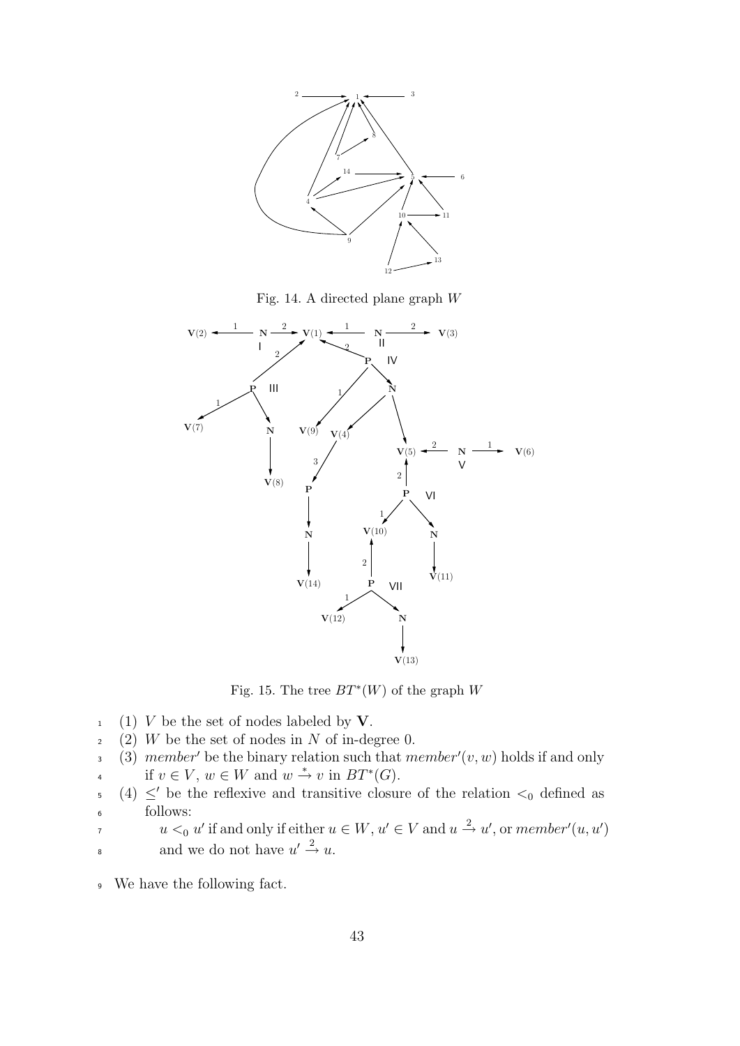Fig. 14. A directed plane graph $W$

Fig. 15. The tree $BT^*(W)$ of the graph $W$

(1) $V$ be the set of nodes labeled by $\mathbf{V}$.

(2) $W$ be the set of nodes in $N$ of in-degree 0.

(3) $member'$ be the binary relation such that $member'(v, w)$ holds if and only if $v \in V$, $w \in W$ and $w \xrightarrow{*} v$ in $BT^*(G)$.

(4) $\leq'$ be the reflexive and transitive closure of the relation $<_0$ defined as follows:

$u <_0 u'$ if and only if either $u \in W$, $u' \in V$ and $u \xrightarrow{2} u'$, or $member'(u, u')$ and we do not have $u' \xrightarrow{2} u$.

We have the following fact.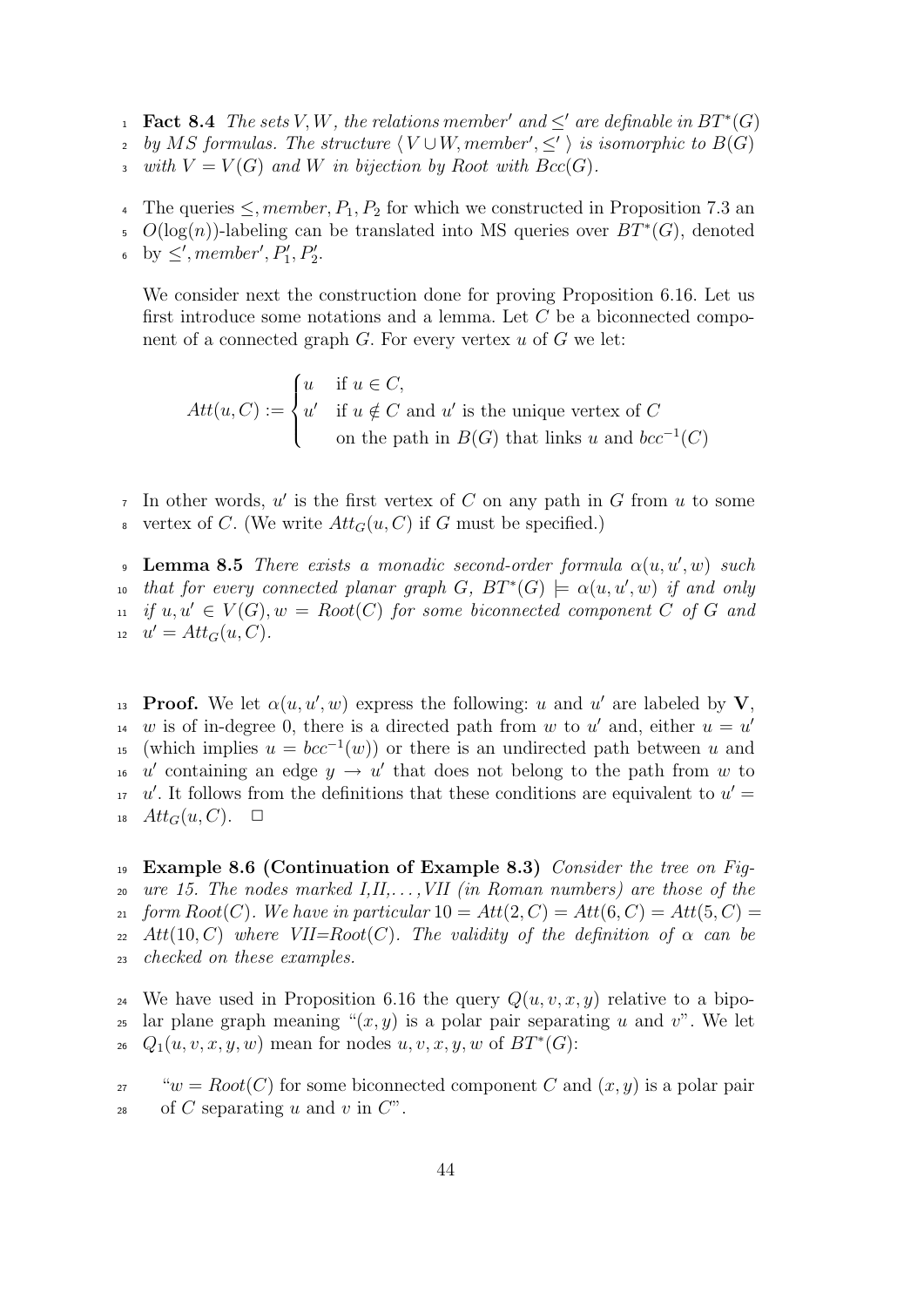**Fact 8.4** *The sets $V, W$, the relations $member'$ and $\leq'$ are definable in $BT^*(G)$ by $MS$ formulas. The structure $\langle V \cup W, member', \leq' \rangle$ is isomorphic to $B(G)$ with $V = V(G)$ and $W$ in bijection by Root with $Bcc(G)$.*

The queries $\leq, member, P_1, P_2$ for which we constructed in Proposition 7.3 an $O(\log(n))$-labeling can be translated into MS queries over $BT^*(G)$, denoted by $\leq', member', P_1', P_2'$.

We consider next the construction done for proving Proposition 6.16. Let us first introduce some notations and a lemma. Let $C$ be a biconnected component of a connected graph $G$. For every vertex $u$ of $G$ we let:

$$Att(u, C) := \begin{cases} u & \text{if } u \in C, \\ u' & \text{if } u \notin C \text{ and } u' \text{ is the unique vertex of } C \\ & \text{on the path in } B(G) \text{ that links } u \text{ and } bcc^{-1}(C) \end{cases}$$

In other words, $u'$ is the first vertex of $C$ on any path in $G$ from $u$ to some vertex of $C$. (We write $Att_G(u, C)$ if $G$ must be specified.)

**Lemma 8.5** *There exists a monadic second-order formula $\alpha(u, u', w)$ such that for every connected planar graph $G$, $BT^*(G) \models \alpha(u, u', w)$ if and only if $u, u' \in V(G), w = Root(C)$ for some biconnected component $C$ of $G$ and $u' = Att_G(u, C)$.*

**Proof.** We let $\alpha(u, u', w)$ express the following: $u$ and $u'$ are labeled by $\mathbf{V}$, $w$ is of in-degree 0, there is a directed path from $w$ to $u'$ and, either $u = u'$ (which implies $u = bcc^{-1}(w)$) or there is an undirected path between $u$ and $u'$ containing an edge $y \to u'$ that does not belong to the path from $w$ to $u'$. It follows from the definitions that these conditions are equivalent to $u' = Att_G(u, C)$. $\square$

**Example 8.6 (Continuation of Example 8.3)** *Consider the tree on Figure 15. The nodes marked I,II,...,VII (in Roman numbers) are those of the form $Root(C)$. We have in particular $10 = Att(2, C) = Att(6, C) = Att(5, C) = Att(10, C)$ where VII=$Root(C)$. The validity of the definition of $\alpha$ can be checked on these examples.*

We have used in Proposition 6.16 the query $Q(u, v, x, y)$ relative to a bipolar plane graph meaning "$(x, y)$ is a polar pair separating $u$ and $v$". We let $Q_1(u, v, x, y, w)$ mean for nodes $u, v, x, y, w$ of $BT^*(G)$:

"$w = Root(C)$ for some biconnected component $C$ and $(x, y)$ is a polar pair of $C$ separating $u$ and $v$ in $C$".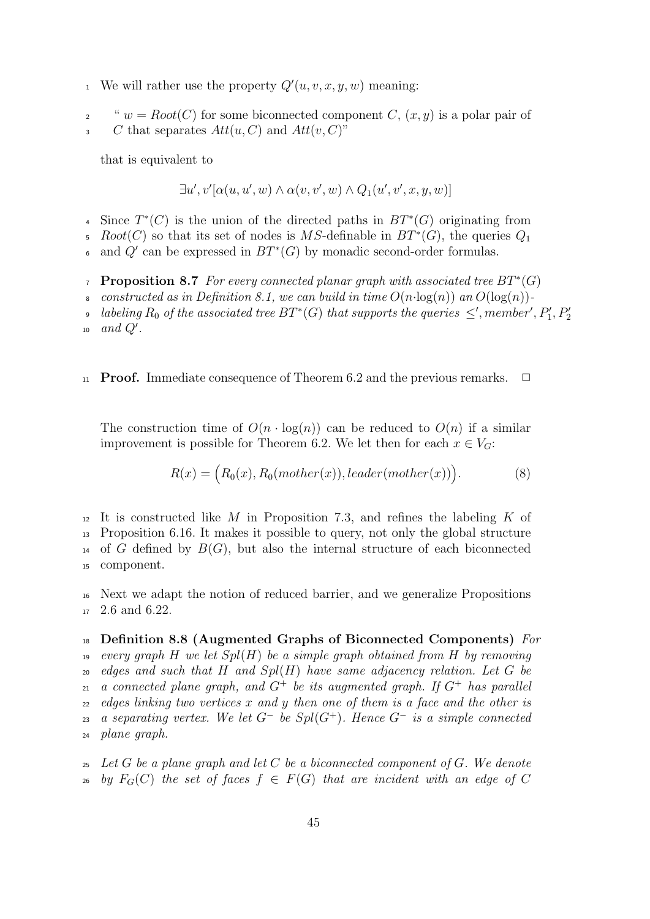We will rather use the property $Q'(u, v, x, y, w)$ meaning:

> " $w = Root(C)$ for some biconnected component $C$, $(x, y)$ is a polar pair of $C$ that separates $Att(u, C)$ and $Att(v, C)$"

that is equivalent to

$$\exists u', v'[\alpha(u, u', w) \wedge \alpha(v, v', w) \wedge Q_1(u', v', x, y, w)]$$

Since $T^*(C)$ is the union of the directed paths in $BT^*(G)$ originating from $Root(C)$ so that its set of nodes is $MS$-definable in $BT^*(G)$, the queries $Q_1$ and $Q'$ can be expressed in $BT^*(G)$ by monadic second-order formulas.

**Proposition 8.7** *For every connected planar graph with associated tree $BT^*(G)$ constructed as in Definition 8.1, we can build in time $O(n \cdot \log(n))$ an $O(\log(n))$-labeling $R_0$ of the associated tree $BT^*(G)$ that supports the queries $\leq'$, $member'$, $P'_1$, $P'_2$ and $Q'$.*

**Proof.** Immediate consequence of Theorem 6.2 and the previous remarks. $\square$

The construction time of $O(n \cdot \log(n))$ can be reduced to $O(n)$ if a similar improvement is possible for Theorem 6.2. We let then for each $x \in V_G$:

$$R(x) = \big(R_0(x), R_0(mother(x)), leader(mother(x))\big). \tag{8}$$

It is constructed like $M$ in Proposition 7.3, and refines the labeling $K$ of Proposition 6.16. It makes it possible to query, not only the global structure of $G$ defined by $B(G)$, but also the internal structure of each biconnected component.

Next we adapt the notion of reduced barrier, and we generalize Propositions 2.6 and 6.22.

**Definition 8.8 (Augmented Graphs of Biconnected Components)** *For every graph $H$ we let $Spl(H)$ be a simple graph obtained from $H$ by removing edges and such that $H$ and $Spl(H)$ have same adjacency relation. Let $G$ be a connected plane graph, and $G^+$ be its augmented graph. If $G^+$ has parallel edges linking two vertices $x$ and $y$ then one of them is a face and the other is a separating vertex. We let $G^-$ be $Spl(G^+)$. Hence $G^-$ is a simple connected plane graph.*

*Let $G$ be a plane graph and let $C$ be a biconnected component of $G$. We denote by $F_G(C)$ the set of faces $f \in F(G)$ that are incident with an edge of $C$*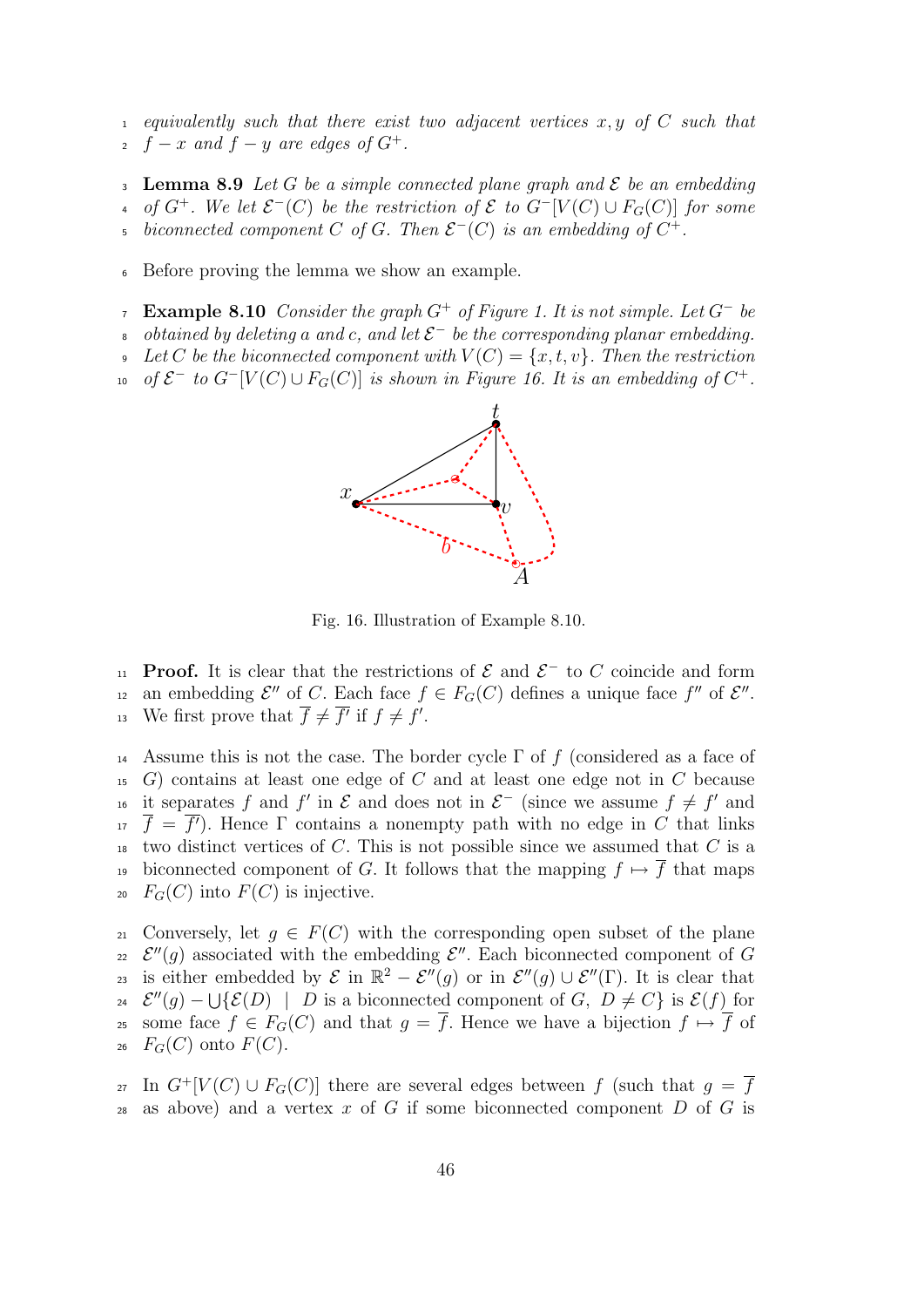*equivalently such that there exist two adjacent vertices $x, y$ of $C$ such that $f - x$ and $f - y$ are edges of $G^+$.*

**Lemma 8.9** *Let $G$ be a simple connected plane graph and $\mathcal{E}$ be an embedding of $G^+$. We let $\mathcal{E}^-(C)$ be the restriction of $\mathcal{E}$ to $G^-[V(C) \cup F_G(C)]$ for some biconnected component $C$ of $G$. Then $\mathcal{E}^-(C)$ is an embedding of $C^+$.*

Before proving the lemma we show an example.

**Example 8.10** *Consider the graph $G^+$ of Figure 1. It is not simple. Let $G^-$ be obtained by deleting $a$ and $c$, and let $\mathcal{E}^-$ be the corresponding planar embedding. Let $C$ be the biconnected component with $V(C) = \{x, t, v\}$. Then the restriction of $\mathcal{E}^-$ to $G^-[V(C) \cup F_G(C)]$ is shown in Figure 16. It is an embedding of $C^+$.*

Fig. 16. Illustration of Example 8.10.

**Proof.** It is clear that the restrictions of $\mathcal{E}$ and $\mathcal{E}^-$ to $C$ coincide and form an embedding $\mathcal{E}''$ of $C$. Each face $f \in F_G(C)$ defines a unique face $f''$ of $\mathcal{E}''$. We first prove that $\overline{f} \neq \overline{f'}$ if $f \neq f'$.

Assume this is not the case. The border cycle $\Gamma$ of $f$ (considered as a face of $G$) contains at least one edge of $C$ and at least one edge not in $C$ because it separates $f$ and $f'$ in $\mathcal{E}$ and does not in $\mathcal{E}^-$ (since we assume $f \neq f'$ and $\overline{f} = \overline{f'}$). Hence $\Gamma$ contains a nonempty path with no edge in $C$ that links two distinct vertices of $C$. This is not possible since we assumed that $C$ is a biconnected component of $G$. It follows that the mapping $f \mapsto \overline{f}$ that maps $F_G(C)$ into $F(C)$ is injective.

Conversely, let $g \in F(C)$ with the corresponding open subset of the plane $\mathcal{E}''(g)$ associated with the embedding $\mathcal{E}''$. Each biconnected component of $G$ is either embedded by $\mathcal{E}$ in $\mathbb{R}^2 - \mathcal{E}''(g)$ or in $\mathcal{E}''(g) \cup \mathcal{E}''(\Gamma)$. It is clear that $\mathcal{E}''(g) - \bigcup\{\mathcal{E}(D) \mid D \text{ is a biconnected component of } G,\ D \neq C\}$ is $\mathcal{E}(f)$ for some face $f \in F_G(C)$ and that $g = \overline{f}$. Hence we have a bijection $f \mapsto \overline{f}$ of $F_G(C)$ onto $F(C)$.

In $G^+[V(C) \cup F_G(C)]$ there are several edges between $f$ (such that $g = \overline{f}$ as above) and a vertex $x$ of $G$ if some biconnected component $D$ of $G$ is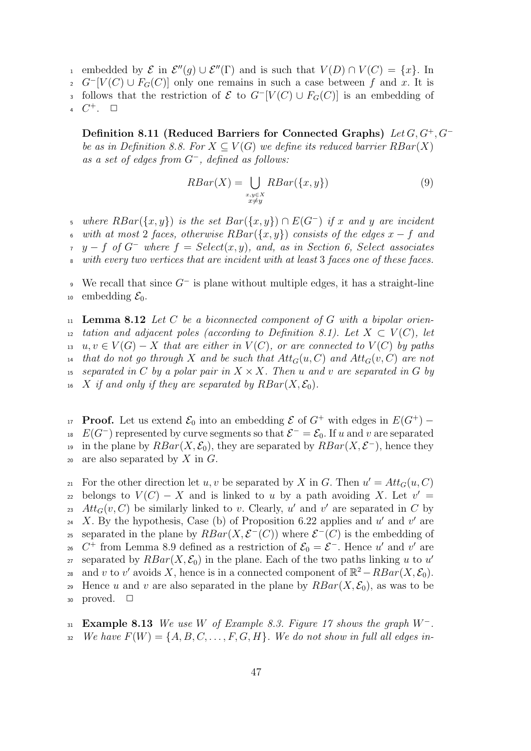embedded by $\mathcal{E}$ in $\mathcal{E}''(g) \cup \mathcal{E}''(\Gamma)$ and is such that $V(D) \cap V(C) = \{x\}$. In $G^-[V(C) \cup F_G(C)]$ only one remains in such a case between $f$ and $x$. It is follows that the restriction of $\mathcal{E}$ to $G^-[V(C) \cup F_G(C)]$ is an embedding of $C^+$. □

**Definition 8.11 (Reduced Barriers for Connected Graphs)** *Let $G, G^+, G^-$ be as in Definition 8.8. For $X \subseteq V(G)$ we define its reduced barrier $RBar(X)$ as a set of edges from $G^-$, defined as follows:*

$$RBar(X) = \bigcup_{\substack{x,y \in X \\ x \neq y}} RBar(\{x,y\}) \tag{9}$$

*where $RBar(\{x,y\})$ is the set $Bar(\{x,y\}) \cap E(G^-)$ if $x$ and $y$ are incident with at most 2 faces, otherwise $RBar(\{x,y\})$ consists of the edges $x - f$ and $y - f$ of $G^-$ where $f = Select(x,y)$, and, as in Section 6, Select associates with every two vertices that are incident with at least 3 faces one of these faces.*

We recall that since $G^-$ is plane without multiple edges, it has a straight-line embedding $\mathcal{E}_0$.

**Lemma 8.12** *Let $C$ be a biconnected component of $G$ with a bipolar orientation and adjacent poles (according to Definition 8.1). Let $X \subset V(C)$, let $u, v \in V(G) - X$ that are either in $V(C)$, or are connected to $V(C)$ by paths that do not go through $X$ and be such that $Att_G(u,C)$ and $Att_G(v,C)$ are not separated in $C$ by a polar pair in $X \times X$. Then $u$ and $v$ are separated in $G$ by $X$ if and only if they are separated by $RBar(X, \mathcal{E}_0)$.*

**Proof.** Let us extend $\mathcal{E}_0$ into an embedding $\mathcal{E}$ of $G^+$ with edges in $E(G^+) - E(G^-)$ represented by curve segments so that $\mathcal{E}^- = \mathcal{E}_0$. If $u$ and $v$ are separated in the plane by $RBar(X, \mathcal{E}_0)$, they are separated by $RBar(X, \mathcal{E}^-)$, hence they are also separated by $X$ in $G$.

For the other direction let $u, v$ be separated by $X$ in $G$. Then $u' = Att_G(u,C)$ belongs to $V(C) - X$ and is linked to $u$ by a path avoiding $X$. Let $v' = Att_G(v,C)$ be similarly linked to $v$. Clearly, $u'$ and $v'$ are separated in $C$ by $X$. By the hypothesis, Case (b) of Proposition 6.22 applies and $u'$ and $v'$ are separated in the plane by $RBar(X, \mathcal{E}^-(C))$ where $\mathcal{E}^-(C)$ is the embedding of $C^+$ from Lemma 8.9 defined as a restriction of $\mathcal{E}_0 = \mathcal{E}^-$. Hence $u'$ and $v'$ are separated by $RBar(X, \mathcal{E}_0)$ in the plane. Each of the two paths linking $u$ to $u'$ and $v$ to $v'$ avoids $X$, hence is in a connected component of $\mathbb{R}^2 - RBar(X, \mathcal{E}_0)$. Hence $u$ and $v$ are also separated in the plane by $RBar(X, \mathcal{E}_0)$, as was to be proved. □

**Example 8.13** *We use $W$ of Example 8.3. Figure 17 shows the graph $W^-$. We have $F(W) = \{A, B, C, \ldots, F, G, H\}$. We do not show in full all edges in-*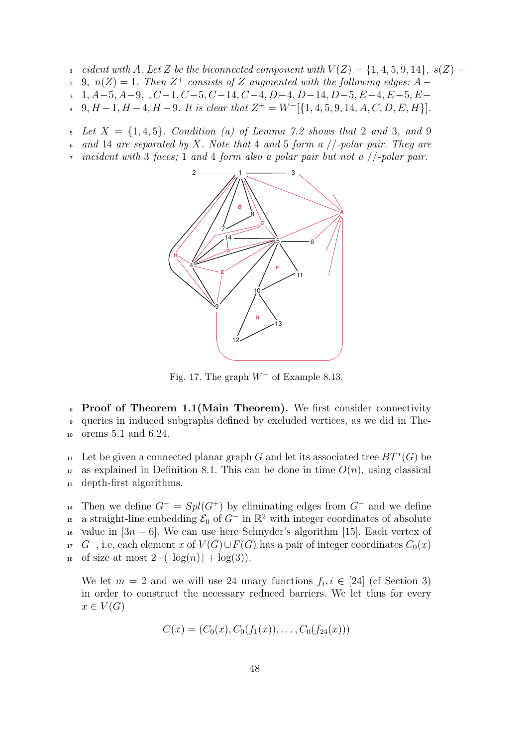*cident with A. Let Z be the biconnected component with* $V(Z) = \{1, 4, 5, 9, 14\}$, $s(Z) = 9$, $n(Z) = 1$. *Then* $Z^+$ *consists of Z augmented with the following edges:* $A-1, A-5, A-9, \ , C-1, C-5, C-14, C-4, D-4, D-14, D-5, E-4, E-5, E-9, H-1, H-4, H-9$. *It is clear that* $Z^+ = W^-[\{1, 4, 5, 9, 14, A, C, D, E, H\}]$.

*Let* $X = \{1, 4, 5\}$. *Condition (a) of Lemma 7.2 shows that 2 and 3, and 9 and 14 are separated by X. Note that 4 and 5 form a //-polar pair. They are incident with 3 faces; 1 and 4 form also a polar pair but not a //-polar pair.*

Fig. 17. The graph $W^-$ of Example 8.13.

**Proof of Theorem 1.1(Main Theorem).** We first consider connectivity queries in induced subgraphs defined by excluded vertices, as we did in Theorems 5.1 and 6.24.

Let be given a connected planar graph $G$ and let its associated tree $BT^*(G)$ be as explained in Definition 8.1. This can be done in time $O(n)$, using classical depth-first algorithms.

Then we define $G^- = Spl(G^+)$ by eliminating edges from $G^+$ and we define a straight-line embedding $\mathcal{E}_0$ of $G^-$ in $\mathbb{R}^2$ with integer coordinates of absolute value in $[3n-6]$. We can use here Schnyder's algorithm [15]. Each vertex of $G^-$, i.e, each element $x$ of $V(G) \cup F(G)$ has a pair of integer coordinates $C_0(x)$ of size at most $2 \cdot (\lceil \log(n) \rceil + \log(3))$.

We let $m = 2$ and we will use 24 unary functions $f_i, i \in [24]$ (cf Section 3) in order to construct the necessary reduced barriers. We let thus for every $x \in V(G)$

$$C(x) = (C_0(x), C_0(f_1(x)), \ldots, C_0(f_{24}(x)))$$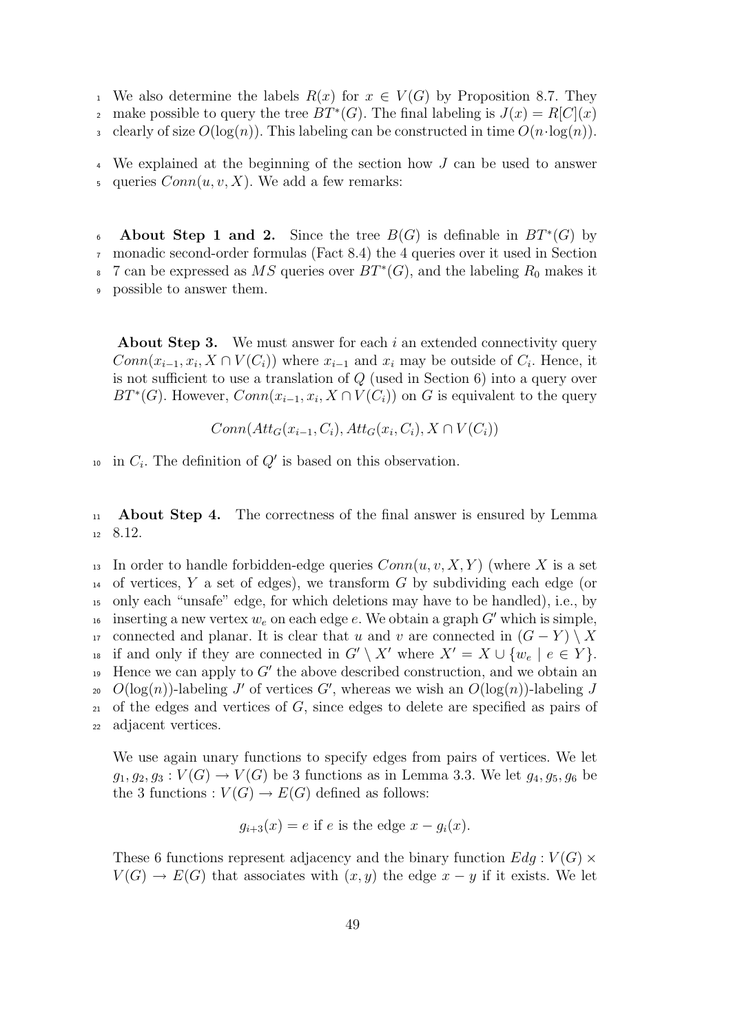We also determine the labels $R(x)$ for $x \in V(G)$ by Proposition 8.7. They make possible to query the tree $BT^*(G)$. The final labeling is $J(x) = R[C](x)$ clearly of size $O(\log(n))$. This labeling can be constructed in time $O(n \cdot \log(n))$.

We explained at the beginning of the section how $J$ can be used to answer queries $Conn(u, v, X)$. We add a few remarks:

**About Step 1 and 2.** Since the tree $B(G)$ is definable in $BT^*(G)$ by monadic second-order formulas (Fact 8.4) the 4 queries over it used in Section 7 can be expressed as $MS$ queries over $BT^*(G)$, and the labeling $R_0$ makes it possible to answer them.

**About Step 3.** We must answer for each $i$ an extended connectivity query $Conn(x_{i-1}, x_i, X \cap V(C_i))$ where $x_{i-1}$ and $x_i$ may be outside of $C_i$. Hence, it is not sufficient to use a translation of $Q$ (used in Section 6) into a query over $BT^*(G)$. However, $Conn(x_{i-1}, x_i, X \cap V(C_i))$ on $G$ is equivalent to the query

$$Conn(Att_G(x_{i-1}, C_i), Att_G(x_i, C_i), X \cap V(C_i))$$

in $C_i$. The definition of $Q'$ is based on this observation.

**About Step 4.** The correctness of the final answer is ensured by Lemma 8.12.

In order to handle forbidden-edge queries $Conn(u, v, X, Y)$ (where $X$ is a set of vertices, $Y$ a set of edges), we transform $G$ by subdividing each edge (or only each "unsafe" edge, for which deletions may have to be handled), i.e., by inserting a new vertex $w_e$ on each edge $e$. We obtain a graph $G'$ which is simple, connected and planar. It is clear that $u$ and $v$ are connected in $(G - Y) \setminus X$ if and only if they are connected in $G' \setminus X'$ where $X' = X \cup \{w_e \mid e \in Y\}$. Hence we can apply to $G'$ the above described construction, and we obtain an $O(\log(n))$-labeling $J'$ of vertices $G'$, whereas we wish an $O(\log(n))$-labeling $J$ of the edges and vertices of $G$, since edges to delete are specified as pairs of adjacent vertices.

We use again unary functions to specify edges from pairs of vertices. We let $g_1, g_2, g_3 : V(G) \to V(G)$ be 3 functions as in Lemma 3.3. We let $g_4, g_5, g_6$ be the 3 functions $: V(G) \to E(G)$ defined as follows:

$$g_{i+3}(x) = e \text{ if } e \text{ is the edge } x - g_i(x).$$

These 6 functions represent adjacency and the binary function $Edg : V(G) \times V(G) \to E(G)$ that associates with $(x, y)$ the edge $x - y$ if it exists. We let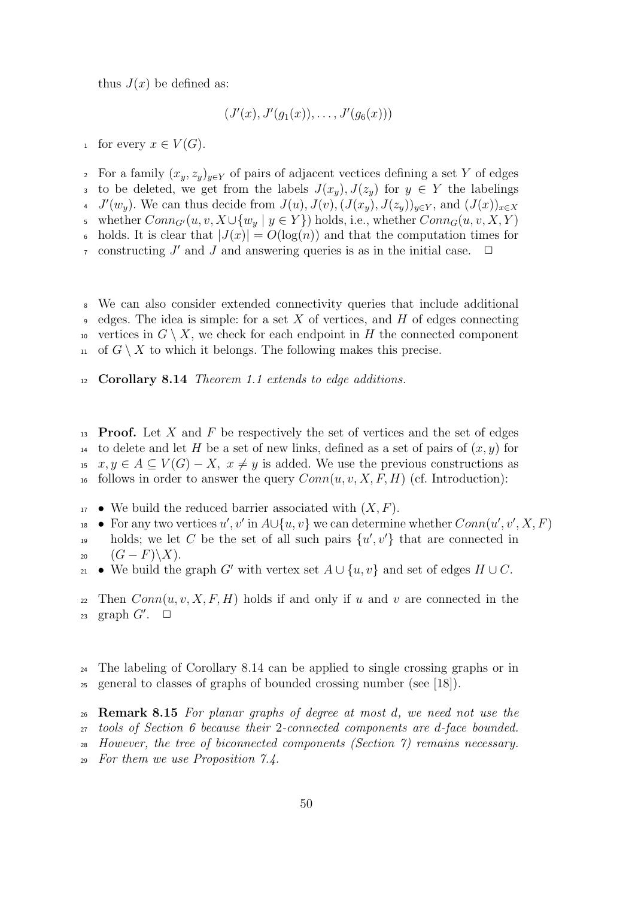thus $J(x)$ be defined as:

$$(J'(x), J'(g_1(x)), \ldots, J'(g_6(x)))$$

for every $x \in V(G)$.

For a family $(x_y, z_y)_{y \in Y}$ of pairs of adjacent vectices defining a set $Y$ of edges to be deleted, we get from the labels $J(x_y), J(z_y)$ for $y \in Y$ the labelings $J'(w_y)$. We can thus decide from $J(u), J(v), (J(x_y), J(z_y))_{y \in Y}$, and $(J(x))_{x \in X}$ whether $Conn_{G'}(u, v, X \cup \{w_y \mid y \in Y\})$ holds, i.e., whether $Conn_G(u, v, X, Y)$ holds. It is clear that $|J(x)| = O(\log(n))$ and that the computation times for constructing $J'$ and $J$ and answering queries is as in the initial case. $\square$

We can also consider extended connectivity queries that include additional edges. The idea is simple: for a set $X$ of vertices, and $H$ of edges connecting vertices in $G \setminus X$, we check for each endpoint in $H$ the connected component of $G \setminus X$ to which it belongs. The following makes this precise.

**Corollary 8.14** *Theorem 1.1 extends to edge additions.*

**Proof.** Let $X$ and $F$ be respectively the set of vertices and the set of edges to delete and let $H$ be a set of new links, defined as a set of pairs of $(x, y)$ for $x, y \in A \subseteq V(G) - X,\ x \neq y$ is added. We use the previous constructions as follows in order to answer the query $Conn(u, v, X, F, H)$ (cf. Introduction):

- We build the reduced barrier associated with $(X, F)$.
- For any two vertices $u', v'$ in $A \cup \{u, v\}$ we can determine whether $Conn(u', v', X, F)$ holds; we let $C$ be the set of all such pairs $\{u', v'\}$ that are connected in $(G - F) \setminus X)$.
- We build the graph $G'$ with vertex set $A \cup \{u, v\}$ and set of edges $H \cup C$.

Then $Conn(u, v, X, F, H)$ holds if and only if $u$ and $v$ are connected in the graph $G'$. $\square$

The labeling of Corollary 8.14 can be applied to single crossing graphs or in general to classes of graphs of bounded crossing number (see [18]).

**Remark 8.15** *For planar graphs of degree at most $d$, we need not use the tools of Section 6 because their 2-connected components are $d$-face bounded. However, the tree of biconnected components (Section 7) remains necessary. For them we use Proposition 7.4.*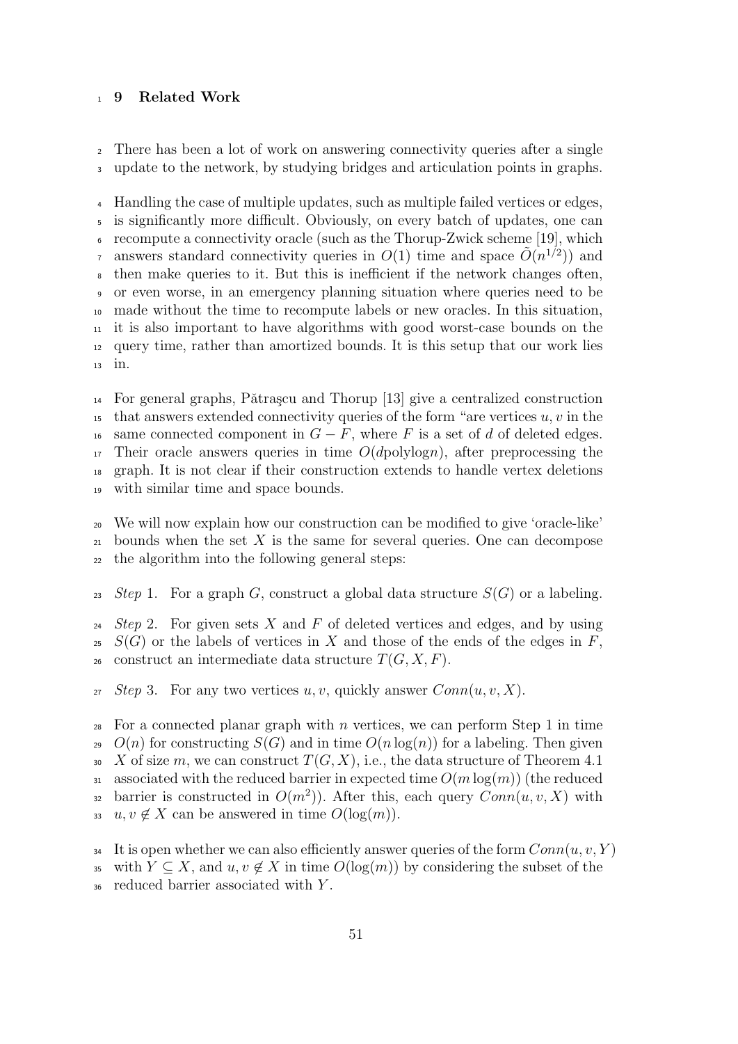## 9 Related Work

There has been a lot of work on answering connectivity queries after a single update to the network, by studying bridges and articulation points in graphs.

Handling the case of multiple updates, such as multiple failed vertices or edges, is significantly more difficult. Obviously, on every batch of updates, one can recompute a connectivity oracle (such as the Thorup-Zwick scheme [19], which answers standard connectivity queries in $O(1)$ time and space $\tilde{O}(n^{1/2})$) and then make queries to it. But this is inefficient if the network changes often, or even worse, in an emergency planning situation where queries need to be made without the time to recompute labels or new oracles. In this situation, it is also important to have algorithms with good worst-case bounds on the query time, rather than amortized bounds. It is this setup that our work lies in.

For general graphs, Pătraşcu and Thorup [13] give a centralized construction that answers extended connectivity queries of the form "are vertices $u, v$ in the same connected component in $G - F$, where $F$ is a set of $d$ of deleted edges. Their oracle answers queries in time $O(d\text{polylog}n)$, after preprocessing the graph. It is not clear if their construction extends to handle vertex deletions with similar time and space bounds.

We will now explain how our construction can be modified to give 'oracle-like' bounds when the set $X$ is the same for several queries. One can decompose the algorithm into the following general steps:

*Step* 1. For a graph $G$, construct a global data structure $S(G)$ or a labeling.

*Step* 2. For given sets $X$ and $F$ of deleted vertices and edges, and by using $S(G)$ or the labels of vertices in $X$ and those of the ends of the edges in $F$, construct an intermediate data structure $T(G, X, F)$.

*Step* 3. For any two vertices $u, v$, quickly answer $Conn(u, v, X)$.

For a connected planar graph with $n$ vertices, we can perform Step 1 in time $O(n)$ for constructing $S(G)$ and in time $O(n \log(n))$ for a labeling. Then given $X$ of size $m$, we can construct $T(G, X)$, i.e., the data structure of Theorem 4.1 associated with the reduced barrier in expected time $O(m \log(m))$ (the reduced barrier is constructed in $O(m^2)$). After this, each query $Conn(u, v, X)$ with $u, v \notin X$ can be answered in time $O(\log(m))$.

It is open whether we can also efficiently answer queries of the form $Conn(u, v, Y)$ with $Y \subseteq X$, and $u, v \notin X$ in time $O(\log(m))$ by considering the subset of the reduced barrier associated with $Y$.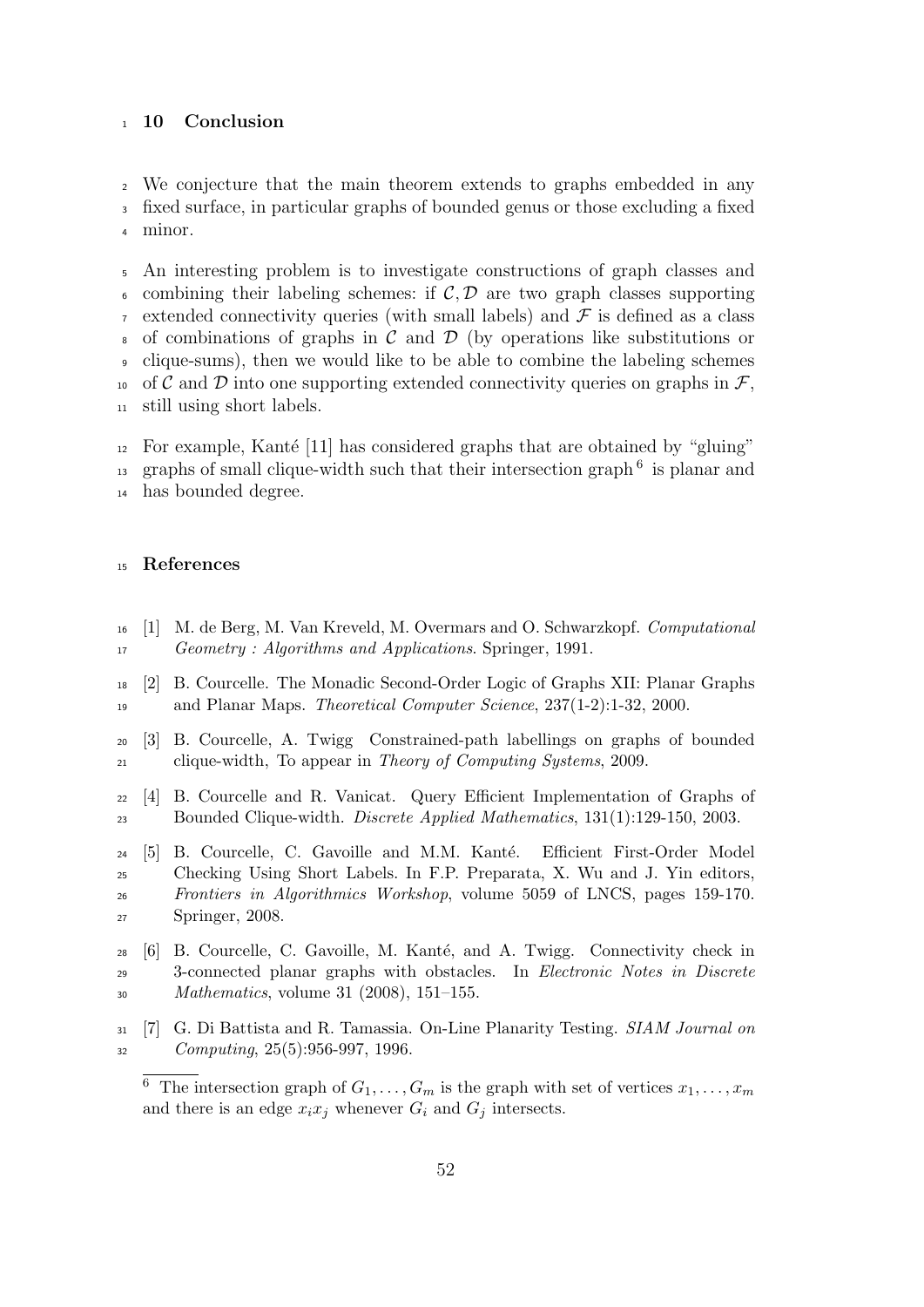## 10 Conclusion

We conjecture that the main theorem extends to graphs embedded in any fixed surface, in particular graphs of bounded genus or those excluding a fixed minor.

An interesting problem is to investigate constructions of graph classes and combining their labeling schemes: if $\mathcal{C}, \mathcal{D}$ are two graph classes supporting extended connectivity queries (with small labels) and $\mathcal{F}$ is defined as a class of combinations of graphs in $\mathcal{C}$ and $\mathcal{D}$ (by operations like substitutions or clique-sums), then we would like to be able to combine the labeling schemes of $\mathcal{C}$ and $\mathcal{D}$ into one supporting extended connectivity queries on graphs in $\mathcal{F}$, still using short labels.

For example, Kanté [11] has considered graphs that are obtained by "gluing" graphs of small clique-width such that their intersection graph[6] is planar and has bounded degree.

## References

[1] M. de Berg, M. Van Kreveld, M. Overmars and O. Schwarzkopf. *Computational Geometry : Algorithms and Applications*. Springer, 1991.

[2] B. Courcelle. The Monadic Second-Order Logic of Graphs XII: Planar Graphs and Planar Maps. *Theoretical Computer Science*, 237(1-2):1-32, 2000.

[3] B. Courcelle, A. Twigg Constrained-path labellings on graphs of bounded clique-width, To appear in *Theory of Computing Systems*, 2009.

[4] B. Courcelle and R. Vanicat. Query Efficient Implementation of Graphs of Bounded Clique-width. *Discrete Applied Mathematics*, 131(1):129-150, 2003.

[5] B. Courcelle, C. Gavoille and M.M. Kanté. Efficient First-Order Model Checking Using Short Labels. In F.P. Preparata, X. Wu and J. Yin editors, *Frontiers in Algorithmics Workshop*, volume 5059 of LNCS, pages 159-170. Springer, 2008.

[6] B. Courcelle, C. Gavoille, M. Kanté, and A. Twigg. Connectivity check in 3-connected planar graphs with obstacles. In *Electronic Notes in Discrete Mathematics*, volume 31 (2008), 151–155.

[7] G. Di Battista and R. Tamassia. On-Line Planarity Testing. *SIAM Journal on Computing*, 25(5):956-997, 1996.

[6] The intersection graph of $G_1, \ldots, G_m$ is the graph with set of vertices $x_1, \ldots, x_m$ and there is an edge $x_i x_j$ whenever $G_i$ and $G_j$ intersects.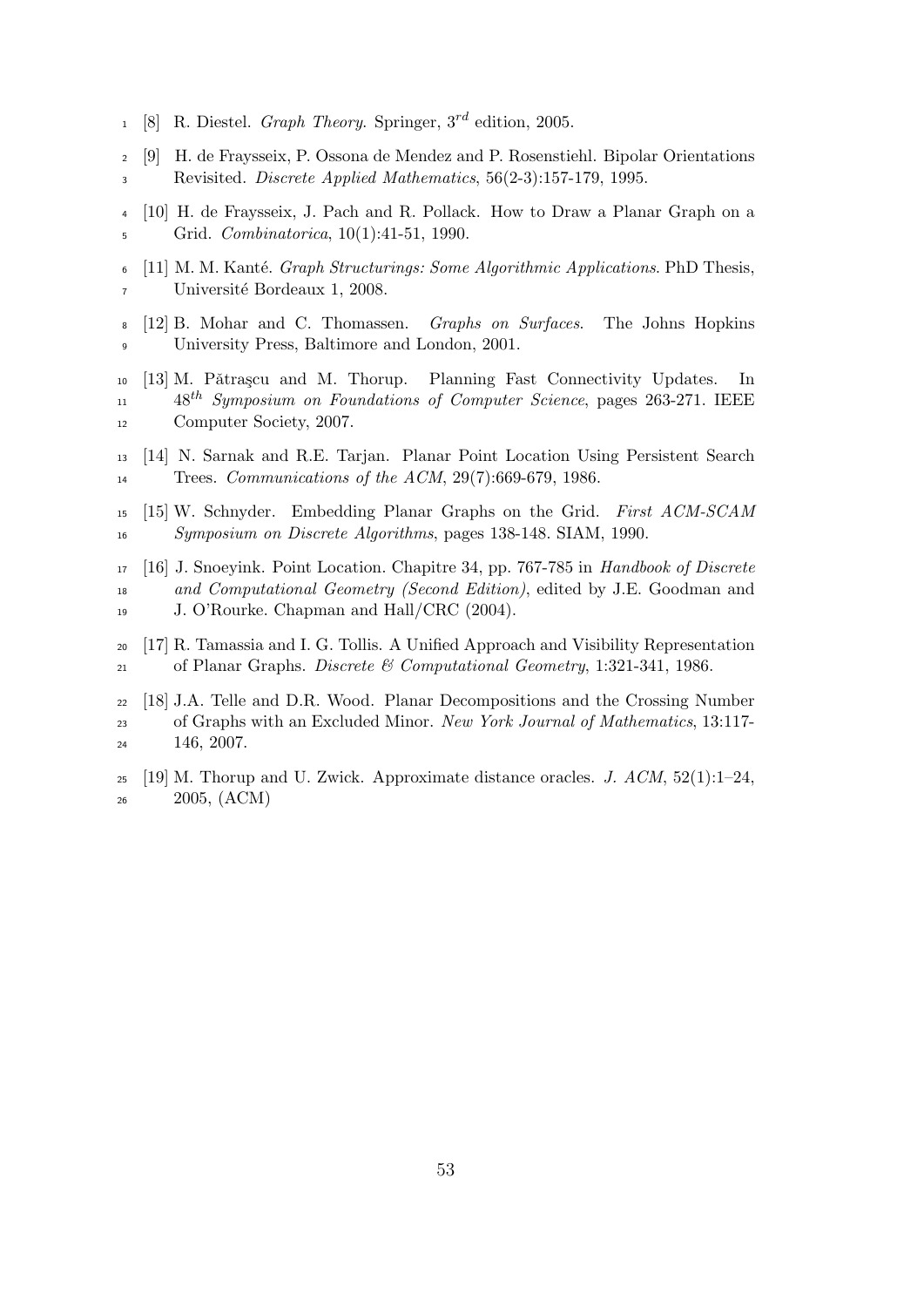[8] R. Diestel. *Graph Theory*. Springer, $3^{rd}$ edition, 2005.

[9] H. de Fraysseix, P. Ossona de Mendez and P. Rosenstiehl. Bipolar Orientations Revisited. *Discrete Applied Mathematics*, 56(2-3):157-179, 1995.

[10] H. de Fraysseix, J. Pach and R. Pollack. How to Draw a Planar Graph on a Grid. *Combinatorica*, 10(1):41-51, 1990.

[11] M. M. Kanté. *Graph Structurings: Some Algorithmic Applications*. PhD Thesis, Université Bordeaux 1, 2008.

[12] B. Mohar and C. Thomassen. *Graphs on Surfaces*. The Johns Hopkins University Press, Baltimore and London, 2001.

[13] M. Pătraşcu and M. Thorup. Planning Fast Connectivity Updates. In $48^{th}$ *Symposium on Foundations of Computer Science*, pages 263-271. IEEE Computer Society, 2007.

[14] N. Sarnak and R.E. Tarjan. Planar Point Location Using Persistent Search Trees. *Communications of the ACM*, 29(7):669-679, 1986.

[15] W. Schnyder. Embedding Planar Graphs on the Grid. *First ACM-SCAM Symposium on Discrete Algorithms*, pages 138-148. SIAM, 1990.

[16] J. Snoeyink. Point Location. Chapitre 34, pp. 767-785 in *Handbook of Discrete and Computational Geometry (Second Edition)*, edited by J.E. Goodman and J. O'Rourke. Chapman and Hall/CRC (2004).

[17] R. Tamassia and I. G. Tollis. A Unified Approach and Visibility Representation of Planar Graphs. *Discrete & Computational Geometry*, 1:321-341, 1986.

[18] J.A. Telle and D.R. Wood. Planar Decompositions and the Crossing Number of Graphs with an Excluded Minor. *New York Journal of Mathematics*, 13:117-146, 2007.

[19] M. Thorup and U. Zwick. Approximate distance oracles. *J. ACM*, 52(1):1–24, 2005, (ACM)